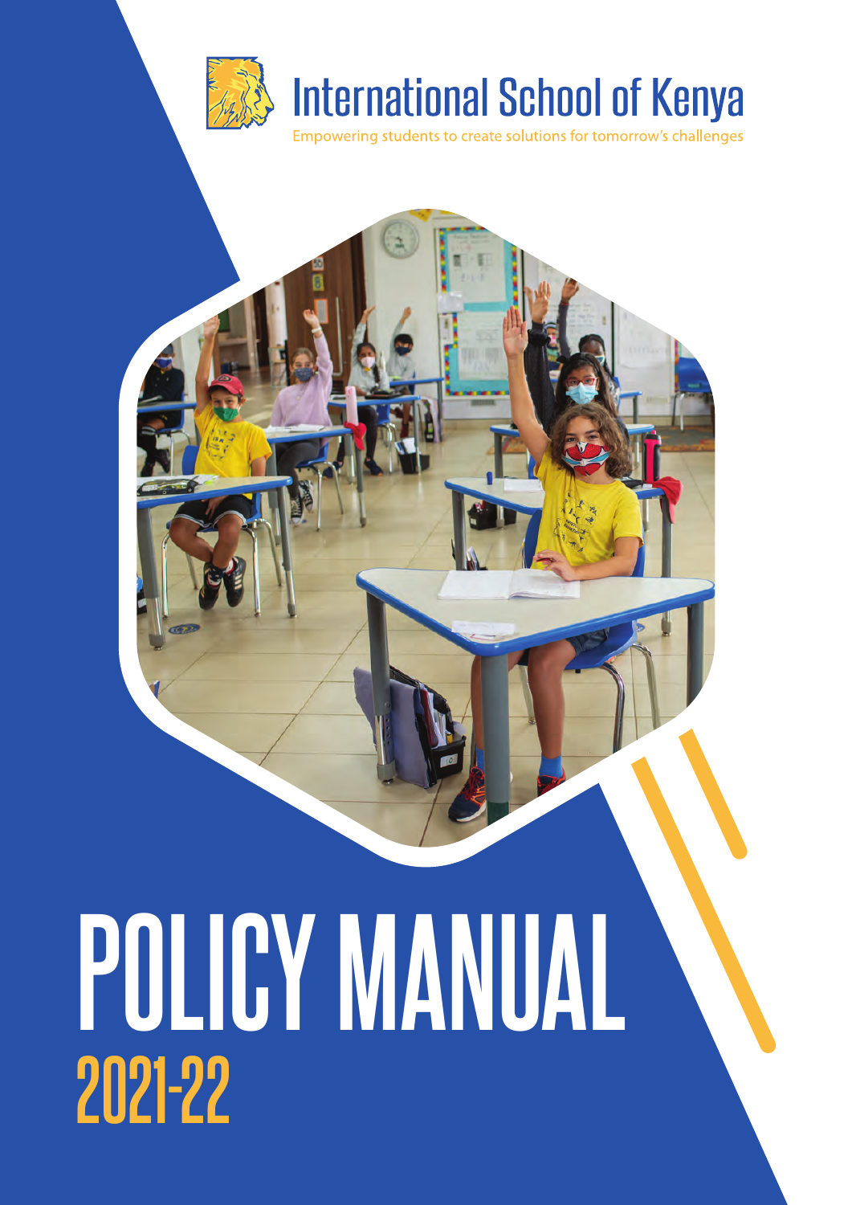# International School of Kenya

Empowering students to create solutions for tomorrow's challenges

# POLICY MANUAL

## 2021-22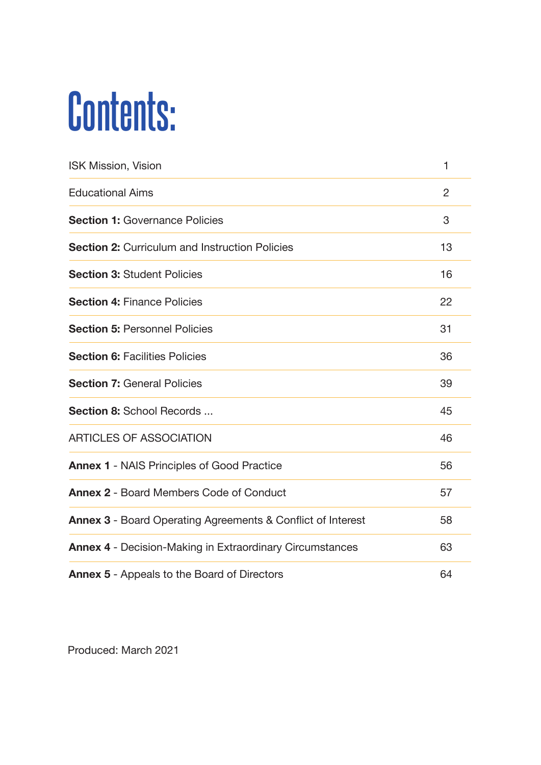# Contents:

| | |
|---|---|
| ISK Mission, Vision | 1 |
| Educational Aims | 2 |
| **Section 1:** Governance Policies | 3 |
| **Section 2:** Curriculum and Instruction Policies | 13 |
| **Section 3:** Student Policies | 16 |
| **Section 4:** Finance Policies | 22 |
| **Section 5:** Personnel Policies | 31 |
| **Section 6:** Facilities Policies | 36 |
| **Section 7:** General Policies | 39 |
| **Section 8:** School Records ... | 45 |
| ARTICLES OF ASSOCIATION | 46 |
| **Annex 1** - NAIS Principles of Good Practice | 56 |
| **Annex 2** - Board Members Code of Conduct | 57 |
| **Annex 3** - Board Operating Agreements & Conflict of Interest | 58 |
| **Annex 4** - Decision-Making in Extraordinary Circumstances | 63 |
| **Annex 5** - Appeals to the Board of Directors | 64 |

Produced: March 2021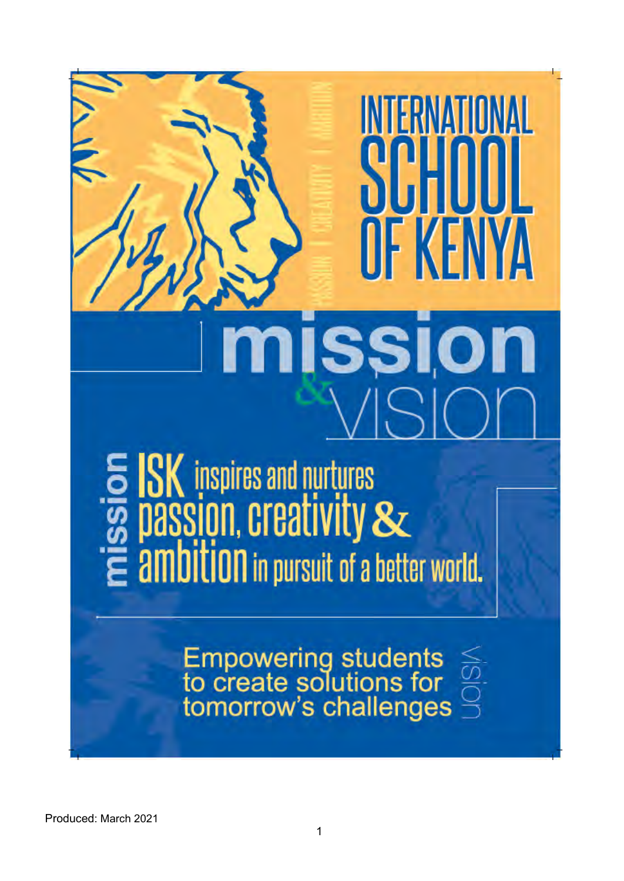# INTERNATIONAL SCHOOL OF KENYA

PASSION | CREATIVITY | AMBITION

## mission & vision

**mission**

ISK inspires and nurtures passion, creativity & ambition in pursuit of a better world.

**vision**

Empowering students to create solutions for tomorrow's challenges

Produced: March 2021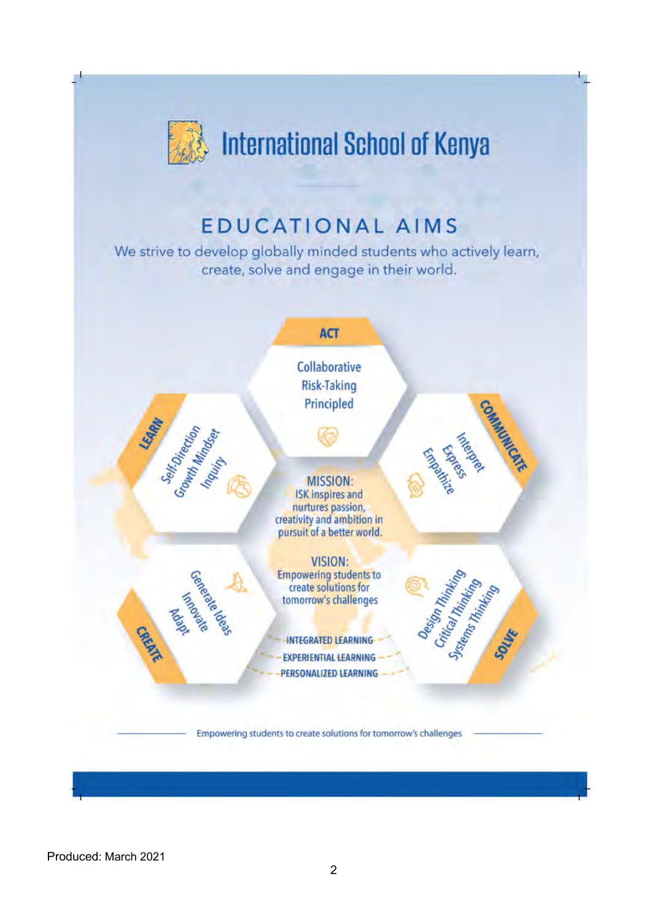# International School of Kenya

## EDUCATIONAL AIMS

We strive to develop globally minded students who actively learn, create, solve and engage in their world.

**ACT**
Collaborative
Risk-Taking
Principled

**LEARN**
Self-Direction
Growth Mindset
Inquiry

**COMMUNICATE**
Interpret
Express
Empathize

**MISSION:**
ISK inspires and nurtures passion, creativity and ambition in pursuit of a better world.

**VISION:**
Empowering students to create solutions for tomorrow's challenges

**CREATE**
Generate Ideas
Innovate
Adapt

**SOLVE**
Design Thinking
Critical Thinking
Systems Thinking

INTEGRATED LEARNING
EXPERIENTIAL LEARNING
PERSONALIZED LEARNING

Empowering students to create solutions for tomorrow's challenges

Produced: March 2021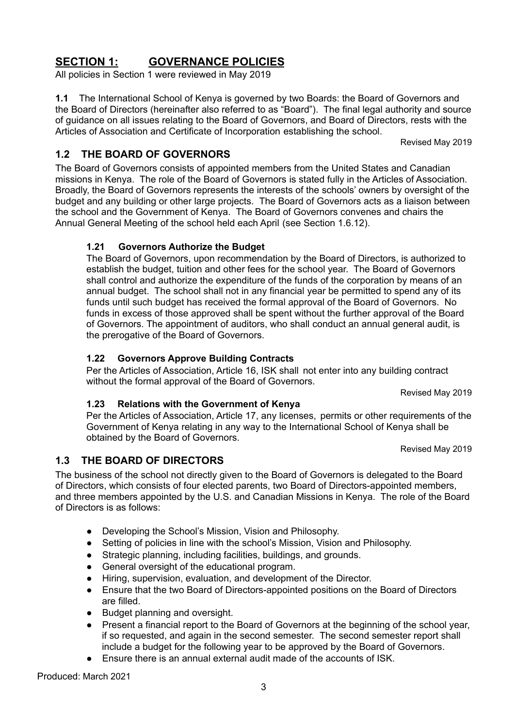## **SECTION 1: GOVERNANCE POLICIES**

All policies in Section 1 were reviewed in May 2019

**1.1** The International School of Kenya is governed by two Boards: the Board of Governors and the Board of Directors (hereinafter also referred to as "Board"). The final legal authority and source of guidance on all issues relating to the Board of Governors, and Board of Directors, rests with the Articles of Association and Certificate of Incorporation establishing the school.

Revised May 2019

### 1.2 THE BOARD OF GOVERNORS

The Board of Governors consists of appointed members from the United States and Canadian missions in Kenya. The role of the Board of Governors is stated fully in the Articles of Association. Broadly, the Board of Governors represents the interests of the schools' owners by oversight of the budget and any building or other large projects. The Board of Governors acts as a liaison between the school and the Government of Kenya. The Board of Governors convenes and chairs the Annual General Meeting of the school held each April (see Section 1.6.12).

#### 1.21 Governors Authorize the Budget

The Board of Governors, upon recommendation by the Board of Directors, is authorized to establish the budget, tuition and other fees for the school year. The Board of Governors shall control and authorize the expenditure of the funds of the corporation by means of an annual budget. The school shall not in any financial year be permitted to spend any of its funds until such budget has received the formal approval of the Board of Governors. No funds in excess of those approved shall be spent without the further approval of the Board of Governors. The appointment of auditors, who shall conduct an annual general audit, is the prerogative of the Board of Governors.

#### 1.22 Governors Approve Building Contracts

Per the Articles of Association, Article 16, ISK shall not enter into any building contract without the formal approval of the Board of Governors.

Revised May 2019

#### 1.23 Relations with the Government of Kenya

Per the Articles of Association, Article 17, any licenses, permits or other requirements of the Government of Kenya relating in any way to the International School of Kenya shall be obtained by the Board of Governors.

Revised May 2019

### 1.3 THE BOARD OF DIRECTORS

The business of the school not directly given to the Board of Governors is delegated to the Board of Directors, which consists of four elected parents, two Board of Directors-appointed members, and three members appointed by the U.S. and Canadian Missions in Kenya. The role of the Board of Directors is as follows:

- Developing the School's Mission, Vision and Philosophy.
- Setting of policies in line with the school's Mission, Vision and Philosophy.
- Strategic planning, including facilities, buildings, and grounds.
- General oversight of the educational program.
- Hiring, supervision, evaluation, and development of the Director.
- Ensure that the two Board of Directors-appointed positions on the Board of Directors are filled.
- Budget planning and oversight.
- Present a financial report to the Board of Governors at the beginning of the school year, if so requested, and again in the second semester. The second semester report shall include a budget for the following year to be approved by the Board of Governors.
- Ensure there is an annual external audit made of the accounts of ISK.

Produced: March 2021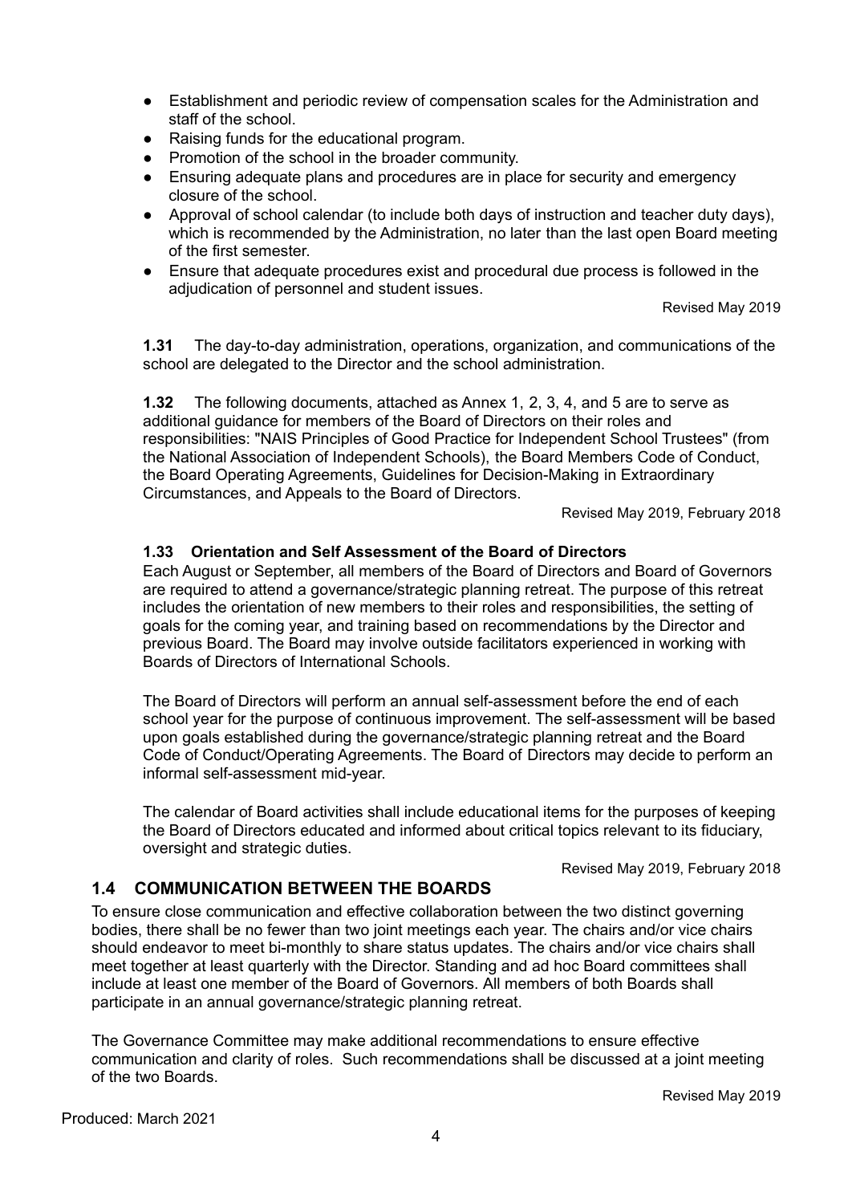- Establishment and periodic review of compensation scales for the Administration and staff of the school.
- Raising funds for the educational program.
- Promotion of the school in the broader community.
- Ensuring adequate plans and procedures are in place for security and emergency closure of the school.
- Approval of school calendar (to include both days of instruction and teacher duty days), which is recommended by the Administration, no later than the last open Board meeting of the first semester.
- Ensure that adequate procedures exist and procedural due process is followed in the adjudication of personnel and student issues.

Revised May 2019

**1.31** The day-to-day administration, operations, organization, and communications of the school are delegated to the Director and the school administration.

**1.32** The following documents, attached as Annex 1, 2, 3, 4, and 5 are to serve as additional guidance for members of the Board of Directors on their roles and responsibilities: "NAIS Principles of Good Practice for Independent School Trustees" (from the National Association of Independent Schools), the Board Members Code of Conduct, the Board Operating Agreements, Guidelines for Decision-Making in Extraordinary Circumstances, and Appeals to the Board of Directors.

Revised May 2019, February 2018

**1.33 Orientation and Self Assessment of the Board of Directors**

Each August or September, all members of the Board of Directors and Board of Governors are required to attend a governance/strategic planning retreat. The purpose of this retreat includes the orientation of new members to their roles and responsibilities, the setting of goals for the coming year, and training based on recommendations by the Director and previous Board. The Board may involve outside facilitators experienced in working with Boards of Directors of International Schools.

The Board of Directors will perform an annual self-assessment before the end of each school year for the purpose of continuous improvement. The self-assessment will be based upon goals established during the governance/strategic planning retreat and the Board Code of Conduct/Operating Agreements. The Board of Directors may decide to perform an informal self-assessment mid-year.

The calendar of Board activities shall include educational items for the purposes of keeping the Board of Directors educated and informed about critical topics relevant to its fiduciary, oversight and strategic duties.

Revised May 2019, February 2018

## 1.4 COMMUNICATION BETWEEN THE BOARDS

To ensure close communication and effective collaboration between the two distinct governing bodies, there shall be no fewer than two joint meetings each year. The chairs and/or vice chairs should endeavor to meet bi-monthly to share status updates. The chairs and/or vice chairs shall meet together at least quarterly with the Director. Standing and ad hoc Board committees shall include at least one member of the Board of Governors. All members of both Boards shall participate in an annual governance/strategic planning retreat.

The Governance Committee may make additional recommendations to ensure effective communication and clarity of roles. Such recommendations shall be discussed at a joint meeting of the two Boards.

Revised May 2019

Produced: March 2021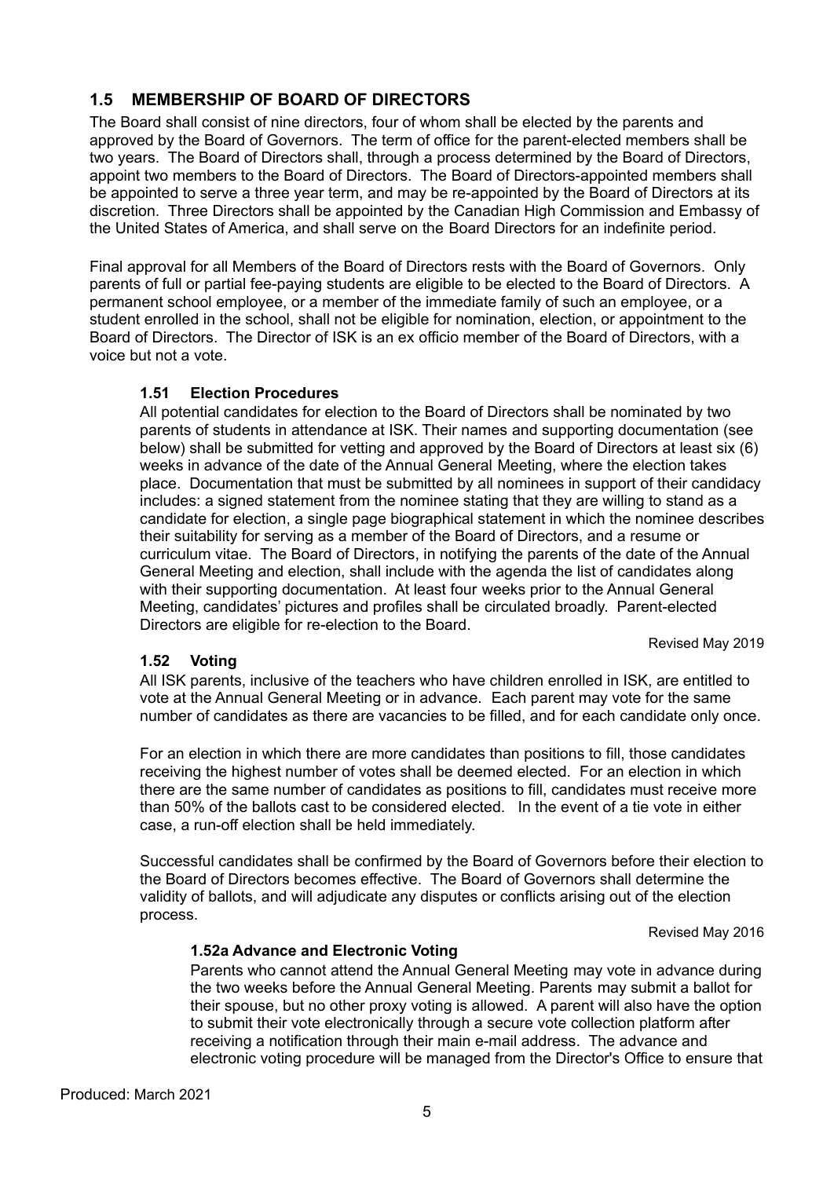## 1.5 MEMBERSHIP OF BOARD OF DIRECTORS

The Board shall consist of nine directors, four of whom shall be elected by the parents and approved by the Board of Governors. The term of office for the parent-elected members shall be two years. The Board of Directors shall, through a process determined by the Board of Directors, appoint two members to the Board of Directors. The Board of Directors-appointed members shall be appointed to serve a three year term, and may be re-appointed by the Board of Directors at its discretion. Three Directors shall be appointed by the Canadian High Commission and Embassy of the United States of America, and shall serve on the Board Directors for an indefinite period.

Final approval for all Members of the Board of Directors rests with the Board of Governors. Only parents of full or partial fee-paying students are eligible to be elected to the Board of Directors. A permanent school employee, or a member of the immediate family of such an employee, or a student enrolled in the school, shall not be eligible for nomination, election, or appointment to the Board of Directors. The Director of ISK is an ex officio member of the Board of Directors, with a voice but not a vote.

### 1.51 Election Procedures

All potential candidates for election to the Board of Directors shall be nominated by two parents of students in attendance at ISK. Their names and supporting documentation (see below) shall be submitted for vetting and approved by the Board of Directors at least six (6) weeks in advance of the date of the Annual General Meeting, where the election takes place. Documentation that must be submitted by all nominees in support of their candidacy includes: a signed statement from the nominee stating that they are willing to stand as a candidate for election, a single page biographical statement in which the nominee describes their suitability for serving as a member of the Board of Directors, and a resume or curriculum vitae. The Board of Directors, in notifying the parents of the date of the Annual General Meeting and election, shall include with the agenda the list of candidates along with their supporting documentation. At least four weeks prior to the Annual General Meeting, candidates' pictures and profiles shall be circulated broadly. Parent-elected Directors are eligible for re-election to the Board.

Revised May 2019

### 1.52 Voting

All ISK parents, inclusive of the teachers who have children enrolled in ISK, are entitled to vote at the Annual General Meeting or in advance. Each parent may vote for the same number of candidates as there are vacancies to be filled, and for each candidate only once.

For an election in which there are more candidates than positions to fill, those candidates receiving the highest number of votes shall be deemed elected. For an election in which there are the same number of candidates as positions to fill, candidates must receive more than 50% of the ballots cast to be considered elected. In the event of a tie vote in either case, a run-off election shall be held immediately.

Successful candidates shall be confirmed by the Board of Governors before their election to the Board of Directors becomes effective. The Board of Governors shall determine the validity of ballots, and will adjudicate any disputes or conflicts arising out of the election process.

Revised May 2016

#### 1.52a Advance and Electronic Voting

Parents who cannot attend the Annual General Meeting may vote in advance during the two weeks before the Annual General Meeting. Parents may submit a ballot for their spouse, but no other proxy voting is allowed. A parent will also have the option to submit their vote electronically through a secure vote collection platform after receiving a notification through their main e-mail address. The advance and electronic voting procedure will be managed from the Director's Office to ensure that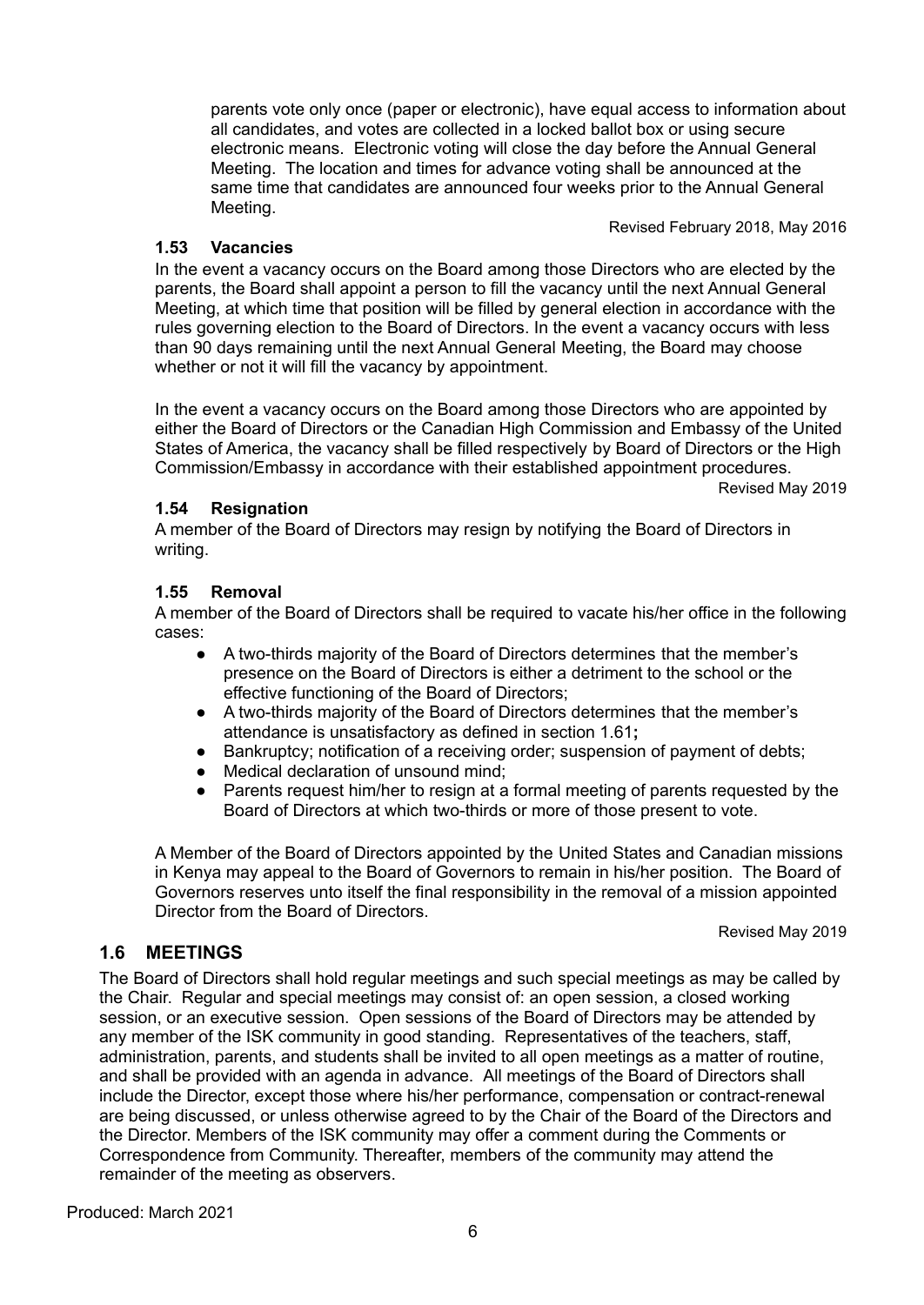parents vote only once (paper or electronic), have equal access to information about all candidates, and votes are collected in a locked ballot box or using secure electronic means. Electronic voting will close the day before the Annual General Meeting. The location and times for advance voting shall be announced at the same time that candidates are announced four weeks prior to the Annual General Meeting.

Revised February 2018, May 2016

### 1.53 Vacancies

In the event a vacancy occurs on the Board among those Directors who are elected by the parents, the Board shall appoint a person to fill the vacancy until the next Annual General Meeting, at which time that position will be filled by general election in accordance with the rules governing election to the Board of Directors. In the event a vacancy occurs with less than 90 days remaining until the next Annual General Meeting, the Board may choose whether or not it will fill the vacancy by appointment.

In the event a vacancy occurs on the Board among those Directors who are appointed by either the Board of Directors or the Canadian High Commission and Embassy of the United States of America, the vacancy shall be filled respectively by Board of Directors or the High Commission/Embassy in accordance with their established appointment procedures.

Revised May 2019

### 1.54 Resignation

A member of the Board of Directors may resign by notifying the Board of Directors in writing.

### 1.55 Removal

A member of the Board of Directors shall be required to vacate his/her office in the following cases:

- A two-thirds majority of the Board of Directors determines that the member's presence on the Board of Directors is either a detriment to the school or the effective functioning of the Board of Directors;
- A two-thirds majority of the Board of Directors determines that the member's attendance is unsatisfactory as defined in section 1.61;
- Bankruptcy; notification of a receiving order; suspension of payment of debts;
- Medical declaration of unsound mind;
- Parents request him/her to resign at a formal meeting of parents requested by the Board of Directors at which two-thirds or more of those present to vote.

A Member of the Board of Directors appointed by the United States and Canadian missions in Kenya may appeal to the Board of Governors to remain in his/her position. The Board of Governors reserves unto itself the final responsibility in the removal of a mission appointed Director from the Board of Directors.

Revised May 2019

## 1.6 MEETINGS

The Board of Directors shall hold regular meetings and such special meetings as may be called by the Chair. Regular and special meetings may consist of: an open session, a closed working session, or an executive session. Open sessions of the Board of Directors may be attended by any member of the ISK community in good standing. Representatives of the teachers, staff, administration, parents, and students shall be invited to all open meetings as a matter of routine, and shall be provided with an agenda in advance. All meetings of the Board of Directors shall include the Director, except those where his/her performance, compensation or contract-renewal are being discussed, or unless otherwise agreed to by the Chair of the Board of the Directors and the Director. Members of the ISK community may offer a comment during the Comments or Correspondence from Community. Thereafter, members of the community may attend the remainder of the meeting as observers.

Produced: March 2021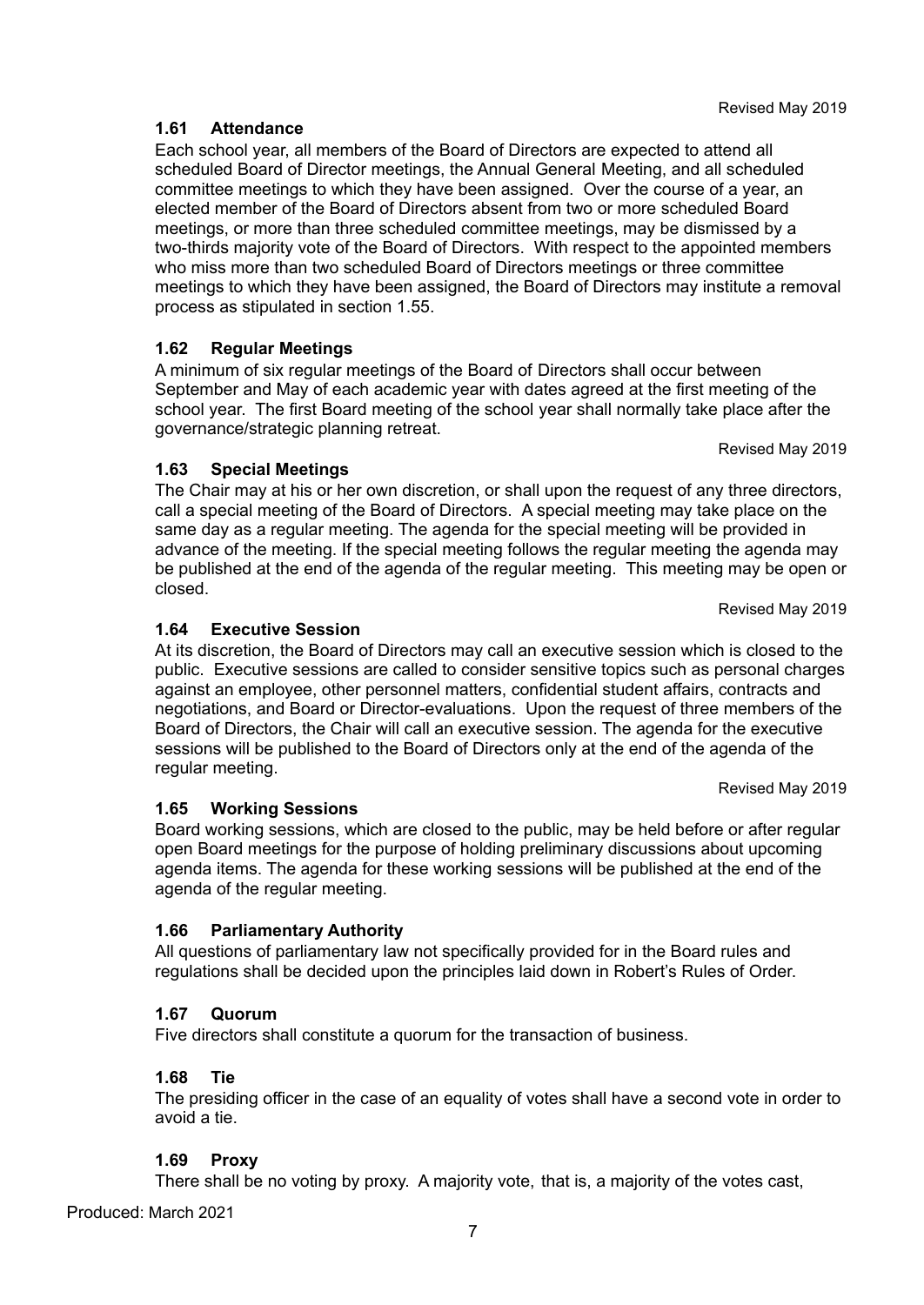Revised May 2019

### 1.61 Attendance

Each school year, all members of the Board of Directors are expected to attend all scheduled Board of Director meetings, the Annual General Meeting, and all scheduled committee meetings to which they have been assigned. Over the course of a year, an elected member of the Board of Directors absent from two or more scheduled Board meetings, or more than three scheduled committee meetings, may be dismissed by a two-thirds majority vote of the Board of Directors. With respect to the appointed members who miss more than two scheduled Board of Directors meetings or three committee meetings to which they have been assigned, the Board of Directors may institute a removal process as stipulated in section 1.55.

### 1.62 Regular Meetings

A minimum of six regular meetings of the Board of Directors shall occur between September and May of each academic year with dates agreed at the first meeting of the school year. The first Board meeting of the school year shall normally take place after the governance/strategic planning retreat.

Revised May 2019

### 1.63 Special Meetings

The Chair may at his or her own discretion, or shall upon the request of any three directors, call a special meeting of the Board of Directors. A special meeting may take place on the same day as a regular meeting. The agenda for the special meeting will be provided in advance of the meeting. If the special meeting follows the regular meeting the agenda may be published at the end of the agenda of the regular meeting. This meeting may be open or closed.

Revised May 2019

### 1.64 Executive Session

At its discretion, the Board of Directors may call an executive session which is closed to the public. Executive sessions are called to consider sensitive topics such as personal charges against an employee, other personnel matters, confidential student affairs, contracts and negotiations, and Board or Director-evaluations. Upon the request of three members of the Board of Directors, the Chair will call an executive session. The agenda for the executive sessions will be published to the Board of Directors only at the end of the agenda of the regular meeting.

Revised May 2019

### 1.65 Working Sessions

Board working sessions, which are closed to the public, may be held before or after regular open Board meetings for the purpose of holding preliminary discussions about upcoming agenda items. The agenda for these working sessions will be published at the end of the agenda of the regular meeting.

### 1.66 Parliamentary Authority

All questions of parliamentary law not specifically provided for in the Board rules and regulations shall be decided upon the principles laid down in Robert's Rules of Order.

### 1.67 Quorum

Five directors shall constitute a quorum for the transaction of business.

### 1.68 Tie

The presiding officer in the case of an equality of votes shall have a second vote in order to avoid a tie.

### 1.69 Proxy

There shall be no voting by proxy. A majority vote, that is, a majority of the votes cast,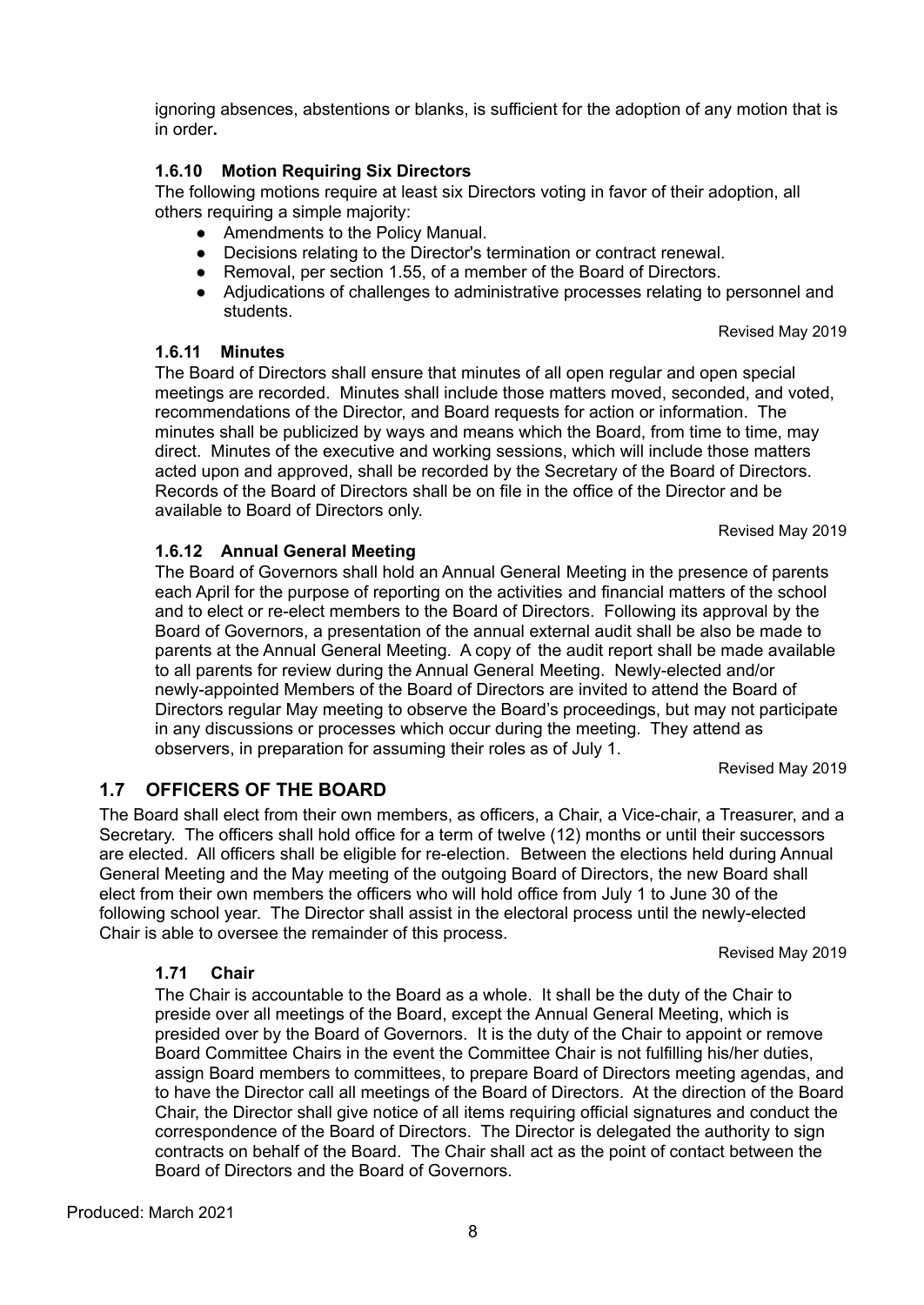ignoring absences, abstentions or blanks, is sufficient for the adoption of any motion that is in order**.**

### 1.6.10 Motion Requiring Six Directors

The following motions require at least six Directors voting in favor of their adoption, all others requiring a simple majority:

- Amendments to the Policy Manual.
- Decisions relating to the Director's termination or contract renewal.
- Removal, per section 1.55, of a member of the Board of Directors.
- Adjudications of challenges to administrative processes relating to personnel and students.

Revised May 2019

### 1.6.11 Minutes

The Board of Directors shall ensure that minutes of all open regular and open special meetings are recorded. Minutes shall include those matters moved, seconded, and voted, recommendations of the Director, and Board requests for action or information. The minutes shall be publicized by ways and means which the Board, from time to time, may direct. Minutes of the executive and working sessions, which will include those matters acted upon and approved, shall be recorded by the Secretary of the Board of Directors. Records of the Board of Directors shall be on file in the office of the Director and be available to Board of Directors only.

Revised May 2019

### 1.6.12 Annual General Meeting

The Board of Governors shall hold an Annual General Meeting in the presence of parents each April for the purpose of reporting on the activities and financial matters of the school and to elect or re-elect members to the Board of Directors. Following its approval by the Board of Governors, a presentation of the annual external audit shall be also be made to parents at the Annual General Meeting. A copy of the audit report shall be made available to all parents for review during the Annual General Meeting. Newly-elected and/or newly-appointed Members of the Board of Directors are invited to attend the Board of Directors regular May meeting to observe the Board's proceedings, but may not participate in any discussions or processes which occur during the meeting. They attend as observers, in preparation for assuming their roles as of July 1.

Revised May 2019

## 1.7 OFFICERS OF THE BOARD

The Board shall elect from their own members, as officers, a Chair, a Vice-chair, a Treasurer, and a Secretary. The officers shall hold office for a term of twelve (12) months or until their successors are elected. All officers shall be eligible for re-election. Between the elections held during Annual General Meeting and the May meeting of the outgoing Board of Directors, the new Board shall elect from their own members the officers who will hold office from July 1 to June 30 of the following school year. The Director shall assist in the electoral process until the newly-elected Chair is able to oversee the remainder of this process.

Revised May 2019

### 1.71 Chair

The Chair is accountable to the Board as a whole. It shall be the duty of the Chair to preside over all meetings of the Board, except the Annual General Meeting, which is presided over by the Board of Governors. It is the duty of the Chair to appoint or remove Board Committee Chairs in the event the Committee Chair is not fulfilling his/her duties, assign Board members to committees, to prepare Board of Directors meeting agendas, and to have the Director call all meetings of the Board of Directors. At the direction of the Board Chair, the Director shall give notice of all items requiring official signatures and conduct the correspondence of the Board of Directors. The Director is delegated the authority to sign contracts on behalf of the Board. The Chair shall act as the point of contact between the Board of Directors and the Board of Governors.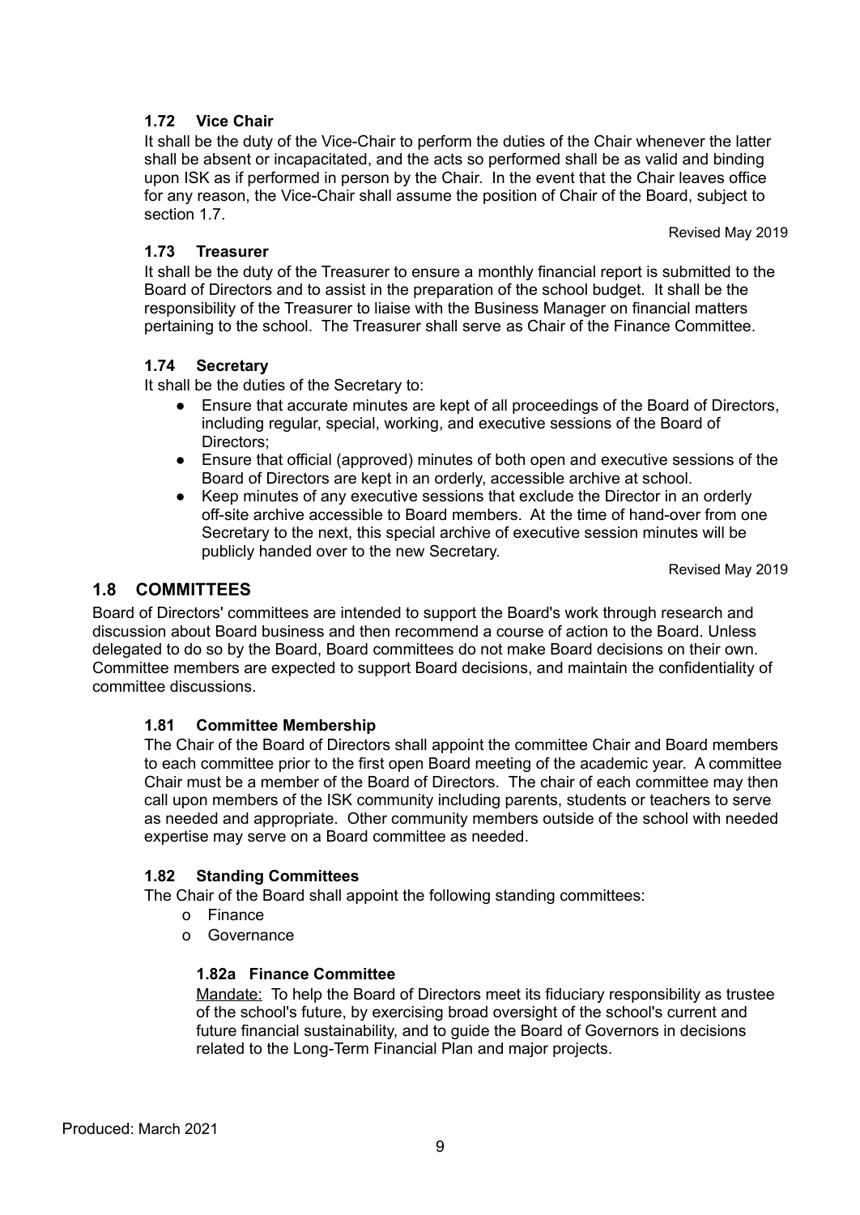#### 1.72 Vice Chair

It shall be the duty of the Vice-Chair to perform the duties of the Chair whenever the latter shall be absent or incapacitated, and the acts so performed shall be as valid and binding upon ISK as if performed in person by the Chair. In the event that the Chair leaves office for any reason, the Vice-Chair shall assume the position of Chair of the Board, subject to section 1.7.

Revised May 2019

#### 1.73 Treasurer

It shall be the duty of the Treasurer to ensure a monthly financial report is submitted to the Board of Directors and to assist in the preparation of the school budget. It shall be the responsibility of the Treasurer to liaise with the Business Manager on financial matters pertaining to the school. The Treasurer shall serve as Chair of the Finance Committee.

#### 1.74 Secretary

It shall be the duties of the Secretary to:

- Ensure that accurate minutes are kept of all proceedings of the Board of Directors, including regular, special, working, and executive sessions of the Board of Directors;
- Ensure that official (approved) minutes of both open and executive sessions of the Board of Directors are kept in an orderly, accessible archive at school.
- Keep minutes of any executive sessions that exclude the Director in an orderly off-site archive accessible to Board members. At the time of hand-over from one Secretary to the next, this special archive of executive session minutes will be publicly handed over to the new Secretary.

Revised May 2019

## 1.8 COMMITTEES

Board of Directors' committees are intended to support the Board's work through research and discussion about Board business and then recommend a course of action to the Board. Unless delegated to do so by the Board, Board committees do not make Board decisions on their own. Committee members are expected to support Board decisions, and maintain the confidentiality of committee discussions.

#### 1.81 Committee Membership

The Chair of the Board of Directors shall appoint the committee Chair and Board members to each committee prior to the first open Board meeting of the academic year. A committee Chair must be a member of the Board of Directors. The chair of each committee may then call upon members of the ISK community including parents, students or teachers to serve as needed and appropriate. Other community members outside of the school with needed expertise may serve on a Board committee as needed.

#### 1.82 Standing Committees

The Chair of the Board shall appoint the following standing committees:

- Finance
- Governance

##### 1.82a Finance Committee

Mandate: To help the Board of Directors meet its fiduciary responsibility as trustee of the school's future, by exercising broad oversight of the school's current and future financial sustainability, and to guide the Board of Governors in decisions related to the Long-Term Financial Plan and major projects.

Produced: March 2021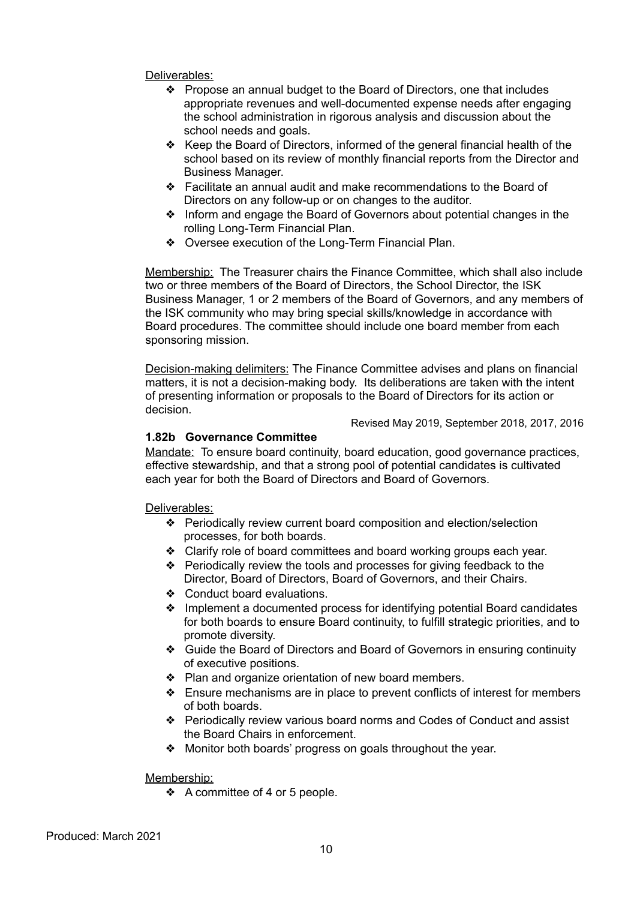Deliverables:

- Propose an annual budget to the Board of Directors, one that includes appropriate revenues and well-documented expense needs after engaging the school administration in rigorous analysis and discussion about the school needs and goals.
- Keep the Board of Directors, informed of the general financial health of the school based on its review of monthly financial reports from the Director and Business Manager.
- Facilitate an annual audit and make recommendations to the Board of Directors on any follow-up or on changes to the auditor.
- Inform and engage the Board of Governors about potential changes in the rolling Long-Term Financial Plan.
- Oversee execution of the Long-Term Financial Plan.

Membership: The Treasurer chairs the Finance Committee, which shall also include two or three members of the Board of Directors, the School Director, the ISK Business Manager, 1 or 2 members of the Board of Governors, and any members of the ISK community who may bring special skills/knowledge in accordance with Board procedures. The committee should include one board member from each sponsoring mission.

Decision-making delimiters: The Finance Committee advises and plans on financial matters, it is not a decision-making body. Its deliberations are taken with the intent of presenting information or proposals to the Board of Directors for its action or decision.

Revised May 2019, September 2018, 2017, 2016

### 1.82b Governance Committee

Mandate: To ensure board continuity, board education, good governance practices, effective stewardship, and that a strong pool of potential candidates is cultivated each year for both the Board of Directors and Board of Governors.

Deliverables:

- Periodically review current board composition and election/selection processes, for both boards.
- Clarify role of board committees and board working groups each year.
- Periodically review the tools and processes for giving feedback to the Director, Board of Directors, Board of Governors, and their Chairs.
- Conduct board evaluations.
- Implement a documented process for identifying potential Board candidates for both boards to ensure Board continuity, to fulfill strategic priorities, and to promote diversity.
- Guide the Board of Directors and Board of Governors in ensuring continuity of executive positions.
- Plan and organize orientation of new board members.
- Ensure mechanisms are in place to prevent conflicts of interest for members of both boards.
- Periodically review various board norms and Codes of Conduct and assist the Board Chairs in enforcement.
- Monitor both boards' progress on goals throughout the year.

Membership:

- A committee of 4 or 5 people.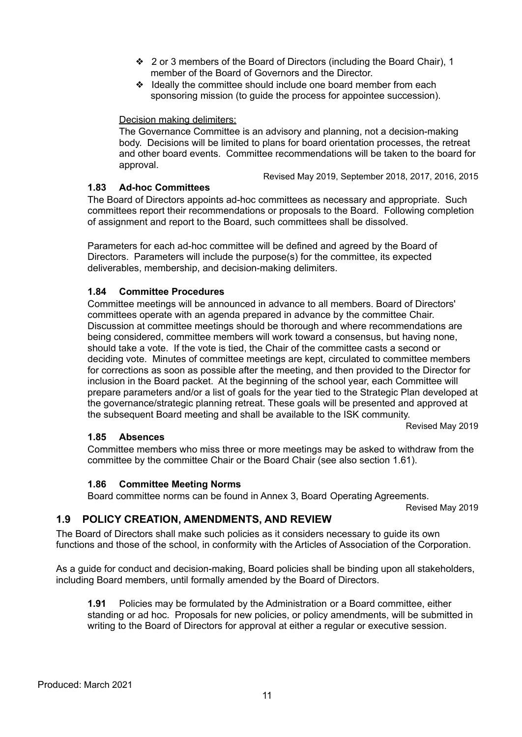- 2 or 3 members of the Board of Directors (including the Board Chair), 1 member of the Board of Governors and the Director.
- Ideally the committee should include one board member from each sponsoring mission (to guide the process for appointee succession).

Decision making delimiters:

The Governance Committee is an advisory and planning, not a decision-making body. Decisions will be limited to plans for board orientation processes, the retreat and other board events. Committee recommendations will be taken to the board for approval.

Revised May 2019, September 2018, 2017, 2016, 2015

### 1.83 Ad-hoc Committees

The Board of Directors appoints ad-hoc committees as necessary and appropriate. Such committees report their recommendations or proposals to the Board. Following completion of assignment and report to the Board, such committees shall be dissolved.

Parameters for each ad-hoc committee will be defined and agreed by the Board of Directors. Parameters will include the purpose(s) for the committee, its expected deliverables, membership, and decision-making delimiters.

### 1.84 Committee Procedures

Committee meetings will be announced in advance to all members. Board of Directors' committees operate with an agenda prepared in advance by the committee Chair. Discussion at committee meetings should be thorough and where recommendations are being considered, committee members will work toward a consensus, but having none, should take a vote. If the vote is tied, the Chair of the committee casts a second or deciding vote. Minutes of committee meetings are kept, circulated to committee members for corrections as soon as possible after the meeting, and then provided to the Director for inclusion in the Board packet. At the beginning of the school year, each Committee will prepare parameters and/or a list of goals for the year tied to the Strategic Plan developed at the governance/strategic planning retreat. These goals will be presented and approved at the subsequent Board meeting and shall be available to the ISK community.

Revised May 2019

### 1.85 Absences

Committee members who miss three or more meetings may be asked to withdraw from the committee by the committee Chair or the Board Chair (see also section 1.61).

### 1.86 Committee Meeting Norms

Board committee norms can be found in Annex 3, Board Operating Agreements.

Revised May 2019

## 1.9 POLICY CREATION, AMENDMENTS, AND REVIEW

The Board of Directors shall make such policies as it considers necessary to guide its own functions and those of the school, in conformity with the Articles of Association of the Corporation.

As a guide for conduct and decision-making, Board policies shall be binding upon all stakeholders, including Board members, until formally amended by the Board of Directors.

**1.91** Policies may be formulated by the Administration or a Board committee, either standing or ad hoc. Proposals for new policies, or policy amendments, will be submitted in writing to the Board of Directors for approval at either a regular or executive session.

Produced: March 2021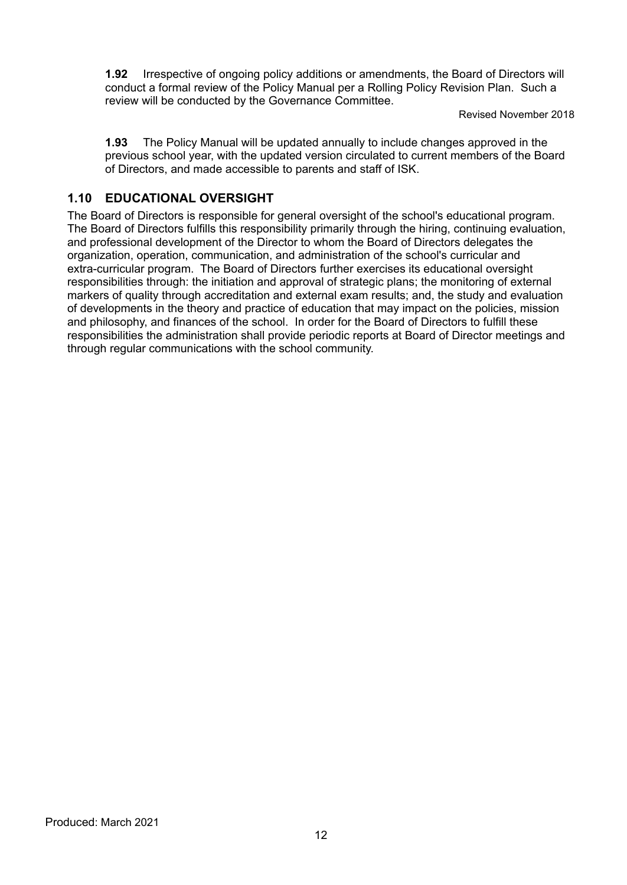**1.92** Irrespective of ongoing policy additions or amendments, the Board of Directors will conduct a formal review of the Policy Manual per a Rolling Policy Revision Plan. Such a review will be conducted by the Governance Committee.

Revised November 2018

**1.93** The Policy Manual will be updated annually to include changes approved in the previous school year, with the updated version circulated to current members of the Board of Directors, and made accessible to parents and staff of ISK.

## 1.10 EDUCATIONAL OVERSIGHT

The Board of Directors is responsible for general oversight of the school's educational program. The Board of Directors fulfills this responsibility primarily through the hiring, continuing evaluation, and professional development of the Director to whom the Board of Directors delegates the organization, operation, communication, and administration of the school's curricular and extra-curricular program. The Board of Directors further exercises its educational oversight responsibilities through: the initiation and approval of strategic plans; the monitoring of external markers of quality through accreditation and external exam results; and, the study and evaluation of developments in the theory and practice of education that may impact on the policies, mission and philosophy, and finances of the school. In order for the Board of Directors to fulfill these responsibilities the administration shall provide periodic reports at Board of Director meetings and through regular communications with the school community.

Produced: March 2021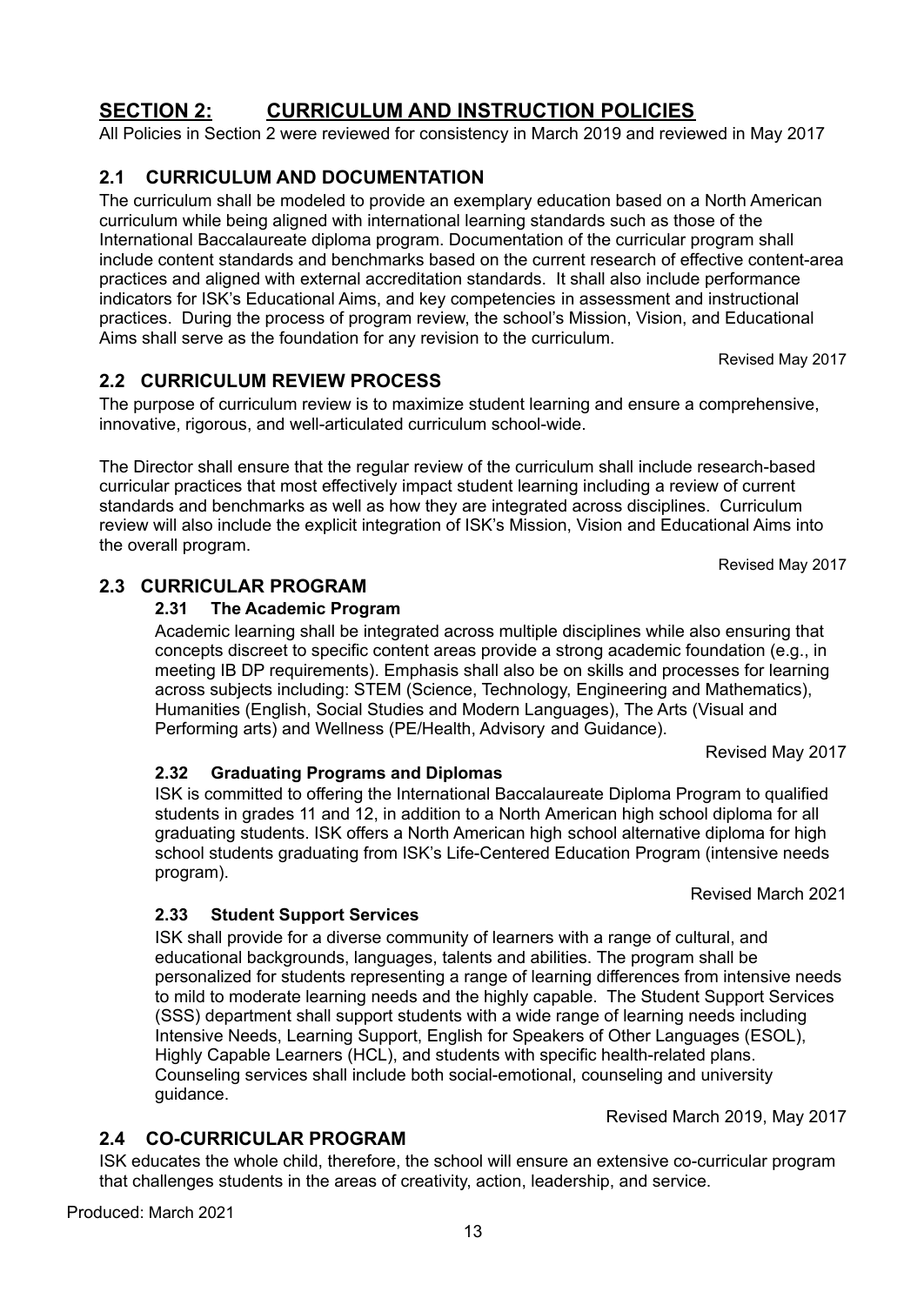# SECTION 2: CURRICULUM AND INSTRUCTION POLICIES

All Policies in Section 2 were reviewed for consistency in March 2019 and reviewed in May 2017

## 2.1 CURRICULUM AND DOCUMENTATION

The curriculum shall be modeled to provide an exemplary education based on a North American curriculum while being aligned with international learning standards such as those of the International Baccalaureate diploma program. Documentation of the curricular program shall include content standards and benchmarks based on the current research of effective content-area practices and aligned with external accreditation standards. It shall also include performance indicators for ISK's Educational Aims, and key competencies in assessment and instructional practices. During the process of program review, the school's Mission, Vision, and Educational Aims shall serve as the foundation for any revision to the curriculum.

Revised May 2017

## 2.2 CURRICULUM REVIEW PROCESS

The purpose of curriculum review is to maximize student learning and ensure a comprehensive, innovative, rigorous, and well-articulated curriculum school-wide.

The Director shall ensure that the regular review of the curriculum shall include research-based curricular practices that most effectively impact student learning including a review of current standards and benchmarks as well as how they are integrated across disciplines. Curriculum review will also include the explicit integration of ISK's Mission, Vision and Educational Aims into the overall program.

Revised May 2017

## 2.3 CURRICULAR PROGRAM

### 2.31 The Academic Program

Academic learning shall be integrated across multiple disciplines while also ensuring that concepts discreet to specific content areas provide a strong academic foundation (e.g., in meeting IB DP requirements). Emphasis shall also be on skills and processes for learning across subjects including: STEM (Science, Technology, Engineering and Mathematics), Humanities (English, Social Studies and Modern Languages), The Arts (Visual and Performing arts) and Wellness (PE/Health, Advisory and Guidance).

Revised May 2017

### 2.32 Graduating Programs and Diplomas

ISK is committed to offering the International Baccalaureate Diploma Program to qualified students in grades 11 and 12, in addition to a North American high school diploma for all graduating students. ISK offers a North American high school alternative diploma for high school students graduating from ISK's Life-Centered Education Program (intensive needs program).

Revised March 2021

### 2.33 Student Support Services

ISK shall provide for a diverse community of learners with a range of cultural, and educational backgrounds, languages, talents and abilities. The program shall be personalized for students representing a range of learning differences from intensive needs to mild to moderate learning needs and the highly capable. The Student Support Services (SSS) department shall support students with a wide range of learning needs including Intensive Needs, Learning Support, English for Speakers of Other Languages (ESOL), Highly Capable Learners (HCL), and students with specific health-related plans. Counseling services shall include both social-emotional, counseling and university guidance.

Revised March 2019, May 2017

## 2.4 CO-CURRICULAR PROGRAM

ISK educates the whole child, therefore, the school will ensure an extensive co-curricular program that challenges students in the areas of creativity, action, leadership, and service.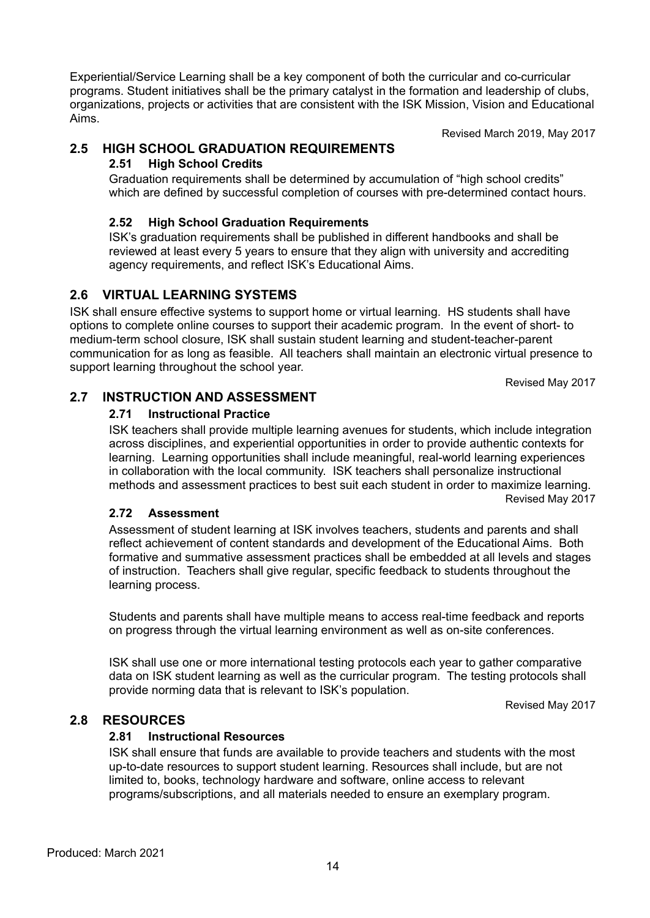Experiential/Service Learning shall be a key component of both the curricular and co-curricular programs. Student initiatives shall be the primary catalyst in the formation and leadership of clubs, organizations, projects or activities that are consistent with the ISK Mission, Vision and Educational Aims.

Revised March 2019, May 2017

## 2.5 HIGH SCHOOL GRADUATION REQUIREMENTS

### 2.51 High School Credits

Graduation requirements shall be determined by accumulation of "high school credits" which are defined by successful completion of courses with pre-determined contact hours.

### 2.52 High School Graduation Requirements

ISK's graduation requirements shall be published in different handbooks and shall be reviewed at least every 5 years to ensure that they align with university and accrediting agency requirements, and reflect ISK's Educational Aims.

## 2.6 VIRTUAL LEARNING SYSTEMS

ISK shall ensure effective systems to support home or virtual learning. HS students shall have options to complete online courses to support their academic program. In the event of short- to medium-term school closure, ISK shall sustain student learning and student-teacher-parent communication for as long as feasible. All teachers shall maintain an electronic virtual presence to support learning throughout the school year.

Revised May 2017

## 2.7 INSTRUCTION AND ASSESSMENT

### 2.71 Instructional Practice

ISK teachers shall provide multiple learning avenues for students, which include integration across disciplines, and experiential opportunities in order to provide authentic contexts for learning. Learning opportunities shall include meaningful, real-world learning experiences in collaboration with the local community. ISK teachers shall personalize instructional methods and assessment practices to best suit each student in order to maximize learning.

Revised May 2017

### 2.72 Assessment

Assessment of student learning at ISK involves teachers, students and parents and shall reflect achievement of content standards and development of the Educational Aims. Both formative and summative assessment practices shall be embedded at all levels and stages of instruction. Teachers shall give regular, specific feedback to students throughout the learning process.

Students and parents shall have multiple means to access real-time feedback and reports on progress through the virtual learning environment as well as on-site conferences.

ISK shall use one or more international testing protocols each year to gather comparative data on ISK student learning as well as the curricular program. The testing protocols shall provide norming data that is relevant to ISK's population.

Revised May 2017

## 2.8 RESOURCES

### 2.81 Instructional Resources

ISK shall ensure that funds are available to provide teachers and students with the most up-to-date resources to support student learning. Resources shall include, but are not limited to, books, technology hardware and software, online access to relevant programs/subscriptions, and all materials needed to ensure an exemplary program.

Produced: March 2021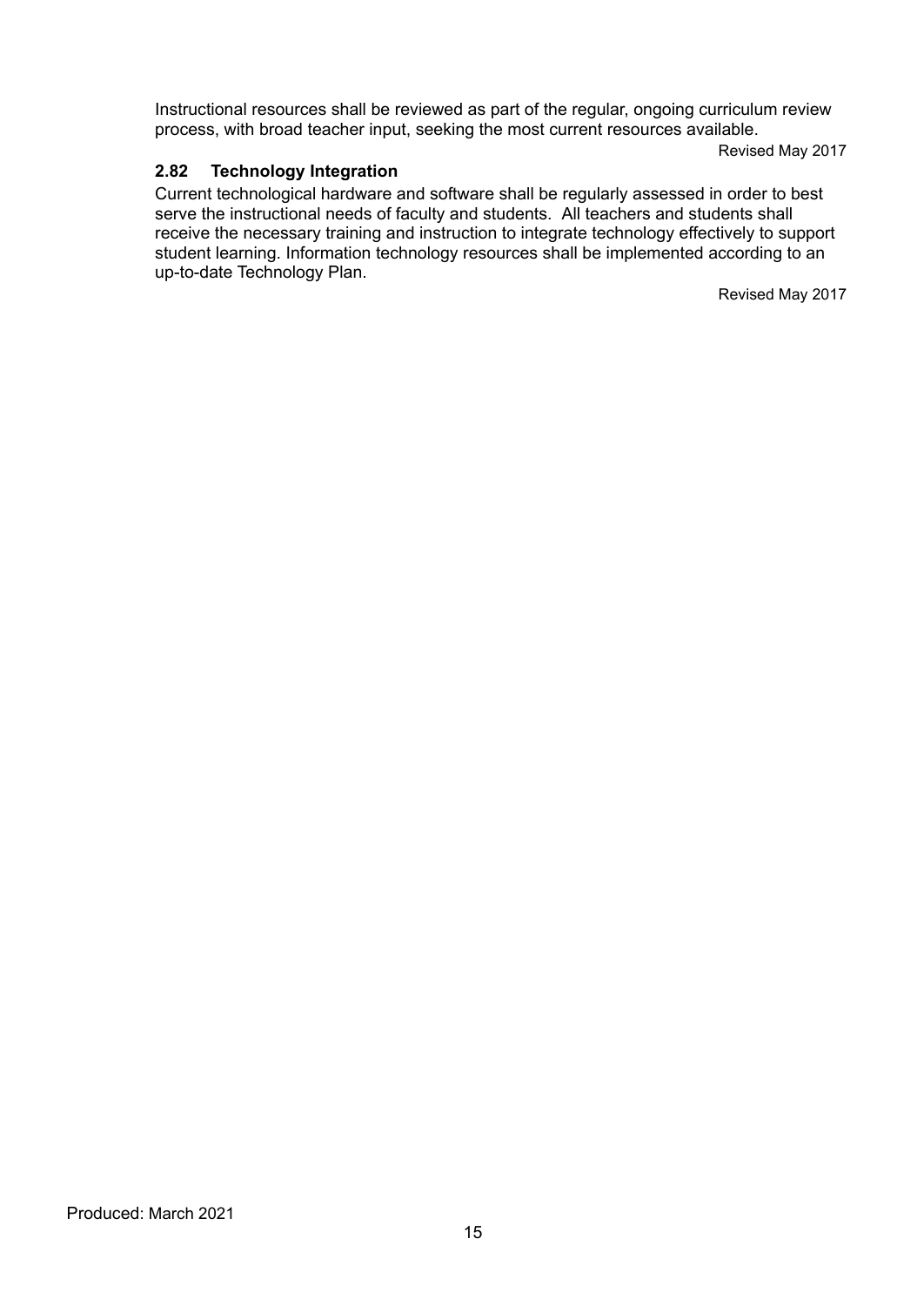Instructional resources shall be reviewed as part of the regular, ongoing curriculum review process, with broad teacher input, seeking the most current resources available.

Revised May 2017

### 2.82 Technology Integration

Current technological hardware and software shall be regularly assessed in order to best serve the instructional needs of faculty and students. All teachers and students shall receive the necessary training and instruction to integrate technology effectively to support student learning. Information technology resources shall be implemented according to an up-to-date Technology Plan.

Revised May 2017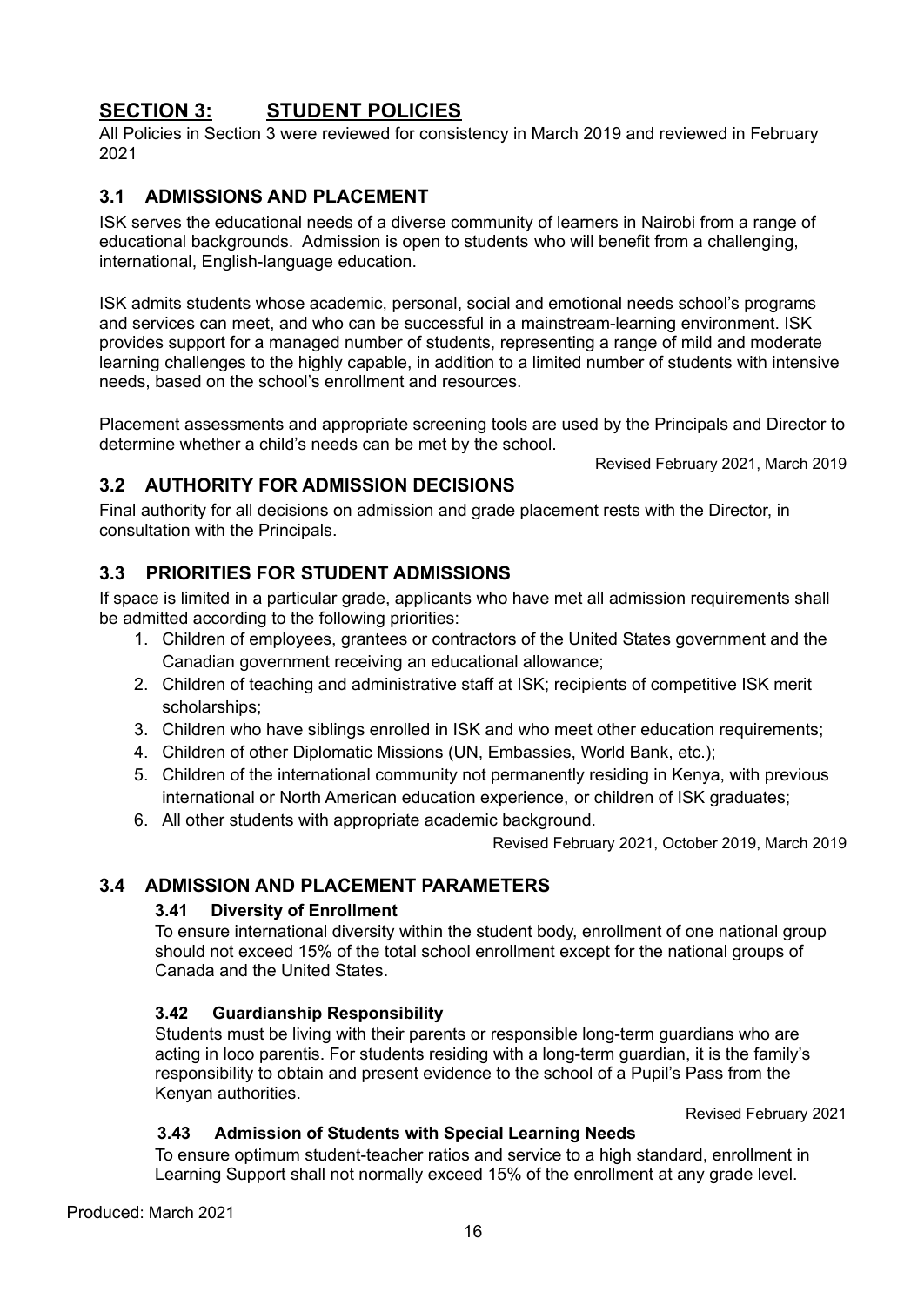# SECTION 3: STUDENT POLICIES

All Policies in Section 3 were reviewed for consistency in March 2019 and reviewed in February 2021

## 3.1 ADMISSIONS AND PLACEMENT

ISK serves the educational needs of a diverse community of learners in Nairobi from a range of educational backgrounds. Admission is open to students who will benefit from a challenging, international, English-language education.

ISK admits students whose academic, personal, social and emotional needs school's programs and services can meet, and who can be successful in a mainstream-learning environment. ISK provides support for a managed number of students, representing a range of mild and moderate learning challenges to the highly capable, in addition to a limited number of students with intensive needs, based on the school's enrollment and resources.

Placement assessments and appropriate screening tools are used by the Principals and Director to determine whether a child's needs can be met by the school.

Revised February 2021, March 2019

## 3.2 AUTHORITY FOR ADMISSION DECISIONS

Final authority for all decisions on admission and grade placement rests with the Director, in consultation with the Principals.

## 3.3 PRIORITIES FOR STUDENT ADMISSIONS

If space is limited in a particular grade, applicants who have met all admission requirements shall be admitted according to the following priorities:

1. Children of employees, grantees or contractors of the United States government and the Canadian government receiving an educational allowance;
2. Children of teaching and administrative staff at ISK; recipients of competitive ISK merit scholarships;
3. Children who have siblings enrolled in ISK and who meet other education requirements;
4. Children of other Diplomatic Missions (UN, Embassies, World Bank, etc.);
5. Children of the international community not permanently residing in Kenya, with previous international or North American education experience, or children of ISK graduates;
6. All other students with appropriate academic background.

Revised February 2021, October 2019, March 2019

## 3.4 ADMISSION AND PLACEMENT PARAMETERS

### 3.41 Diversity of Enrollment

To ensure international diversity within the student body, enrollment of one national group should not exceed 15% of the total school enrollment except for the national groups of Canada and the United States.

### 3.42 Guardianship Responsibility

Students must be living with their parents or responsible long-term guardians who are acting in loco parentis. For students residing with a long-term guardian, it is the family's responsibility to obtain and present evidence to the school of a Pupil's Pass from the Kenyan authorities.

Revised February 2021

### 3.43 Admission of Students with Special Learning Needs

To ensure optimum student-teacher ratios and service to a high standard, enrollment in Learning Support shall not normally exceed 15% of the enrollment at any grade level.

Produced: March 2021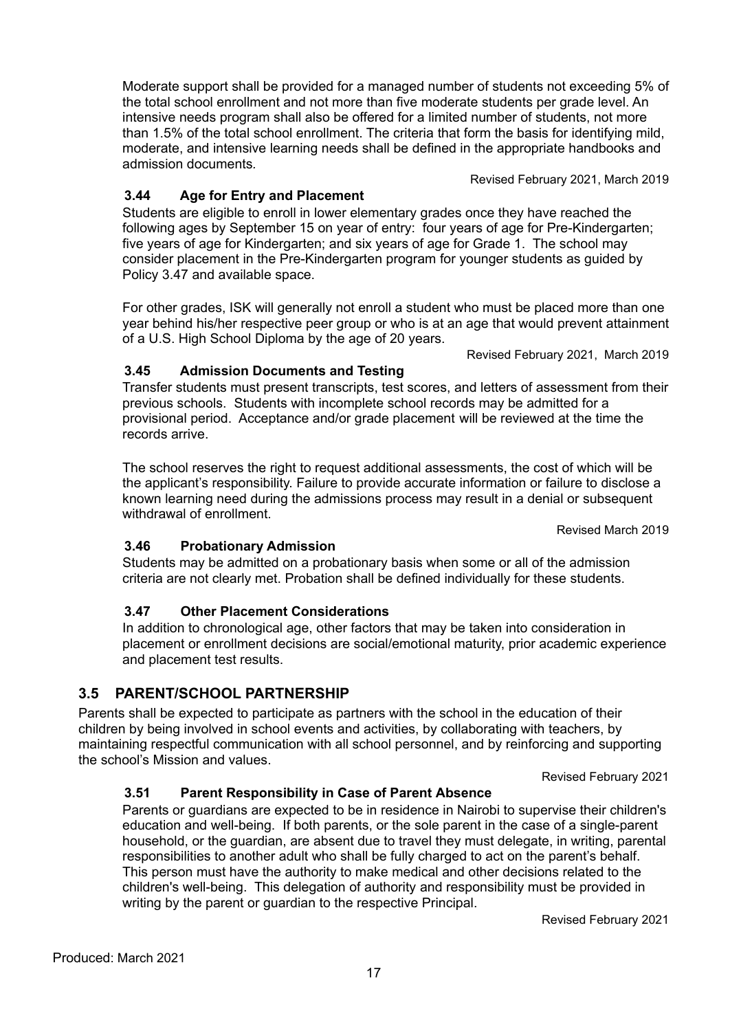Moderate support shall be provided for a managed number of students not exceeding 5% of the total school enrollment and not more than five moderate students per grade level. An intensive needs program shall also be offered for a limited number of students, not more than 1.5% of the total school enrollment. The criteria that form the basis for identifying mild, moderate, and intensive learning needs shall be defined in the appropriate handbooks and admission documents.

Revised February 2021, March 2019

### 3.44 Age for Entry and Placement

Students are eligible to enroll in lower elementary grades once they have reached the following ages by September 15 on year of entry: four years of age for Pre-Kindergarten; five years of age for Kindergarten; and six years of age for Grade 1. The school may consider placement in the Pre-Kindergarten program for younger students as guided by Policy 3.47 and available space.

For other grades, ISK will generally not enroll a student who must be placed more than one year behind his/her respective peer group or who is at an age that would prevent attainment of a U.S. High School Diploma by the age of 20 years.

Revised February 2021, March 2019

### 3.45 Admission Documents and Testing

Transfer students must present transcripts, test scores, and letters of assessment from their previous schools. Students with incomplete school records may be admitted for a provisional period. Acceptance and/or grade placement will be reviewed at the time the records arrive.

The school reserves the right to request additional assessments, the cost of which will be the applicant's responsibility. Failure to provide accurate information or failure to disclose a known learning need during the admissions process may result in a denial or subsequent withdrawal of enrollment.

Revised March 2019

### 3.46 Probationary Admission

Students may be admitted on a probationary basis when some or all of the admission criteria are not clearly met. Probation shall be defined individually for these students.

### 3.47 Other Placement Considerations

In addition to chronological age, other factors that may be taken into consideration in placement or enrollment decisions are social/emotional maturity, prior academic experience and placement test results.

## 3.5 PARENT/SCHOOL PARTNERSHIP

Parents shall be expected to participate as partners with the school in the education of their children by being involved in school events and activities, by collaborating with teachers, by maintaining respectful communication with all school personnel, and by reinforcing and supporting the school's Mission and values.

Revised February 2021

### 3.51 Parent Responsibility in Case of Parent Absence

Parents or guardians are expected to be in residence in Nairobi to supervise their children's education and well-being. If both parents, or the sole parent in the case of a single-parent household, or the guardian, are absent due to travel they must delegate, in writing, parental responsibilities to another adult who shall be fully charged to act on the parent's behalf. This person must have the authority to make medical and other decisions related to the children's well-being. This delegation of authority and responsibility must be provided in writing by the parent or guardian to the respective Principal.

Revised February 2021

Produced: March 2021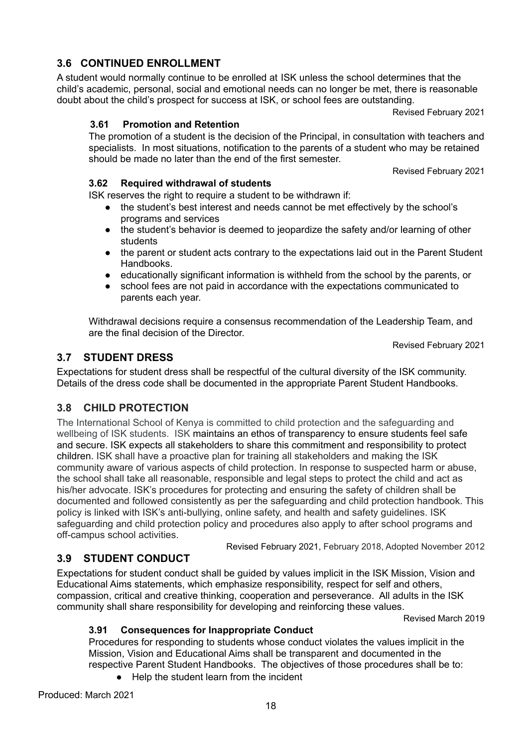## 3.6 CONTINUED ENROLLMENT

A student would normally continue to be enrolled at ISK unless the school determines that the child's academic, personal, social and emotional needs can no longer be met, there is reasonable doubt about the child's prospect for success at ISK, or school fees are outstanding.

Revised February 2021

### 3.61 Promotion and Retention

The promotion of a student is the decision of the Principal, in consultation with teachers and specialists. In most situations, notification to the parents of a student who may be retained should be made no later than the end of the first semester.

Revised February 2021

### 3.62 Required withdrawal of students

ISK reserves the right to require a student to be withdrawn if:

- the student's best interest and needs cannot be met effectively by the school's programs and services
- the student's behavior is deemed to jeopardize the safety and/or learning of other students
- the parent or student acts contrary to the expectations laid out in the Parent Student Handbooks.
- educationally significant information is withheld from the school by the parents, or
- school fees are not paid in accordance with the expectations communicated to parents each year.

Withdrawal decisions require a consensus recommendation of the Leadership Team, and are the final decision of the Director.

Revised February 2021

## 3.7 STUDENT DRESS

Expectations for student dress shall be respectful of the cultural diversity of the ISK community. Details of the dress code shall be documented in the appropriate Parent Student Handbooks.

## 3.8 CHILD PROTECTION

The International School of Kenya is committed to child protection and the safeguarding and wellbeing of ISK students. ISK maintains an ethos of transparency to ensure students feel safe and secure. ISK expects all stakeholders to share this commitment and responsibility to protect children. ISK shall have a proactive plan for training all stakeholders and making the ISK community aware of various aspects of child protection. In response to suspected harm or abuse, the school shall take all reasonable, responsible and legal steps to protect the child and act as his/her advocate. ISK's procedures for protecting and ensuring the safety of children shall be documented and followed consistently as per the safeguarding and child protection handbook. This policy is linked with ISK's anti-bullying, online safety, and health and safety guidelines. ISK safeguarding and child protection policy and procedures also apply to after school programs and off-campus school activities.

Revised February 2021, February 2018, Adopted November 2012

## 3.9 STUDENT CONDUCT

Expectations for student conduct shall be guided by values implicit in the ISK Mission, Vision and Educational Aims statements, which emphasize responsibility, respect for self and others, compassion, critical and creative thinking, cooperation and perseverance. All adults in the ISK community shall share responsibility for developing and reinforcing these values.

Revised March 2019

### 3.91 Consequences for Inappropriate Conduct

Procedures for responding to students whose conduct violates the values implicit in the Mission, Vision and Educational Aims shall be transparent and documented in the respective Parent Student Handbooks. The objectives of those procedures shall be to:

- Help the student learn from the incident

Produced: March 2021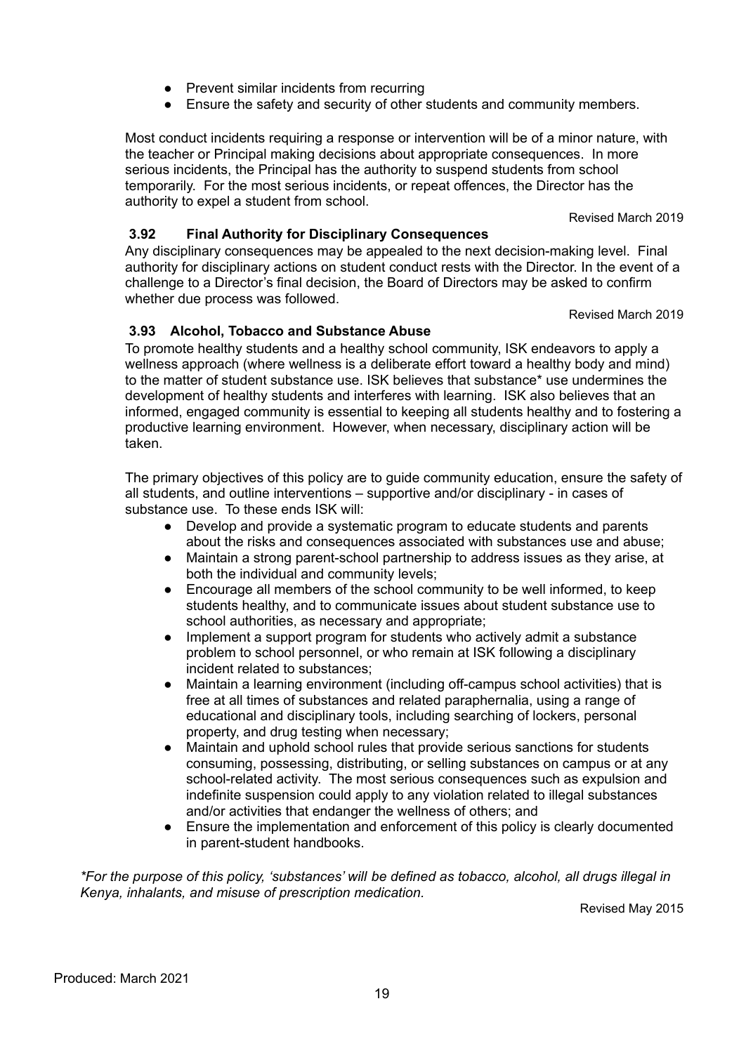- Prevent similar incidents from recurring
- Ensure the safety and security of other students and community members.

Most conduct incidents requiring a response or intervention will be of a minor nature, with the teacher or Principal making decisions about appropriate consequences. In more serious incidents, the Principal has the authority to suspend students from school temporarily. For the most serious incidents, or repeat offences, the Director has the authority to expel a student from school.

Revised March 2019

### 3.92 Final Authority for Disciplinary Consequences

Any disciplinary consequences may be appealed to the next decision-making level. Final authority for disciplinary actions on student conduct rests with the Director. In the event of a challenge to a Director's final decision, the Board of Directors may be asked to confirm whether due process was followed.

Revised March 2019

### 3.93 Alcohol, Tobacco and Substance Abuse

To promote healthy students and a healthy school community, ISK endeavors to apply a wellness approach (where wellness is a deliberate effort toward a healthy body and mind) to the matter of student substance use. ISK believes that substance* use undermines the development of healthy students and interferes with learning. ISK also believes that an informed, engaged community is essential to keeping all students healthy and to fostering a productive learning environment. However, when necessary, disciplinary action will be taken.

The primary objectives of this policy are to guide community education, ensure the safety of all students, and outline interventions – supportive and/or disciplinary - in cases of substance use. To these ends ISK will:

- Develop and provide a systematic program to educate students and parents about the risks and consequences associated with substances use and abuse;
- Maintain a strong parent-school partnership to address issues as they arise, at both the individual and community levels;
- Encourage all members of the school community to be well informed, to keep students healthy, and to communicate issues about student substance use to school authorities, as necessary and appropriate;
- Implement a support program for students who actively admit a substance problem to school personnel, or who remain at ISK following a disciplinary incident related to substances;
- Maintain a learning environment (including off-campus school activities) that is free at all times of substances and related paraphernalia, using a range of educational and disciplinary tools, including searching of lockers, personal property, and drug testing when necessary;
- Maintain and uphold school rules that provide serious sanctions for students consuming, possessing, distributing, or selling substances on campus or at any school-related activity. The most serious consequences such as expulsion and indefinite suspension could apply to any violation related to illegal substances and/or activities that endanger the wellness of others; and
- Ensure the implementation and enforcement of this policy is clearly documented in parent-student handbooks.

*\*For the purpose of this policy, 'substances' will be defined as tobacco, alcohol, all drugs illegal in Kenya, inhalants, and misuse of prescription medication.*

Revised May 2015

Produced: March 2021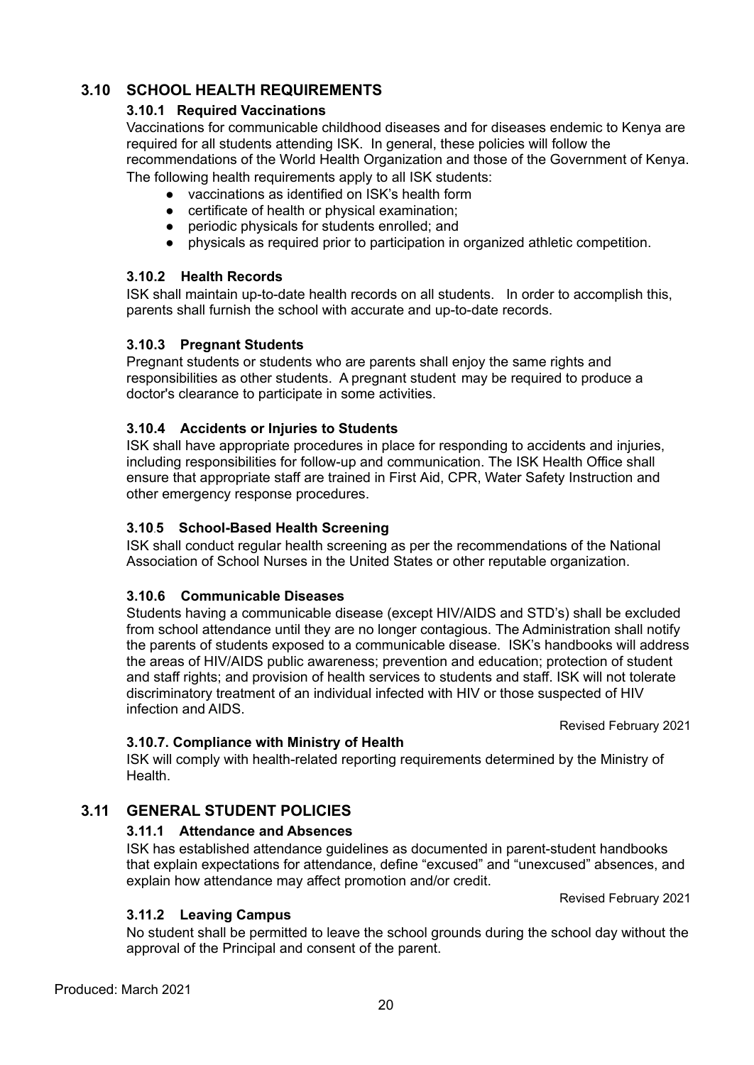## 3.10 SCHOOL HEALTH REQUIREMENTS

### 3.10.1 Required Vaccinations

Vaccinations for communicable childhood diseases and for diseases endemic to Kenya are required for all students attending ISK. In general, these policies will follow the recommendations of the World Health Organization and those of the Government of Kenya. The following health requirements apply to all ISK students:

- vaccinations as identified on ISK's health form
- certificate of health or physical examination;
- periodic physicals for students enrolled; and
- physicals as required prior to participation in organized athletic competition.

### 3.10.2 Health Records

ISK shall maintain up-to-date health records on all students. In order to accomplish this, parents shall furnish the school with accurate and up-to-date records.

### 3.10.3 Pregnant Students

Pregnant students or students who are parents shall enjoy the same rights and responsibilities as other students. A pregnant student may be required to produce a doctor's clearance to participate in some activities.

### 3.10.4 Accidents or Injuries to Students

ISK shall have appropriate procedures in place for responding to accidents and injuries, including responsibilities for follow-up and communication. The ISK Health Office shall ensure that appropriate staff are trained in First Aid, CPR, Water Safety Instruction and other emergency response procedures.

### 3.10.5 School-Based Health Screening

ISK shall conduct regular health screening as per the recommendations of the National Association of School Nurses in the United States or other reputable organization.

### 3.10.6 Communicable Diseases

Students having a communicable disease (except HIV/AIDS and STD's) shall be excluded from school attendance until they are no longer contagious. The Administration shall notify the parents of students exposed to a communicable disease. ISK's handbooks will address the areas of HIV/AIDS public awareness; prevention and education; protection of student and staff rights; and provision of health services to students and staff. ISK will not tolerate discriminatory treatment of an individual infected with HIV or those suspected of HIV infection and AIDS.

Revised February 2021

### 3.10.7. Compliance with Ministry of Health

ISK will comply with health-related reporting requirements determined by the Ministry of Health.

## 3.11 GENERAL STUDENT POLICIES

### 3.11.1 Attendance and Absences

ISK has established attendance guidelines as documented in parent-student handbooks that explain expectations for attendance, define "excused" and "unexcused" absences, and explain how attendance may affect promotion and/or credit.

Revised February 2021

### 3.11.2 Leaving Campus

No student shall be permitted to leave the school grounds during the school day without the approval of the Principal and consent of the parent.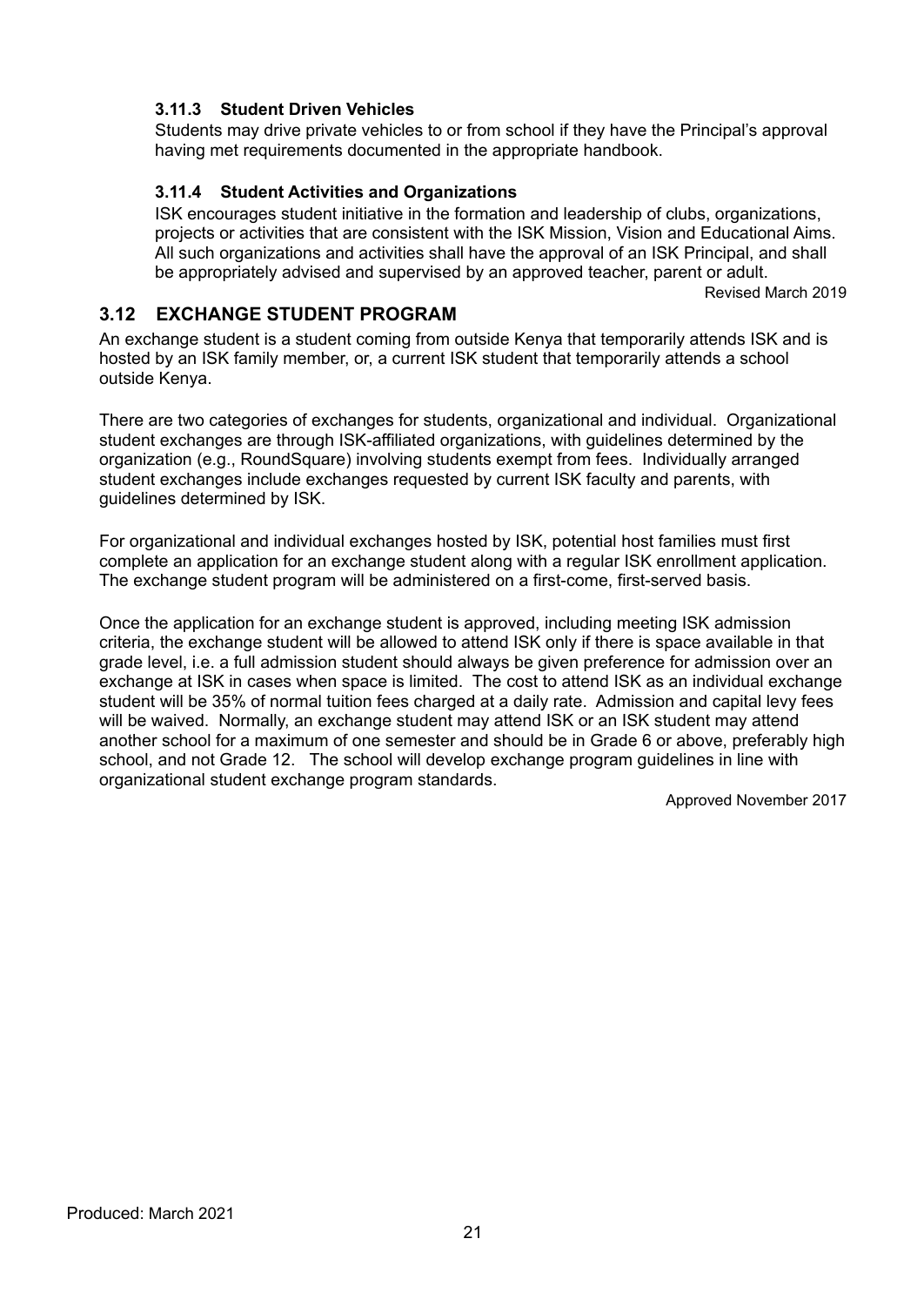#### 3.11.3 Student Driven Vehicles

Students may drive private vehicles to or from school if they have the Principal's approval having met requirements documented in the appropriate handbook.

#### 3.11.4 Student Activities and Organizations

ISK encourages student initiative in the formation and leadership of clubs, organizations, projects or activities that are consistent with the ISK Mission, Vision and Educational Aims. All such organizations and activities shall have the approval of an ISK Principal, and shall be appropriately advised and supervised by an approved teacher, parent or adult.

Revised March 2019

### 3.12 EXCHANGE STUDENT PROGRAM

An exchange student is a student coming from outside Kenya that temporarily attends ISK and is hosted by an ISK family member, or, a current ISK student that temporarily attends a school outside Kenya.

There are two categories of exchanges for students, organizational and individual. Organizational student exchanges are through ISK-affiliated organizations, with guidelines determined by the organization (e.g., RoundSquare) involving students exempt from fees. Individually arranged student exchanges include exchanges requested by current ISK faculty and parents, with guidelines determined by ISK.

For organizational and individual exchanges hosted by ISK, potential host families must first complete an application for an exchange student along with a regular ISK enrollment application. The exchange student program will be administered on a first-come, first-served basis.

Once the application for an exchange student is approved, including meeting ISK admission criteria, the exchange student will be allowed to attend ISK only if there is space available in that grade level, i.e. a full admission student should always be given preference for admission over an exchange at ISK in cases when space is limited. The cost to attend ISK as an individual exchange student will be 35% of normal tuition fees charged at a daily rate. Admission and capital levy fees will be waived. Normally, an exchange student may attend ISK or an ISK student may attend another school for a maximum of one semester and should be in Grade 6 or above, preferably high school, and not Grade 12. The school will develop exchange program guidelines in line with organizational student exchange program standards.

Approved November 2017

Produced: March 2021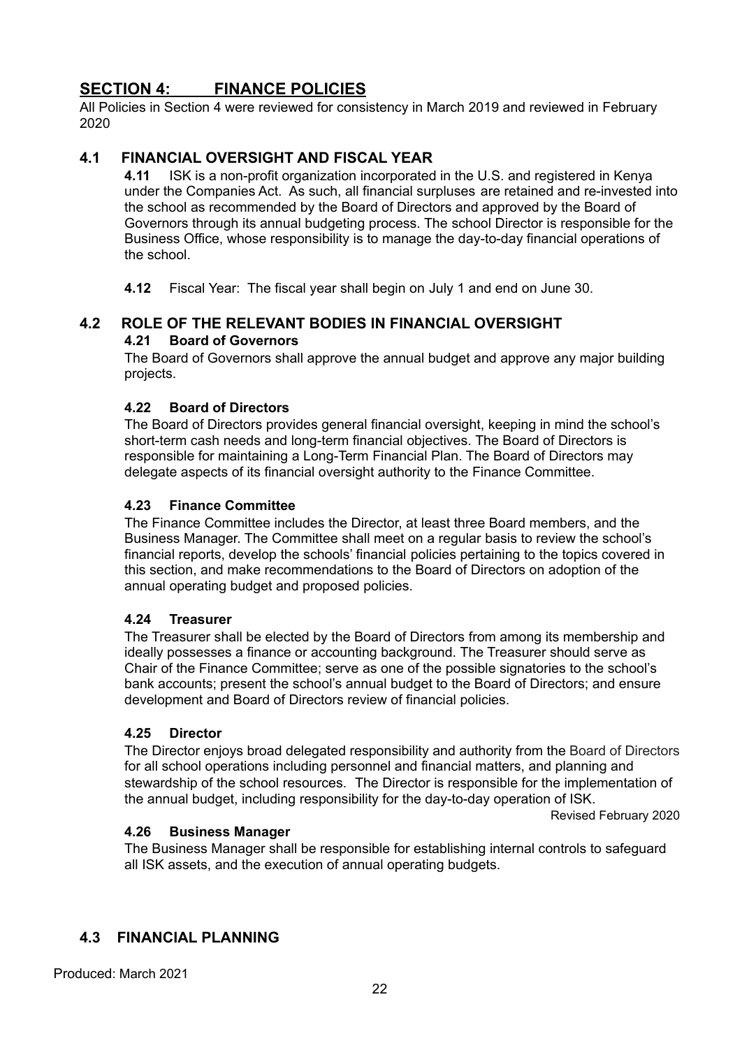## SECTION 4: FINANCE POLICIES

All Policies in Section 4 were reviewed for consistency in March 2019 and reviewed in February 2020

### 4.1 FINANCIAL OVERSIGHT AND FISCAL YEAR

**4.11** ISK is a non-profit organization incorporated in the U.S. and registered in Kenya under the Companies Act. As such, all financial surpluses are retained and re-invested into the school as recommended by the Board of Directors and approved by the Board of Governors through its annual budgeting process. The school Director is responsible for the Business Office, whose responsibility is to manage the day-to-day financial operations of the school.

**4.12** Fiscal Year: The fiscal year shall begin on July 1 and end on June 30.

### 4.2 ROLE OF THE RELEVANT BODIES IN FINANCIAL OVERSIGHT

#### 4.21 Board of Governors

The Board of Governors shall approve the annual budget and approve any major building projects.

#### 4.22 Board of Directors

The Board of Directors provides general financial oversight, keeping in mind the school's short-term cash needs and long-term financial objectives. The Board of Directors is responsible for maintaining a Long-Term Financial Plan. The Board of Directors may delegate aspects of its financial oversight authority to the Finance Committee.

#### 4.23 Finance Committee

The Finance Committee includes the Director, at least three Board members, and the Business Manager. The Committee shall meet on a regular basis to review the school's financial reports, develop the schools' financial policies pertaining to the topics covered in this section, and make recommendations to the Board of Directors on adoption of the annual operating budget and proposed policies.

#### 4.24 Treasurer

The Treasurer shall be elected by the Board of Directors from among its membership and ideally possesses a finance or accounting background. The Treasurer should serve as Chair of the Finance Committee; serve as one of the possible signatories to the school's bank accounts; present the school's annual budget to the Board of Directors; and ensure development and Board of Directors review of financial policies.

#### 4.25 Director

The Director enjoys broad delegated responsibility and authority from the Board of Directors for all school operations including personnel and financial matters, and planning and stewardship of the school resources. The Director is responsible for the implementation of the annual budget, including responsibility for the day-to-day operation of ISK.

Revised February 2020

#### 4.26 Business Manager

The Business Manager shall be responsible for establishing internal controls to safeguard all ISK assets, and the execution of annual operating budgets.

### 4.3 FINANCIAL PLANNING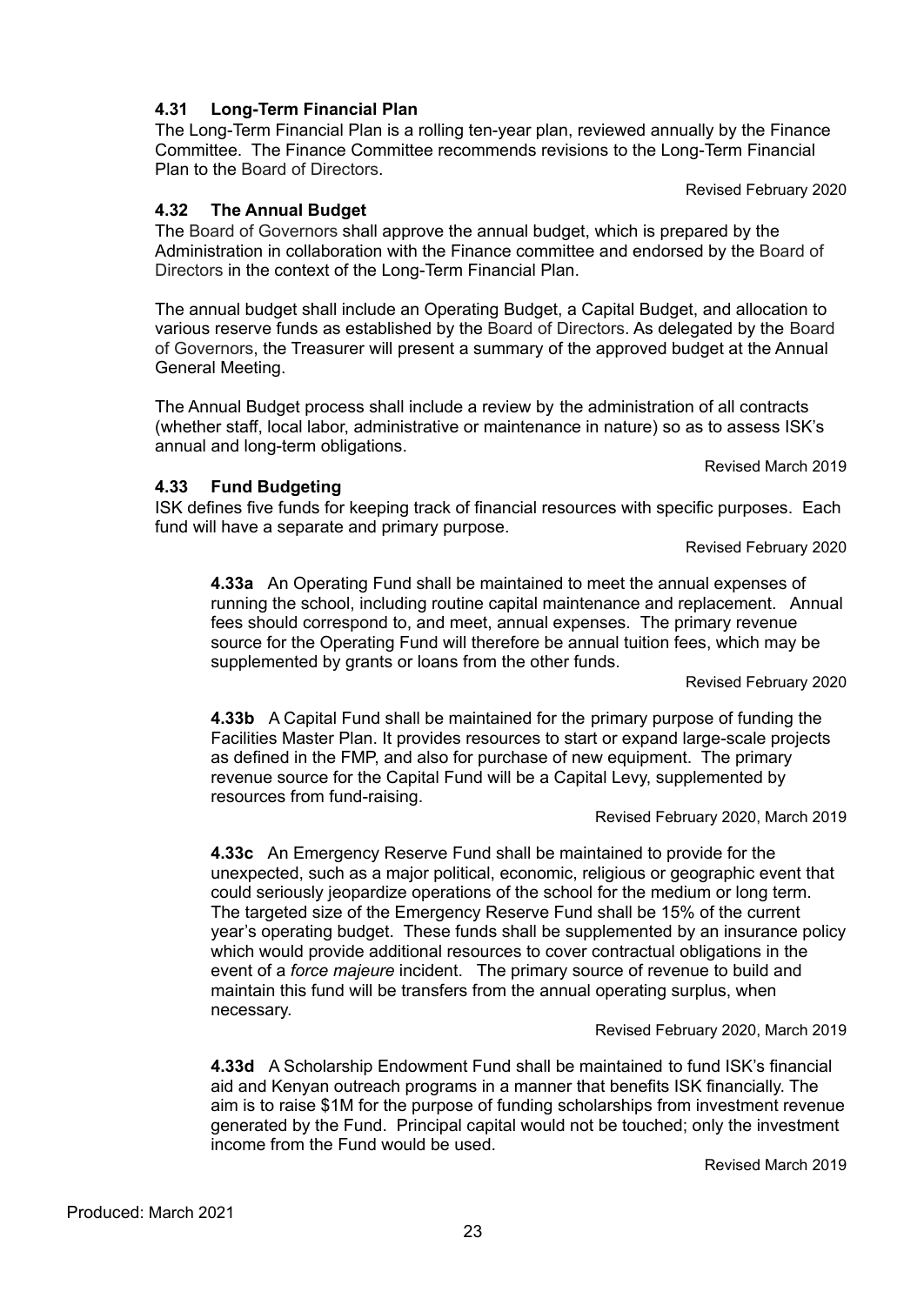### 4.31 Long-Term Financial Plan

The Long-Term Financial Plan is a rolling ten-year plan, reviewed annually by the Finance Committee. The Finance Committee recommends revisions to the Long-Term Financial Plan to the Board of Directors.

Revised February 2020

### 4.32 The Annual Budget

The Board of Governors shall approve the annual budget, which is prepared by the Administration in collaboration with the Finance committee and endorsed by the Board of Directors in the context of the Long-Term Financial Plan.

The annual budget shall include an Operating Budget, a Capital Budget, and allocation to various reserve funds as established by the Board of Directors. As delegated by the Board of Governors, the Treasurer will present a summary of the approved budget at the Annual General Meeting.

The Annual Budget process shall include a review by the administration of all contracts (whether staff, local labor, administrative or maintenance in nature) so as to assess ISK's annual and long-term obligations.

Revised March 2019

### 4.33 Fund Budgeting

ISK defines five funds for keeping track of financial resources with specific purposes. Each fund will have a separate and primary purpose.

Revised February 2020

**4.33a** An Operating Fund shall be maintained to meet the annual expenses of running the school, including routine capital maintenance and replacement. Annual fees should correspond to, and meet, annual expenses. The primary revenue source for the Operating Fund will therefore be annual tuition fees, which may be supplemented by grants or loans from the other funds.

Revised February 2020

**4.33b** A Capital Fund shall be maintained for the primary purpose of funding the Facilities Master Plan. It provides resources to start or expand large-scale projects as defined in the FMP, and also for purchase of new equipment. The primary revenue source for the Capital Fund will be a Capital Levy, supplemented by resources from fund-raising.

Revised February 2020, March 2019

**4.33c** An Emergency Reserve Fund shall be maintained to provide for the unexpected, such as a major political, economic, religious or geographic event that could seriously jeopardize operations of the school for the medium or long term. The targeted size of the Emergency Reserve Fund shall be 15% of the current year's operating budget. These funds shall be supplemented by an insurance policy which would provide additional resources to cover contractual obligations in the event of a *force majeure* incident. The primary source of revenue to build and maintain this fund will be transfers from the annual operating surplus, when necessary.

Revised February 2020, March 2019

**4.33d** A Scholarship Endowment Fund shall be maintained to fund ISK's financial aid and Kenyan outreach programs in a manner that benefits ISK financially. The aim is to raise $1M for the purpose of funding scholarships from investment revenue generated by the Fund. Principal capital would not be touched; only the investment income from the Fund would be used.

Revised March 2019

Produced: March 2021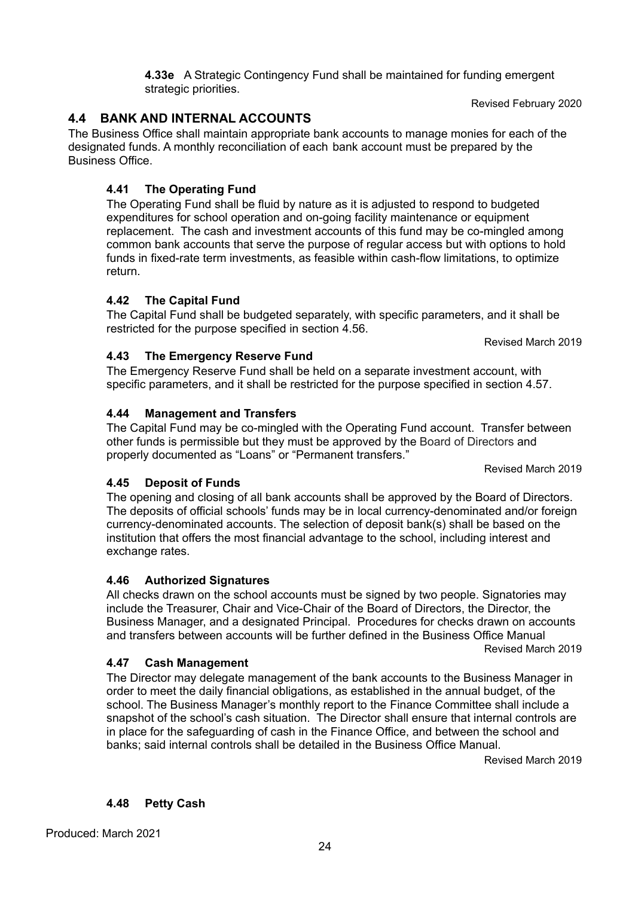**4.33e** A Strategic Contingency Fund shall be maintained for funding emergent strategic priorities.

Revised February 2020

## 4.4 BANK AND INTERNAL ACCOUNTS

The Business Office shall maintain appropriate bank accounts to manage monies for each of the designated funds. A monthly reconciliation of each bank account must be prepared by the Business Office.

### 4.41 The Operating Fund

The Operating Fund shall be fluid by nature as it is adjusted to respond to budgeted expenditures for school operation and on-going facility maintenance or equipment replacement. The cash and investment accounts of this fund may be co-mingled among common bank accounts that serve the purpose of regular access but with options to hold funds in fixed-rate term investments, as feasible within cash-flow limitations, to optimize return.

### 4.42 The Capital Fund

The Capital Fund shall be budgeted separately, with specific parameters, and it shall be restricted for the purpose specified in section 4.56.

Revised March 2019

### 4.43 The Emergency Reserve Fund

The Emergency Reserve Fund shall be held on a separate investment account, with specific parameters, and it shall be restricted for the purpose specified in section 4.57.

### 4.44 Management and Transfers

The Capital Fund may be co-mingled with the Operating Fund account. Transfer between other funds is permissible but they must be approved by the Board of Directors and properly documented as "Loans" or "Permanent transfers."

Revised March 2019

### 4.45 Deposit of Funds

The opening and closing of all bank accounts shall be approved by the Board of Directors. The deposits of official schools' funds may be in local currency-denominated and/or foreign currency-denominated accounts. The selection of deposit bank(s) shall be based on the institution that offers the most financial advantage to the school, including interest and exchange rates.

### 4.46 Authorized Signatures

All checks drawn on the school accounts must be signed by two people. Signatories may include the Treasurer, Chair and Vice-Chair of the Board of Directors, the Director, the Business Manager, and a designated Principal. Procedures for checks drawn on accounts and transfers between accounts will be further defined in the Business Office Manual

Revised March 2019

### 4.47 Cash Management

The Director may delegate management of the bank accounts to the Business Manager in order to meet the daily financial obligations, as established in the annual budget, of the school. The Business Manager's monthly report to the Finance Committee shall include a snapshot of the school's cash situation. The Director shall ensure that internal controls are in place for the safeguarding of cash in the Finance Office, and between the school and banks; said internal controls shall be detailed in the Business Office Manual.

Revised March 2019

### 4.48 Petty Cash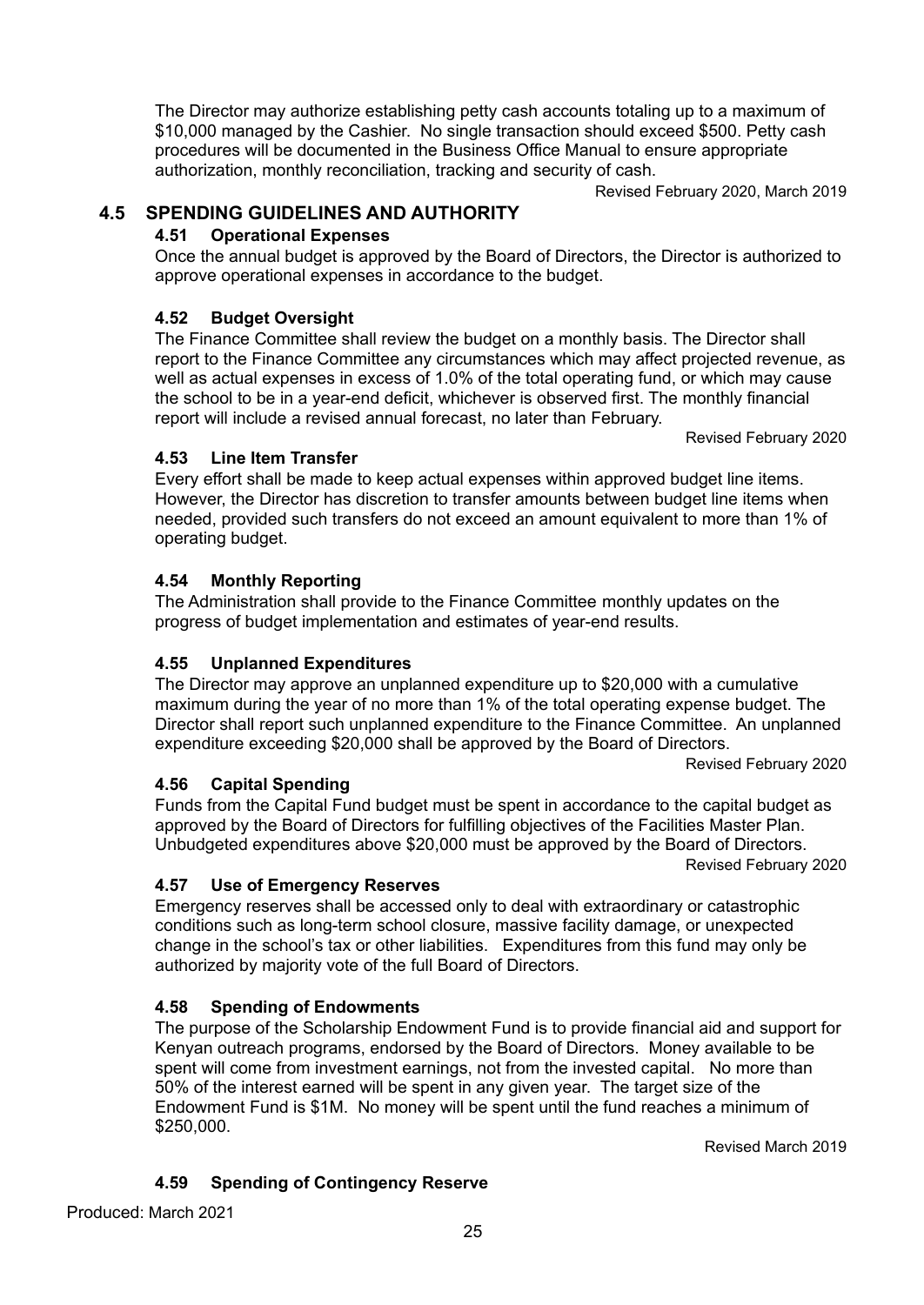The Director may authorize establishing petty cash accounts totaling up to a maximum of $10,000 managed by the Cashier. No single transaction should exceed $500. Petty cash procedures will be documented in the Business Office Manual to ensure appropriate authorization, monthly reconciliation, tracking and security of cash.

Revised February 2020, March 2019

## 4.5 SPENDING GUIDELINES AND AUTHORITY

### 4.51 Operational Expenses

Once the annual budget is approved by the Board of Directors, the Director is authorized to approve operational expenses in accordance to the budget.

### 4.52 Budget Oversight

The Finance Committee shall review the budget on a monthly basis. The Director shall report to the Finance Committee any circumstances which may affect projected revenue, as well as actual expenses in excess of 1.0% of the total operating fund, or which may cause the school to be in a year-end deficit, whichever is observed first. The monthly financial report will include a revised annual forecast, no later than February.

Revised February 2020

### 4.53 Line Item Transfer

Every effort shall be made to keep actual expenses within approved budget line items. However, the Director has discretion to transfer amounts between budget line items when needed, provided such transfers do not exceed an amount equivalent to more than 1% of operating budget.

### 4.54 Monthly Reporting

The Administration shall provide to the Finance Committee monthly updates on the progress of budget implementation and estimates of year-end results.

### 4.55 Unplanned Expenditures

The Director may approve an unplanned expenditure up to $20,000 with a cumulative maximum during the year of no more than 1% of the total operating expense budget. The Director shall report such unplanned expenditure to the Finance Committee. An unplanned expenditure exceeding $20,000 shall be approved by the Board of Directors.

Revised February 2020

### 4.56 Capital Spending

Funds from the Capital Fund budget must be spent in accordance to the capital budget as approved by the Board of Directors for fulfilling objectives of the Facilities Master Plan. Unbudgeted expenditures above $20,000 must be approved by the Board of Directors.

Revised February 2020

### 4.57 Use of Emergency Reserves

Emergency reserves shall be accessed only to deal with extraordinary or catastrophic conditions such as long-term school closure, massive facility damage, or unexpected change in the school's tax or other liabilities. Expenditures from this fund may only be authorized by majority vote of the full Board of Directors.

### 4.58 Spending of Endowments

The purpose of the Scholarship Endowment Fund is to provide financial aid and support for Kenyan outreach programs, endorsed by the Board of Directors. Money available to be spent will come from investment earnings, not from the invested capital. No more than 50% of the interest earned will be spent in any given year. The target size of the Endowment Fund is $1M. No money will be spent until the fund reaches a minimum of $250,000.

Revised March 2019

### 4.59 Spending of Contingency Reserve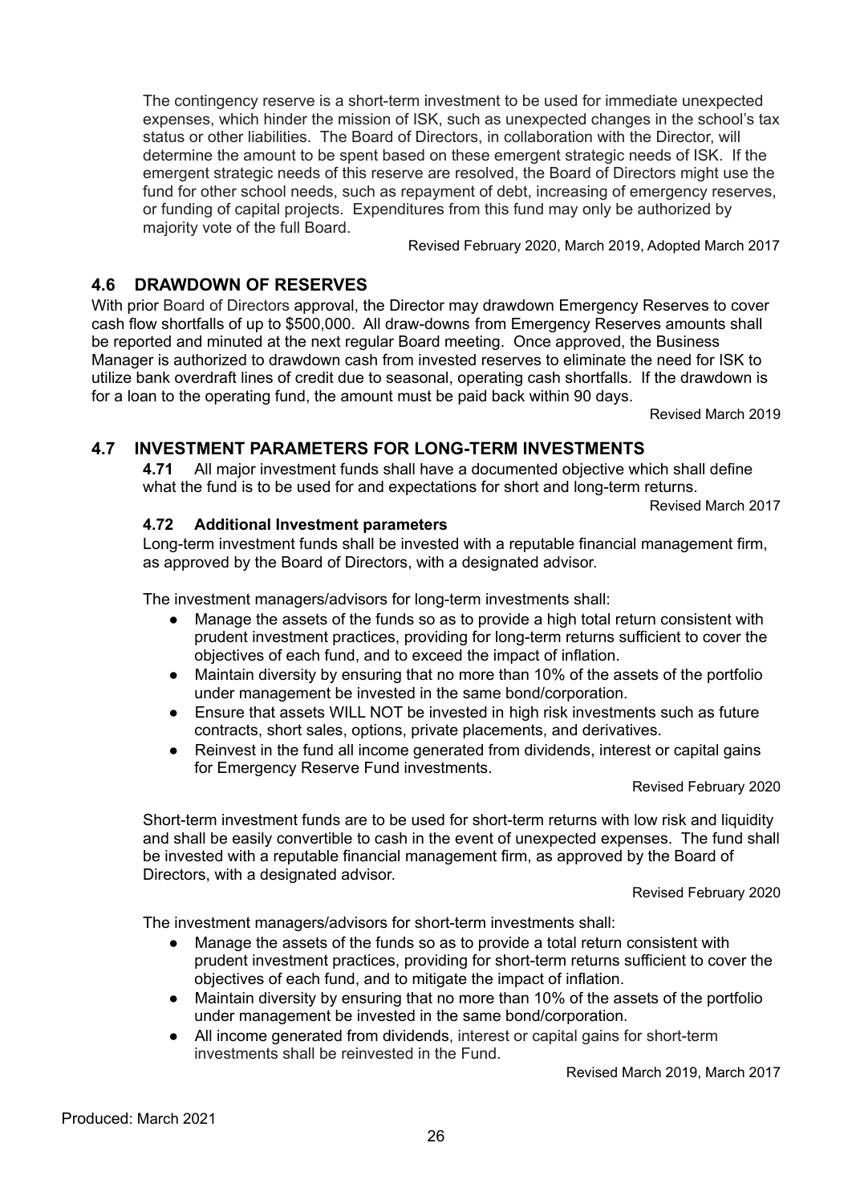The contingency reserve is a short-term investment to be used for immediate unexpected expenses, which hinder the mission of ISK, such as unexpected changes in the school's tax status or other liabilities. The Board of Directors, in collaboration with the Director, will determine the amount to be spent based on these emergent strategic needs of ISK. If the emergent strategic needs of this reserve are resolved, the Board of Directors might use the fund for other school needs, such as repayment of debt, increasing of emergency reserves, or funding of capital projects. Expenditures from this fund may only be authorized by majority vote of the full Board.

Revised February 2020, March 2019, Adopted March 2017

## 4.6 DRAWDOWN OF RESERVES

With prior Board of Directors approval, the Director may drawdown Emergency Reserves to cover cash flow shortfalls of up to $500,000. All draw-downs from Emergency Reserves amounts shall be reported and minuted at the next regular Board meeting. Once approved, the Business Manager is authorized to drawdown cash from invested reserves to eliminate the need for ISK to utilize bank overdraft lines of credit due to seasonal, operating cash shortfalls. If the drawdown is for a loan to the operating fund, the amount must be paid back within 90 days.

Revised March 2019

## 4.7 INVESTMENT PARAMETERS FOR LONG-TERM INVESTMENTS

**4.71** All major investment funds shall have a documented objective which shall define what the fund is to be used for and expectations for short and long-term returns.

Revised March 2017

### 4.72 Additional Investment parameters

Long-term investment funds shall be invested with a reputable financial management firm, as approved by the Board of Directors, with a designated advisor.

The investment managers/advisors for long-term investments shall:

- Manage the assets of the funds so as to provide a high total return consistent with prudent investment practices, providing for long-term returns sufficient to cover the objectives of each fund, and to exceed the impact of inflation.
- Maintain diversity by ensuring that no more than 10% of the assets of the portfolio under management be invested in the same bond/corporation.
- Ensure that assets WILL NOT be invested in high risk investments such as future contracts, short sales, options, private placements, and derivatives.
- Reinvest in the fund all income generated from dividends, interest or capital gains for Emergency Reserve Fund investments.

Revised February 2020

Short-term investment funds are to be used for short-term returns with low risk and liquidity and shall be easily convertible to cash in the event of unexpected expenses. The fund shall be invested with a reputable financial management firm, as approved by the Board of Directors, with a designated advisor.

Revised February 2020

The investment managers/advisors for short-term investments shall:

- Manage the assets of the funds so as to provide a total return consistent with prudent investment practices, providing for short-term returns sufficient to cover the objectives of each fund, and to mitigate the impact of inflation.
- Maintain diversity by ensuring that no more than 10% of the assets of the portfolio under management be invested in the same bond/corporation.
- All income generated from dividends, interest or capital gains for short-term investments shall be reinvested in the Fund.

Revised March 2019, March 2017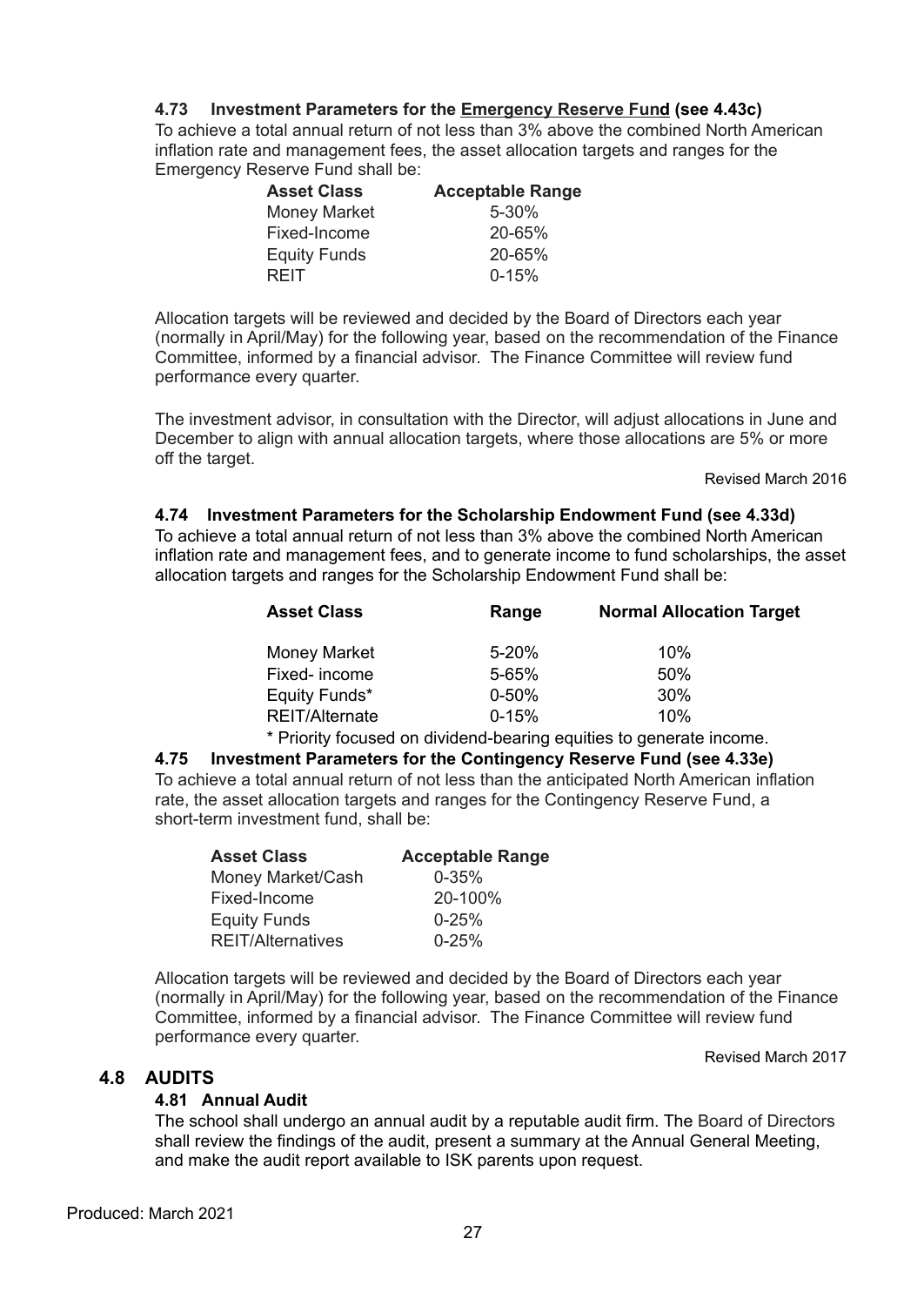#### 4.73 Investment Parameters for the Emergency Reserve Fund (see 4.43c)

To achieve a total annual return of not less than 3% above the combined North American inflation rate and management fees, the asset allocation targets and ranges for the Emergency Reserve Fund shall be:

| Asset Class | Acceptable Range |
|---|---|
| Money Market | 5-30% |
| Fixed-Income | 20-65% |
| Equity Funds | 20-65% |
| REIT | 0-15% |

Allocation targets will be reviewed and decided by the Board of Directors each year (normally in April/May) for the following year, based on the recommendation of the Finance Committee, informed by a financial advisor. The Finance Committee will review fund performance every quarter.

The investment advisor, in consultation with the Director, will adjust allocations in June and December to align with annual allocation targets, where those allocations are 5% or more off the target.

Revised March 2016

#### 4.74 Investment Parameters for the Scholarship Endowment Fund (see 4.33d)

To achieve a total annual return of not less than 3% above the combined North American inflation rate and management fees, and to generate income to fund scholarships, the asset allocation targets and ranges for the Scholarship Endowment Fund shall be:

| Asset Class | Range | Normal Allocation Target |
|---|---|---|
| Money Market | 5-20% | 10% |
| Fixed- income | 5-65% | 50% |
| Equity Funds* | 0-50% | 30% |
| REIT/Alternate | 0-15% | 10% |

\* Priority focused on dividend-bearing equities to generate income.

#### 4.75 Investment Parameters for the Contingency Reserve Fund (see 4.33e)

To achieve a total annual return of not less than the anticipated North American inflation rate, the asset allocation targets and ranges for the Contingency Reserve Fund, a short-term investment fund, shall be:

| Asset Class | Acceptable Range |
|---|---|
| Money Market/Cash | 0-35% |
| Fixed-Income | 20-100% |
| Equity Funds | 0-25% |
| REIT/Alternatives | 0-25% |

Allocation targets will be reviewed and decided by the Board of Directors each year (normally in April/May) for the following year, based on the recommendation of the Finance Committee, informed by a financial advisor. The Finance Committee will review fund performance every quarter.

Revised March 2017

### 4.8 AUDITS

#### 4.81 Annual Audit

The school shall undergo an annual audit by a reputable audit firm. The Board of Directors shall review the findings of the audit, present a summary at the Annual General Meeting, and make the audit report available to ISK parents upon request.

Produced: March 2021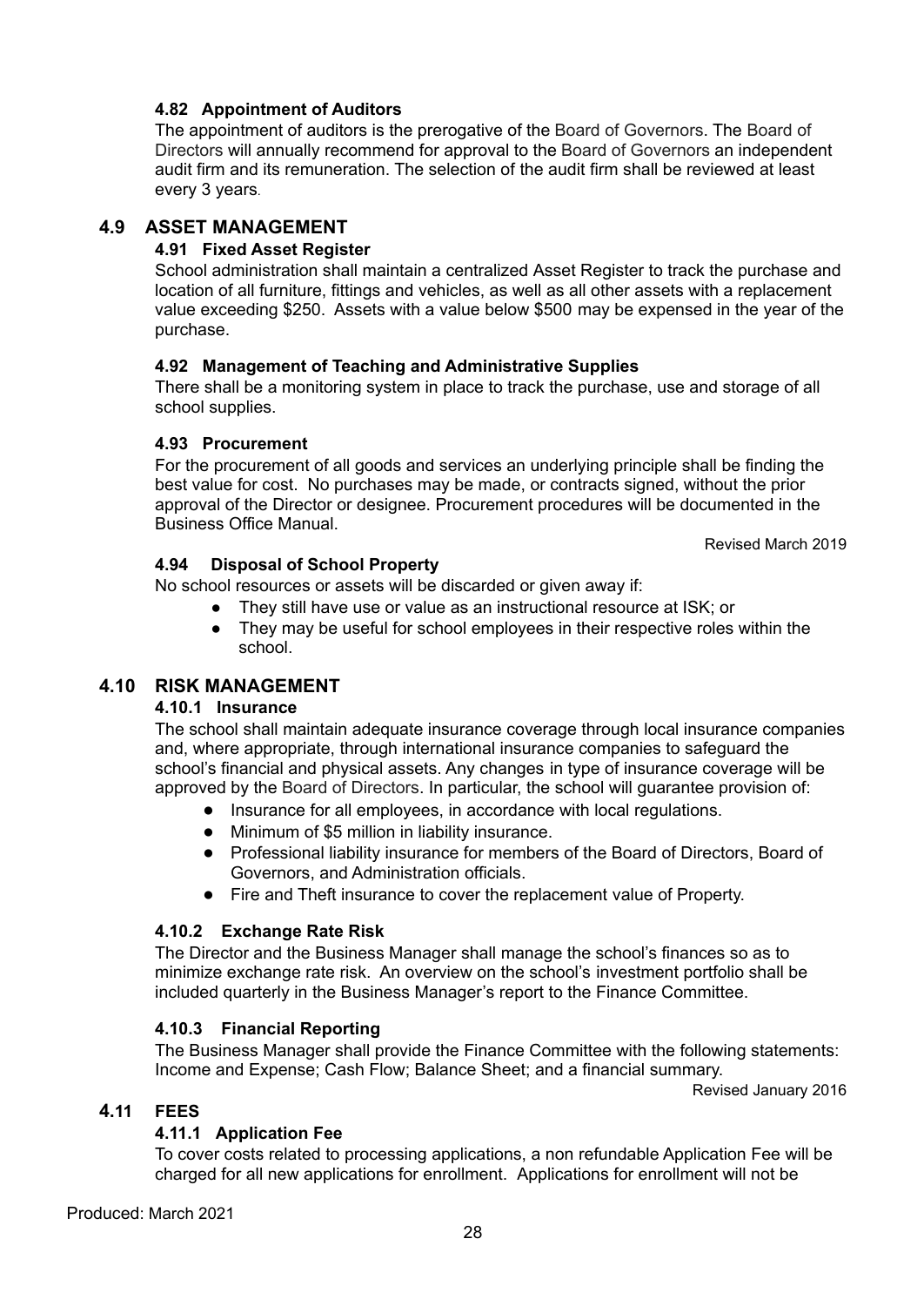#### 4.82 Appointment of Auditors

The appointment of auditors is the prerogative of the Board of Governors. The Board of Directors will annually recommend for approval to the Board of Governors an independent audit firm and its remuneration. The selection of the audit firm shall be reviewed at least every 3 years.

### 4.9 ASSET MANAGEMENT

#### 4.91 Fixed Asset Register

School administration shall maintain a centralized Asset Register to track the purchase and location of all furniture, fittings and vehicles, as well as all other assets with a replacement value exceeding $250. Assets with a value below $500 may be expensed in the year of the purchase.

#### 4.92 Management of Teaching and Administrative Supplies

There shall be a monitoring system in place to track the purchase, use and storage of all school supplies.

#### 4.93 Procurement

For the procurement of all goods and services an underlying principle shall be finding the best value for cost. No purchases may be made, or contracts signed, without the prior approval of the Director or designee. Procurement procedures will be documented in the Business Office Manual.

Revised March 2019

#### 4.94 Disposal of School Property

No school resources or assets will be discarded or given away if:

- They still have use or value as an instructional resource at ISK; or
- They may be useful for school employees in their respective roles within the school.

### 4.10 RISK MANAGEMENT

#### 4.10.1 Insurance

The school shall maintain adequate insurance coverage through local insurance companies and, where appropriate, through international insurance companies to safeguard the school's financial and physical assets. Any changes in type of insurance coverage will be approved by the Board of Directors. In particular, the school will guarantee provision of:

- Insurance for all employees, in accordance with local regulations.
- Minimum of $5 million in liability insurance.
- Professional liability insurance for members of the Board of Directors, Board of Governors, and Administration officials.
- Fire and Theft insurance to cover the replacement value of Property.

#### 4.10.2 Exchange Rate Risk

The Director and the Business Manager shall manage the school's finances so as to minimize exchange rate risk. An overview on the school's investment portfolio shall be included quarterly in the Business Manager's report to the Finance Committee.

#### 4.10.3 Financial Reporting

The Business Manager shall provide the Finance Committee with the following statements: Income and Expense; Cash Flow; Balance Sheet; and a financial summary.

Revised January 2016

### 4.11 FEES

#### 4.11.1 Application Fee

To cover costs related to processing applications, a non refundable Application Fee will be charged for all new applications for enrollment. Applications for enrollment will not be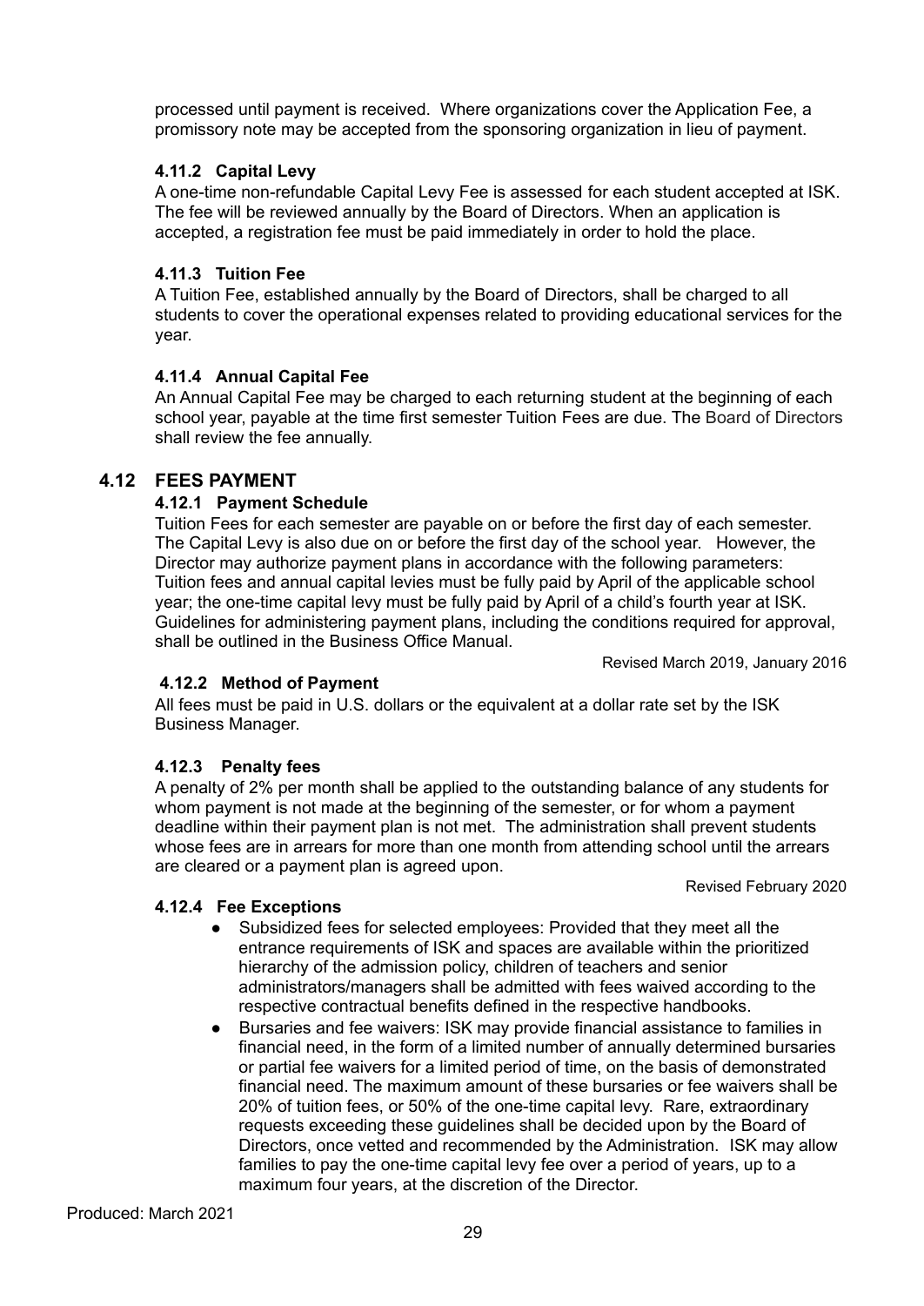processed until payment is received. Where organizations cover the Application Fee, a promissory note may be accepted from the sponsoring organization in lieu of payment.

#### 4.11.2 Capital Levy

A one-time non-refundable Capital Levy Fee is assessed for each student accepted at ISK. The fee will be reviewed annually by the Board of Directors. When an application is accepted, a registration fee must be paid immediately in order to hold the place.

#### 4.11.3 Tuition Fee

A Tuition Fee, established annually by the Board of Directors, shall be charged to all students to cover the operational expenses related to providing educational services for the year.

#### 4.11.4 Annual Capital Fee

An Annual Capital Fee may be charged to each returning student at the beginning of each school year, payable at the time first semester Tuition Fees are due. The Board of Directors shall review the fee annually.

### 4.12 FEES PAYMENT

#### 4.12.1 Payment Schedule

Tuition Fees for each semester are payable on or before the first day of each semester. The Capital Levy is also due on or before the first day of the school year. However, the Director may authorize payment plans in accordance with the following parameters: Tuition fees and annual capital levies must be fully paid by April of the applicable school year; the one-time capital levy must be fully paid by April of a child's fourth year at ISK. Guidelines for administering payment plans, including the conditions required for approval, shall be outlined in the Business Office Manual.

Revised March 2019, January 2016

#### 4.12.2 Method of Payment

All fees must be paid in U.S. dollars or the equivalent at a dollar rate set by the ISK Business Manager.

#### 4.12.3 Penalty fees

A penalty of 2% per month shall be applied to the outstanding balance of any students for whom payment is not made at the beginning of the semester, or for whom a payment deadline within their payment plan is not met. The administration shall prevent students whose fees are in arrears for more than one month from attending school until the arrears are cleared or a payment plan is agreed upon.

Revised February 2020

#### 4.12.4 Fee Exceptions

- Subsidized fees for selected employees: Provided that they meet all the entrance requirements of ISK and spaces are available within the prioritized hierarchy of the admission policy, children of teachers and senior administrators/managers shall be admitted with fees waived according to the respective contractual benefits defined in the respective handbooks.
- Bursaries and fee waivers: ISK may provide financial assistance to families in financial need, in the form of a limited number of annually determined bursaries or partial fee waivers for a limited period of time, on the basis of demonstrated financial need. The maximum amount of these bursaries or fee waivers shall be 20% of tuition fees, or 50% of the one-time capital levy. Rare, extraordinary requests exceeding these guidelines shall be decided upon by the Board of Directors, once vetted and recommended by the Administration. ISK may allow families to pay the one-time capital levy fee over a period of years, up to a maximum four years, at the discretion of the Director.

Produced: March 2021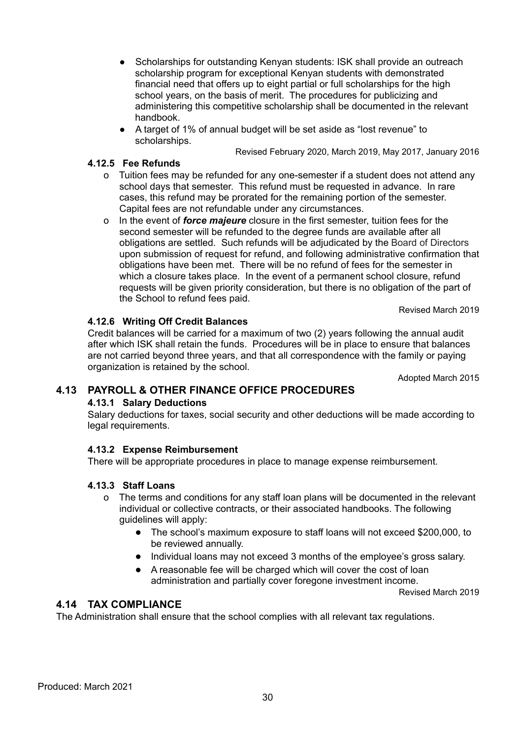- Scholarships for outstanding Kenyan students: ISK shall provide an outreach scholarship program for exceptional Kenyan students with demonstrated financial need that offers up to eight partial or full scholarships for the high school years, on the basis of merit. The procedures for publicizing and administering this competitive scholarship shall be documented in the relevant handbook.
- A target of 1% of annual budget will be set aside as "lost revenue" to scholarships.

Revised February 2020, March 2019, May 2017, January 2016

#### 4.12.5 Fee Refunds

- Tuition fees may be refunded for any one-semester if a student does not attend any school days that semester. This refund must be requested in advance. In rare cases, this refund may be prorated for the remaining portion of the semester. Capital fees are not refundable under any circumstances.
- In the event of ***force majeure*** closure in the first semester, tuition fees for the second semester will be refunded to the degree funds are available after all obligations are settled. Such refunds will be adjudicated by the Board of Directors upon submission of request for refund, and following administrative confirmation that obligations have been met. There will be no refund of fees for the semester in which a closure takes place. In the event of a permanent school closure, refund requests will be given priority consideration, but there is no obligation of the part of the School to refund fees paid.

Revised March 2019

#### 4.12.6 Writing Off Credit Balances

Credit balances will be carried for a maximum of two (2) years following the annual audit after which ISK shall retain the funds. Procedures will be in place to ensure that balances are not carried beyond three years, and that all correspondence with the family or paying organization is retained by the school.

Adopted March 2015

## 4.13 PAYROLL & OTHER FINANCE OFFICE PROCEDURES

#### 4.13.1 Salary Deductions

Salary deductions for taxes, social security and other deductions will be made according to legal requirements.

#### 4.13.2 Expense Reimbursement

There will be appropriate procedures in place to manage expense reimbursement.

#### 4.13.3 Staff Loans

- The terms and conditions for any staff loan plans will be documented in the relevant individual or collective contracts, or their associated handbooks. The following guidelines will apply:
  - The school's maximum exposure to staff loans will not exceed $200,000, to be reviewed annually.
  - Individual loans may not exceed 3 months of the employee's gross salary.
  - A reasonable fee will be charged which will cover the cost of loan administration and partially cover foregone investment income.

Revised March 2019

## 4.14 TAX COMPLIANCE

The Administration shall ensure that the school complies with all relevant tax regulations.

Produced: March 2021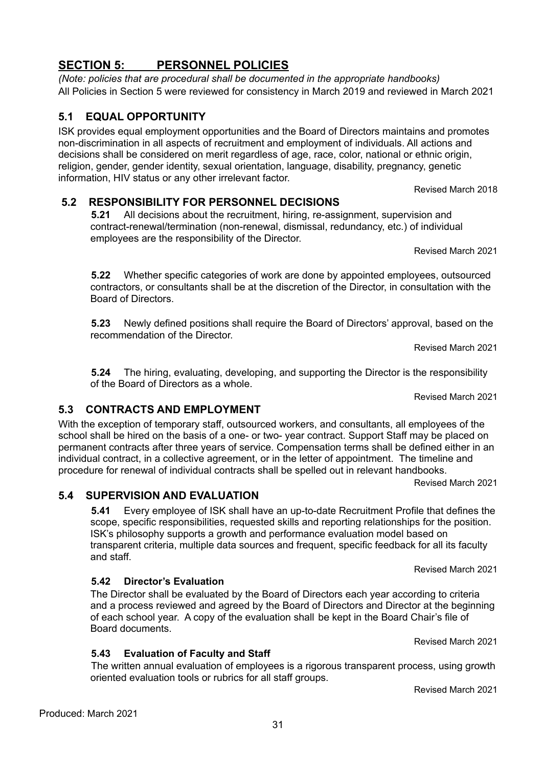## SECTION 5: PERSONNEL POLICIES

*(Note: policies that are procedural shall be documented in the appropriate handbooks)*
All Policies in Section 5 were reviewed for consistency in March 2019 and reviewed in March 2021

### 5.1 EQUAL OPPORTUNITY

ISK provides equal employment opportunities and the Board of Directors maintains and promotes non-discrimination in all aspects of recruitment and employment of individuals. All actions and decisions shall be considered on merit regardless of age, race, color, national or ethnic origin, religion, gender, gender identity, sexual orientation, language, disability, pregnancy, genetic information, HIV status or any other irrelevant factor.

Revised March 2018

### 5.2 RESPONSIBILITY FOR PERSONNEL DECISIONS

**5.21** All decisions about the recruitment, hiring, re-assignment, supervision and contract-renewal/termination (non-renewal, dismissal, redundancy, etc.) of individual employees are the responsibility of the Director.

Revised March 2021

**5.22** Whether specific categories of work are done by appointed employees, outsourced contractors, or consultants shall be at the discretion of the Director, in consultation with the Board of Directors.

**5.23** Newly defined positions shall require the Board of Directors' approval, based on the recommendation of the Director.

Revised March 2021

**5.24** The hiring, evaluating, developing, and supporting the Director is the responsibility of the Board of Directors as a whole.

Revised March 2021

### 5.3 CONTRACTS AND EMPLOYMENT

With the exception of temporary staff, outsourced workers, and consultants, all employees of the school shall be hired on the basis of a one- or two- year contract. Support Staff may be placed on permanent contracts after three years of service. Compensation terms shall be defined either in an individual contract, in a collective agreement, or in the letter of appointment. The timeline and procedure for renewal of individual contracts shall be spelled out in relevant handbooks.

Revised March 2021

### 5.4 SUPERVISION AND EVALUATION

**5.41** Every employee of ISK shall have an up-to-date Recruitment Profile that defines the scope, specific responsibilities, requested skills and reporting relationships for the position. ISK's philosophy supports a growth and performance evaluation model based on transparent criteria, multiple data sources and frequent, specific feedback for all its faculty and staff.

Revised March 2021

**5.42 Director's Evaluation**

The Director shall be evaluated by the Board of Directors each year according to criteria and a process reviewed and agreed by the Board of Directors and Director at the beginning of each school year. A copy of the evaluation shall be kept in the Board Chair's file of Board documents.

Revised March 2021

**5.43 Evaluation of Faculty and Staff**

The written annual evaluation of employees is a rigorous transparent process, using growth oriented evaluation tools or rubrics for all staff groups.

Revised March 2021

Produced: March 2021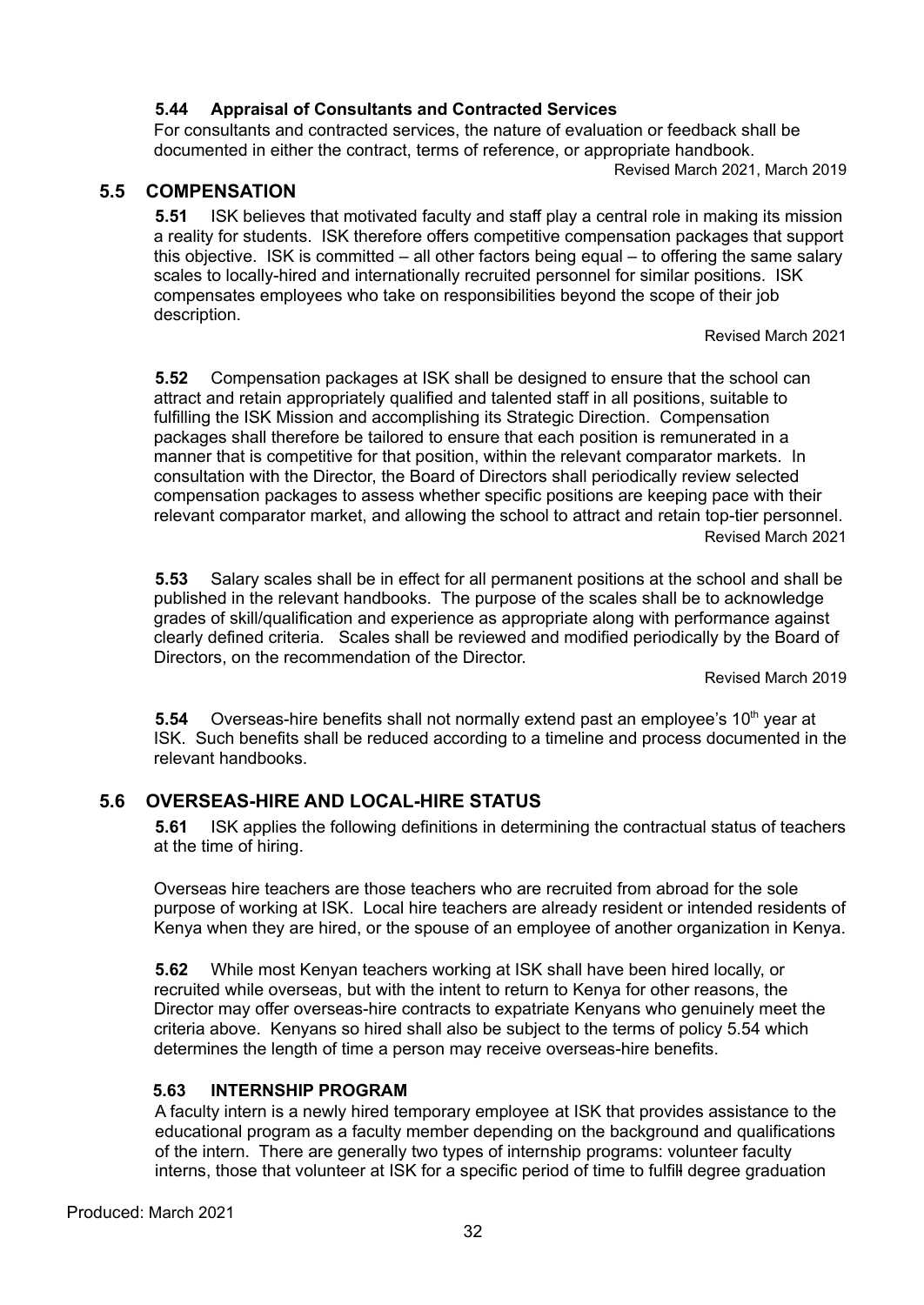#### 5.44 Appraisal of Consultants and Contracted Services

For consultants and contracted services, the nature of evaluation or feedback shall be documented in either the contract, terms of reference, or appropriate handbook.

Revised March 2021, March 2019

### 5.5 COMPENSATION

**5.51** ISK believes that motivated faculty and staff play a central role in making its mission a reality for students. ISK therefore offers competitive compensation packages that support this objective. ISK is committed – all other factors being equal – to offering the same salary scales to locally-hired and internationally recruited personnel for similar positions. ISK compensates employees who take on responsibilities beyond the scope of their job description.

Revised March 2021

**5.52** Compensation packages at ISK shall be designed to ensure that the school can attract and retain appropriately qualified and talented staff in all positions, suitable to fulfilling the ISK Mission and accomplishing its Strategic Direction. Compensation packages shall therefore be tailored to ensure that each position is remunerated in a manner that is competitive for that position, within the relevant comparator markets. In consultation with the Director, the Board of Directors shall periodically review selected compensation packages to assess whether specific positions are keeping pace with their relevant comparator market, and allowing the school to attract and retain top-tier personnel.

Revised March 2021

**5.53** Salary scales shall be in effect for all permanent positions at the school and shall be published in the relevant handbooks. The purpose of the scales shall be to acknowledge grades of skill/qualification and experience as appropriate along with performance against clearly defined criteria. Scales shall be reviewed and modified periodically by the Board of Directors, on the recommendation of the Director.

Revised March 2019

**5.54** Overseas-hire benefits shall not normally extend past an employee's 10th year at ISK. Such benefits shall be reduced according to a timeline and process documented in the relevant handbooks.

### 5.6 OVERSEAS-HIRE AND LOCAL-HIRE STATUS

**5.61** ISK applies the following definitions in determining the contractual status of teachers at the time of hiring.

Overseas hire teachers are those teachers who are recruited from abroad for the sole purpose of working at ISK. Local hire teachers are already resident or intended residents of Kenya when they are hired, or the spouse of an employee of another organization in Kenya.

**5.62** While most Kenyan teachers working at ISK shall have been hired locally, or recruited while overseas, but with the intent to return to Kenya for other reasons, the Director may offer overseas-hire contracts to expatriate Kenyans who genuinely meet the criteria above. Kenyans so hired shall also be subject to the terms of policy 5.54 which determines the length of time a person may receive overseas-hire benefits.

#### 5.63 INTERNSHIP PROGRAM

A faculty intern is a newly hired temporary employee at ISK that provides assistance to the educational program as a faculty member depending on the background and qualifications of the intern. There are generally two types of internship programs: volunteer faculty interns, those that volunteer at ISK for a specific period of time to fulfill degree graduation

Produced: March 2021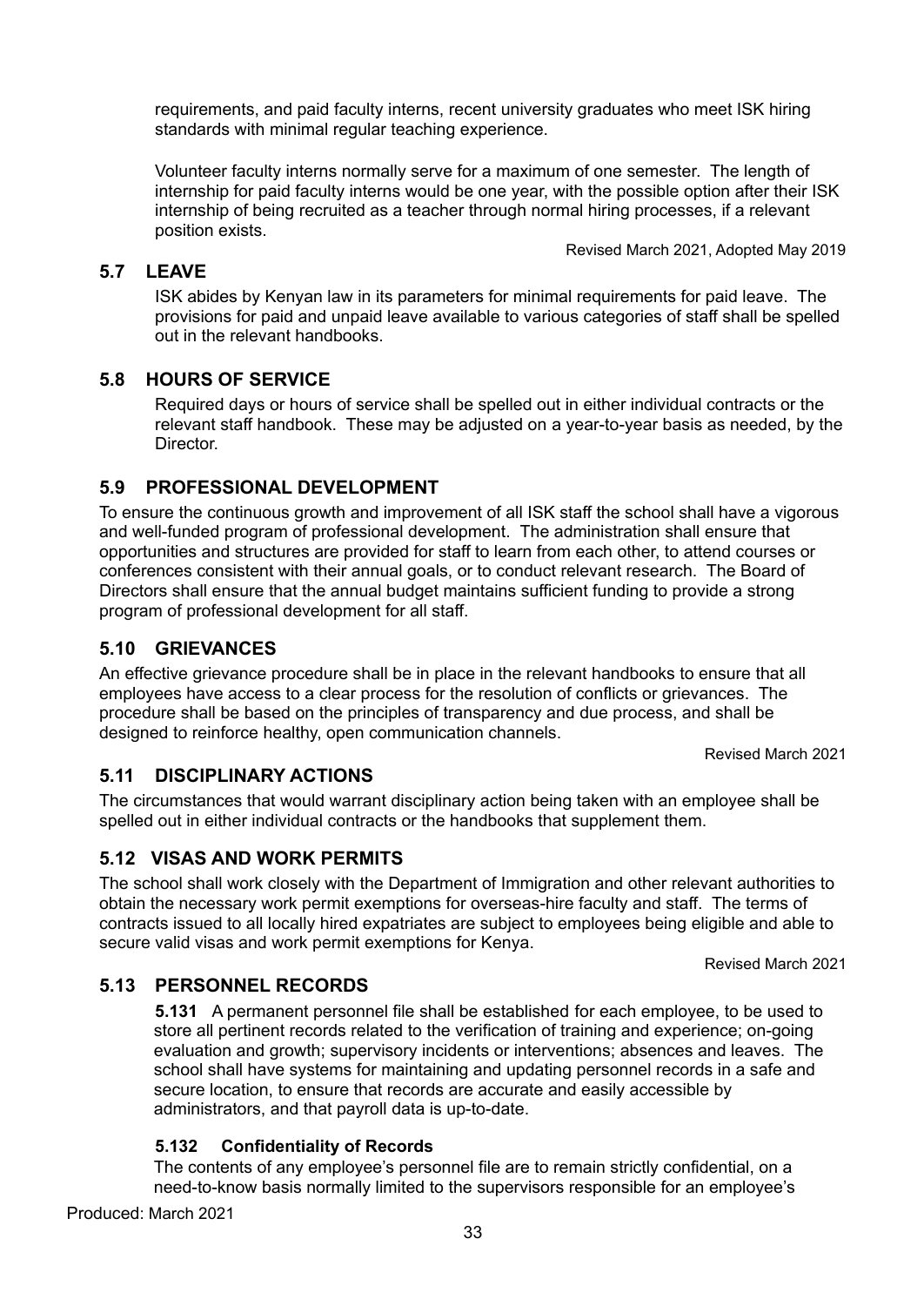requirements, and paid faculty interns, recent university graduates who meet ISK hiring standards with minimal regular teaching experience.

Volunteer faculty interns normally serve for a maximum of one semester. The length of internship for paid faculty interns would be one year, with the possible option after their ISK internship of being recruited as a teacher through normal hiring processes, if a relevant position exists.

Revised March 2021, Adopted May 2019

## 5.7 LEAVE

ISK abides by Kenyan law in its parameters for minimal requirements for paid leave. The provisions for paid and unpaid leave available to various categories of staff shall be spelled out in the relevant handbooks.

## 5.8 HOURS OF SERVICE

Required days or hours of service shall be spelled out in either individual contracts or the relevant staff handbook. These may be adjusted on a year-to-year basis as needed, by the Director.

## 5.9 PROFESSIONAL DEVELOPMENT

To ensure the continuous growth and improvement of all ISK staff the school shall have a vigorous and well-funded program of professional development. The administration shall ensure that opportunities and structures are provided for staff to learn from each other, to attend courses or conferences consistent with their annual goals, or to conduct relevant research. The Board of Directors shall ensure that the annual budget maintains sufficient funding to provide a strong program of professional development for all staff.

## 5.10 GRIEVANCES

An effective grievance procedure shall be in place in the relevant handbooks to ensure that all employees have access to a clear process for the resolution of conflicts or grievances. The procedure shall be based on the principles of transparency and due process, and shall be designed to reinforce healthy, open communication channels.

Revised March 2021

## 5.11 DISCIPLINARY ACTIONS

The circumstances that would warrant disciplinary action being taken with an employee shall be spelled out in either individual contracts or the handbooks that supplement them.

## 5.12 VISAS AND WORK PERMITS

The school shall work closely with the Department of Immigration and other relevant authorities to obtain the necessary work permit exemptions for overseas-hire faculty and staff. The terms of contracts issued to all locally hired expatriates are subject to employees being eligible and able to secure valid visas and work permit exemptions for Kenya.

Revised March 2021

## 5.13 PERSONNEL RECORDS

**5.131** A permanent personnel file shall be established for each employee, to be used to store all pertinent records related to the verification of training and experience; on-going evaluation and growth; supervisory incidents or interventions; absences and leaves. The school shall have systems for maintaining and updating personnel records in a safe and secure location, to ensure that records are accurate and easily accessible by administrators, and that payroll data is up-to-date.

### 5.132 Confidentiality of Records

The contents of any employee's personnel file are to remain strictly confidential, on a need-to-know basis normally limited to the supervisors responsible for an employee's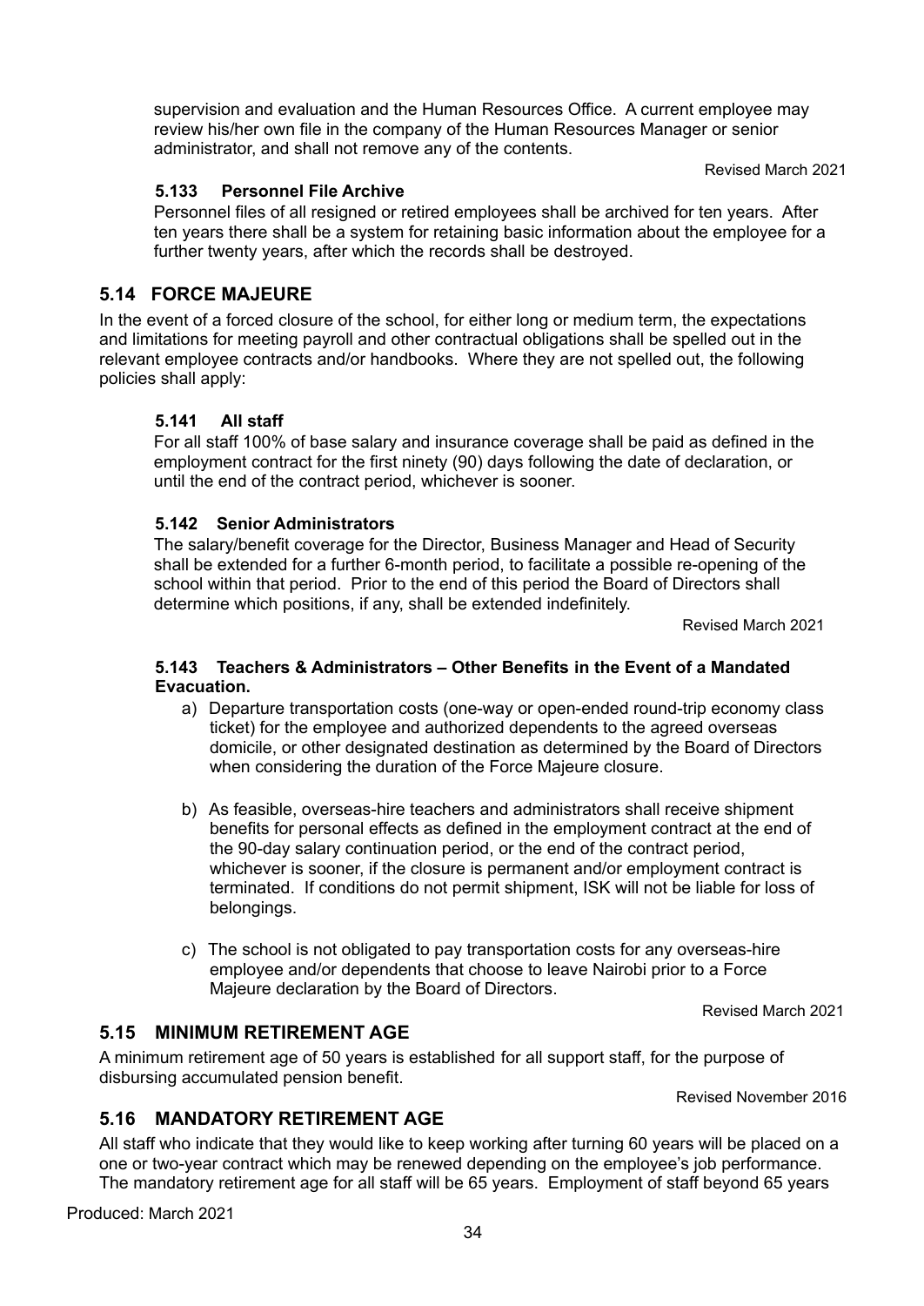supervision and evaluation and the Human Resources Office. A current employee may review his/her own file in the company of the Human Resources Manager or senior administrator, and shall not remove any of the contents.

Revised March 2021

### 5.133 Personnel File Archive

Personnel files of all resigned or retired employees shall be archived for ten years. After ten years there shall be a system for retaining basic information about the employee for a further twenty years, after which the records shall be destroyed.

## 5.14 FORCE MAJEURE

In the event of a forced closure of the school, for either long or medium term, the expectations and limitations for meeting payroll and other contractual obligations shall be spelled out in the relevant employee contracts and/or handbooks. Where they are not spelled out, the following policies shall apply:

### 5.141 All staff

For all staff 100% of base salary and insurance coverage shall be paid as defined in the employment contract for the first ninety (90) days following the date of declaration, or until the end of the contract period, whichever is sooner.

### 5.142 Senior Administrators

The salary/benefit coverage for the Director, Business Manager and Head of Security shall be extended for a further 6-month period, to facilitate a possible re-opening of the school within that period. Prior to the end of this period the Board of Directors shall determine which positions, if any, shall be extended indefinitely.

Revised March 2021

### 5.143 Teachers & Administrators – Other Benefits in the Event of a Mandated Evacuation.

a) Departure transportation costs (one-way or open-ended round-trip economy class ticket) for the employee and authorized dependents to the agreed overseas domicile, or other designated destination as determined by the Board of Directors when considering the duration of the Force Majeure closure.

b) As feasible, overseas-hire teachers and administrators shall receive shipment benefits for personal effects as defined in the employment contract at the end of the 90-day salary continuation period, or the end of the contract period, whichever is sooner, if the closure is permanent and/or employment contract is terminated. If conditions do not permit shipment, ISK will not be liable for loss of belongings.

c) The school is not obligated to pay transportation costs for any overseas-hire employee and/or dependents that choose to leave Nairobi prior to a Force Majeure declaration by the Board of Directors.

Revised March 2021

## 5.15 MINIMUM RETIREMENT AGE

A minimum retirement age of 50 years is established for all support staff, for the purpose of disbursing accumulated pension benefit.

Revised November 2016

## 5.16 MANDATORY RETIREMENT AGE

All staff who indicate that they would like to keep working after turning 60 years will be placed on a one or two-year contract which may be renewed depending on the employee's job performance. The mandatory retirement age for all staff will be 65 years. Employment of staff beyond 65 years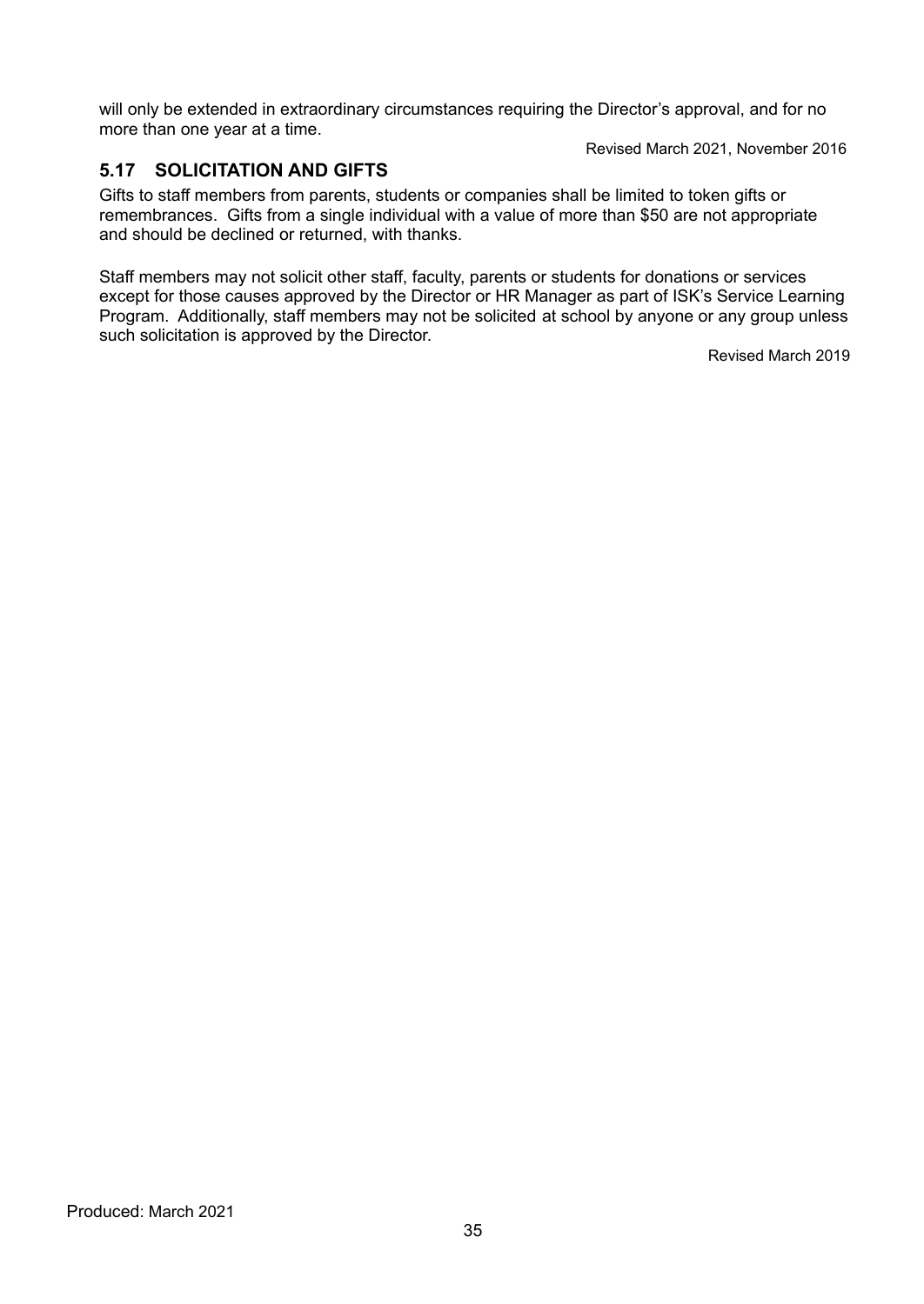will only be extended in extraordinary circumstances requiring the Director's approval, and for no more than one year at a time.

Revised March 2021, November 2016

## 5.17 SOLICITATION AND GIFTS

Gifts to staff members from parents, students or companies shall be limited to token gifts or remembrances. Gifts from a single individual with a value of more than $50 are not appropriate and should be declined or returned, with thanks.

Staff members may not solicit other staff, faculty, parents or students for donations or services except for those causes approved by the Director or HR Manager as part of ISK's Service Learning Program. Additionally, staff members may not be solicited at school by anyone or any group unless such solicitation is approved by the Director.

Revised March 2019

Produced: March 2021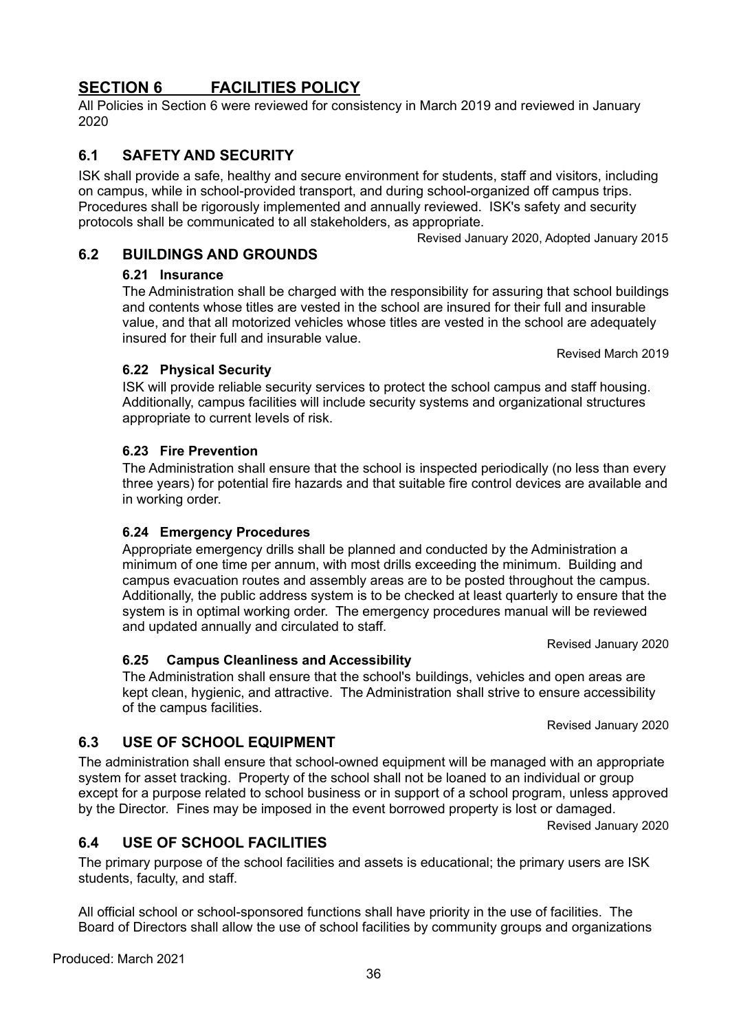## SECTION 6 FACILITIES POLICY

All Policies in Section 6 were reviewed for consistency in March 2019 and reviewed in January 2020

### 6.1 SAFETY AND SECURITY

ISK shall provide a safe, healthy and secure environment for students, staff and visitors, including on campus, while in school-provided transport, and during school-organized off campus trips. Procedures shall be rigorously implemented and annually reviewed. ISK's safety and security protocols shall be communicated to all stakeholders, as appropriate.

Revised January 2020, Adopted January 2015

### 6.2 BUILDINGS AND GROUNDS

#### 6.21 Insurance

The Administration shall be charged with the responsibility for assuring that school buildings and contents whose titles are vested in the school are insured for their full and insurable value, and that all motorized vehicles whose titles are vested in the school are adequately insured for their full and insurable value.

Revised March 2019

#### 6.22 Physical Security

ISK will provide reliable security services to protect the school campus and staff housing. Additionally, campus facilities will include security systems and organizational structures appropriate to current levels of risk.

#### 6.23 Fire Prevention

The Administration shall ensure that the school is inspected periodically (no less than every three years) for potential fire hazards and that suitable fire control devices are available and in working order.

#### 6.24 Emergency Procedures

Appropriate emergency drills shall be planned and conducted by the Administration a minimum of one time per annum, with most drills exceeding the minimum. Building and campus evacuation routes and assembly areas are to be posted throughout the campus. Additionally, the public address system is to be checked at least quarterly to ensure that the system is in optimal working order. The emergency procedures manual will be reviewed and updated annually and circulated to staff.

Revised January 2020

#### 6.25 Campus Cleanliness and Accessibility

The Administration shall ensure that the school's buildings, vehicles and open areas are kept clean, hygienic, and attractive. The Administration shall strive to ensure accessibility of the campus facilities.

Revised January 2020

### 6.3 USE OF SCHOOL EQUIPMENT

The administration shall ensure that school-owned equipment will be managed with an appropriate system for asset tracking. Property of the school shall not be loaned to an individual or group except for a purpose related to school business or in support of a school program, unless approved by the Director. Fines may be imposed in the event borrowed property is lost or damaged.

Revised January 2020

### 6.4 USE OF SCHOOL FACILITIES

The primary purpose of the school facilities and assets is educational; the primary users are ISK students, faculty, and staff.

All official school or school-sponsored functions shall have priority in the use of facilities. The Board of Directors shall allow the use of school facilities by community groups and organizations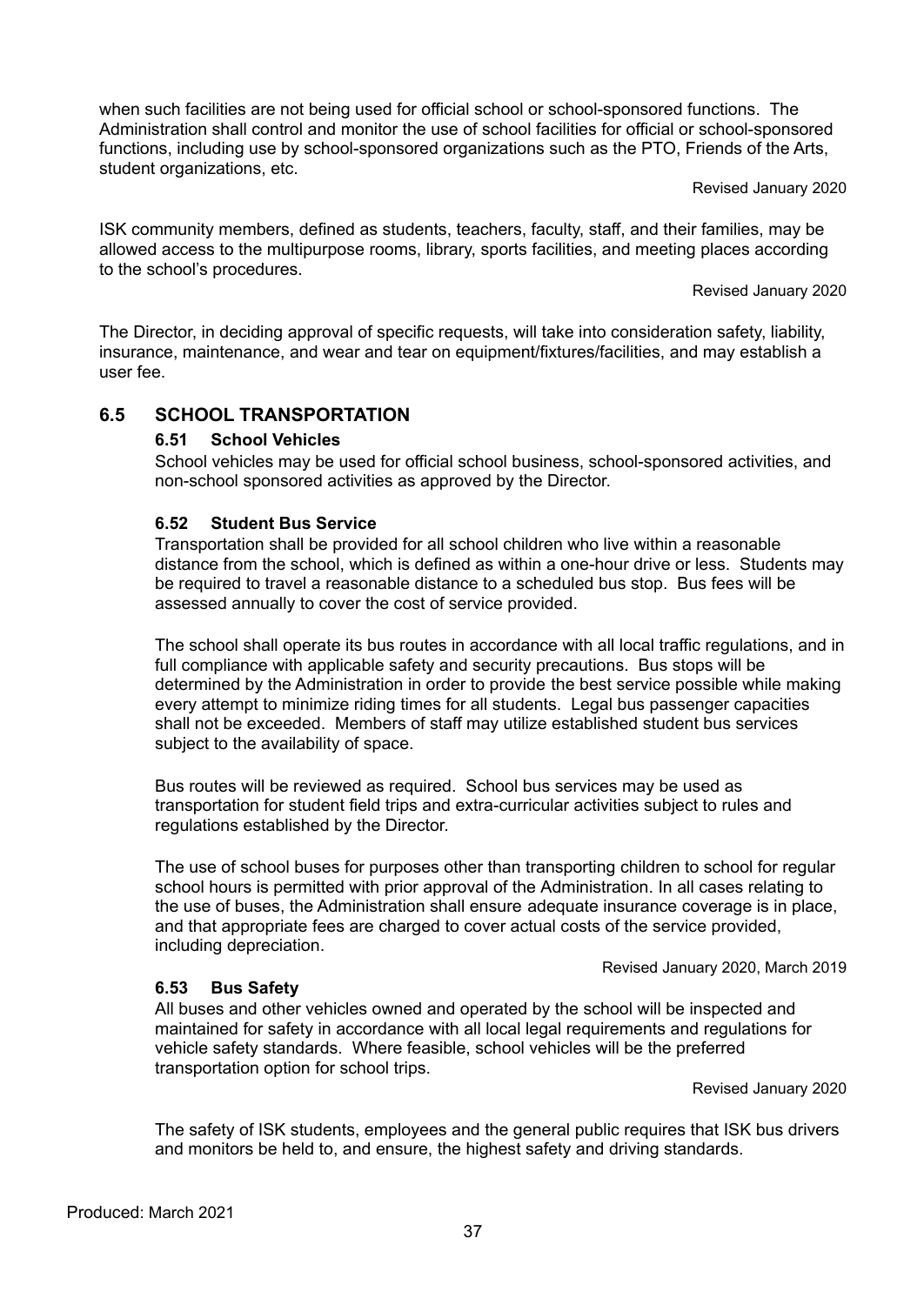when such facilities are not being used for official school or school-sponsored functions. The Administration shall control and monitor the use of school facilities for official or school-sponsored functions, including use by school-sponsored organizations such as the PTO, Friends of the Arts, student organizations, etc.

Revised January 2020

ISK community members, defined as students, teachers, faculty, staff, and their families, may be allowed access to the multipurpose rooms, library, sports facilities, and meeting places according to the school's procedures.

Revised January 2020

The Director, in deciding approval of specific requests, will take into consideration safety, liability, insurance, maintenance, and wear and tear on equipment/fixtures/facilities, and may establish a user fee.

## 6.5 SCHOOL TRANSPORTATION

### 6.51 School Vehicles

School vehicles may be used for official school business, school-sponsored activities, and non-school sponsored activities as approved by the Director.

### 6.52 Student Bus Service

Transportation shall be provided for all school children who live within a reasonable distance from the school, which is defined as within a one-hour drive or less. Students may be required to travel a reasonable distance to a scheduled bus stop. Bus fees will be assessed annually to cover the cost of service provided.

The school shall operate its bus routes in accordance with all local traffic regulations, and in full compliance with applicable safety and security precautions. Bus stops will be determined by the Administration in order to provide the best service possible while making every attempt to minimize riding times for all students. Legal bus passenger capacities shall not be exceeded. Members of staff may utilize established student bus services subject to the availability of space.

Bus routes will be reviewed as required. School bus services may be used as transportation for student field trips and extra-curricular activities subject to rules and regulations established by the Director.

The use of school buses for purposes other than transporting children to school for regular school hours is permitted with prior approval of the Administration. In all cases relating to the use of buses, the Administration shall ensure adequate insurance coverage is in place, and that appropriate fees are charged to cover actual costs of the service provided, including depreciation.

Revised January 2020, March 2019

### 6.53 Bus Safety

All buses and other vehicles owned and operated by the school will be inspected and maintained for safety in accordance with all local legal requirements and regulations for vehicle safety standards. Where feasible, school vehicles will be the preferred transportation option for school trips.

Revised January 2020

The safety of ISK students, employees and the general public requires that ISK bus drivers and monitors be held to, and ensure, the highest safety and driving standards.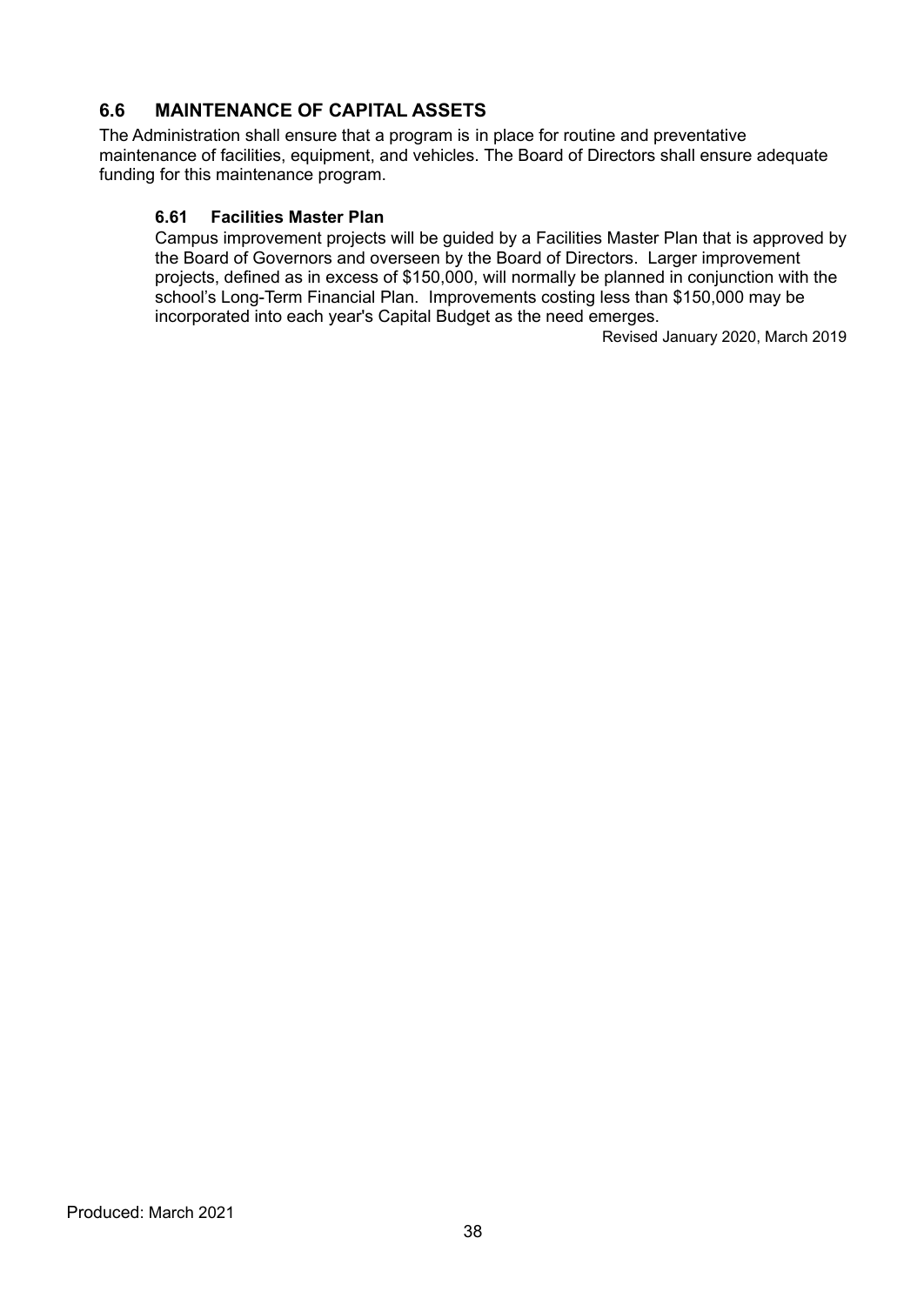## 6.6 MAINTENANCE OF CAPITAL ASSETS

The Administration shall ensure that a program is in place for routine and preventative maintenance of facilities, equipment, and vehicles. The Board of Directors shall ensure adequate funding for this maintenance program.

### 6.61 Facilities Master Plan

Campus improvement projects will be guided by a Facilities Master Plan that is approved by the Board of Governors and overseen by the Board of Directors. Larger improvement projects, defined as in excess of $150,000, will normally be planned in conjunction with the school's Long-Term Financial Plan. Improvements costing less than $150,000 may be incorporated into each year's Capital Budget as the need emerges.

Revised January 2020, March 2019

Produced: March 2021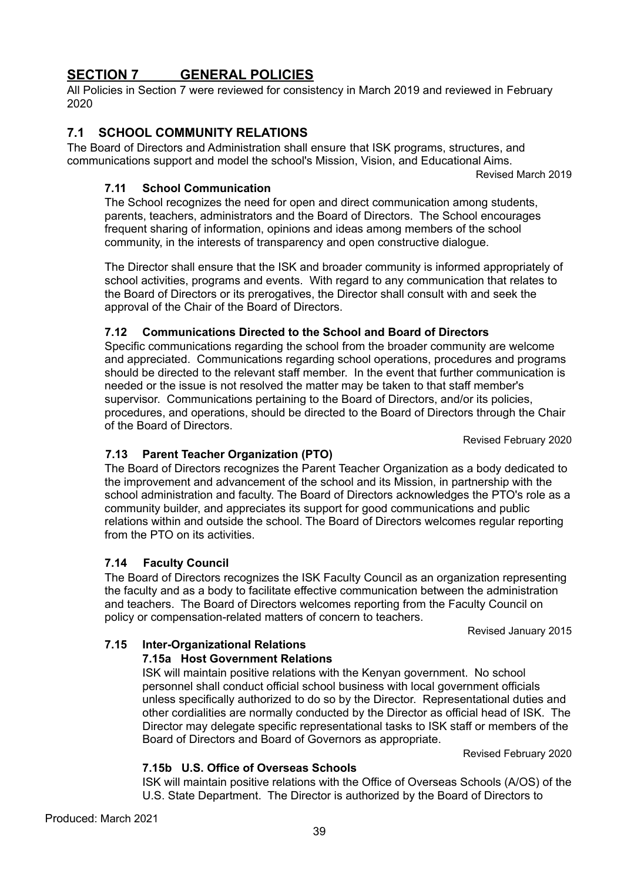# SECTION 7 GENERAL POLICIES

All Policies in Section 7 were reviewed for consistency in March 2019 and reviewed in February 2020

## 7.1 SCHOOL COMMUNITY RELATIONS

The Board of Directors and Administration shall ensure that ISK programs, structures, and communications support and model the school's Mission, Vision, and Educational Aims.

Revised March 2019

### 7.11 School Communication

The School recognizes the need for open and direct communication among students, parents, teachers, administrators and the Board of Directors. The School encourages frequent sharing of information, opinions and ideas among members of the school community, in the interests of transparency and open constructive dialogue.

The Director shall ensure that the ISK and broader community is informed appropriately of school activities, programs and events. With regard to any communication that relates to the Board of Directors or its prerogatives, the Director shall consult with and seek the approval of the Chair of the Board of Directors.

### 7.12 Communications Directed to the School and Board of Directors

Specific communications regarding the school from the broader community are welcome and appreciated. Communications regarding school operations, procedures and programs should be directed to the relevant staff member. In the event that further communication is needed or the issue is not resolved the matter may be taken to that staff member's supervisor. Communications pertaining to the Board of Directors, and/or its policies, procedures, and operations, should be directed to the Board of Directors through the Chair of the Board of Directors.

Revised February 2020

### 7.13 Parent Teacher Organization (PTO)

The Board of Directors recognizes the Parent Teacher Organization as a body dedicated to the improvement and advancement of the school and its Mission, in partnership with the school administration and faculty. The Board of Directors acknowledges the PTO's role as a community builder, and appreciates its support for good communications and public relations within and outside the school. The Board of Directors welcomes regular reporting from the PTO on its activities.

### 7.14 Faculty Council

The Board of Directors recognizes the ISK Faculty Council as an organization representing the faculty and as a body to facilitate effective communication between the administration and teachers. The Board of Directors welcomes reporting from the Faculty Council on policy or compensation-related matters of concern to teachers.

Revised January 2015

### 7.15 Inter-Organizational Relations

#### 7.15a Host Government Relations

ISK will maintain positive relations with the Kenyan government. No school personnel shall conduct official school business with local government officials unless specifically authorized to do so by the Director. Representational duties and other cordialities are normally conducted by the Director as official head of ISK. The Director may delegate specific representational tasks to ISK staff or members of the Board of Directors and Board of Governors as appropriate.

Revised February 2020

#### 7.15b U.S. Office of Overseas Schools

ISK will maintain positive relations with the Office of Overseas Schools (A/OS) of the U.S. State Department. The Director is authorized by the Board of Directors to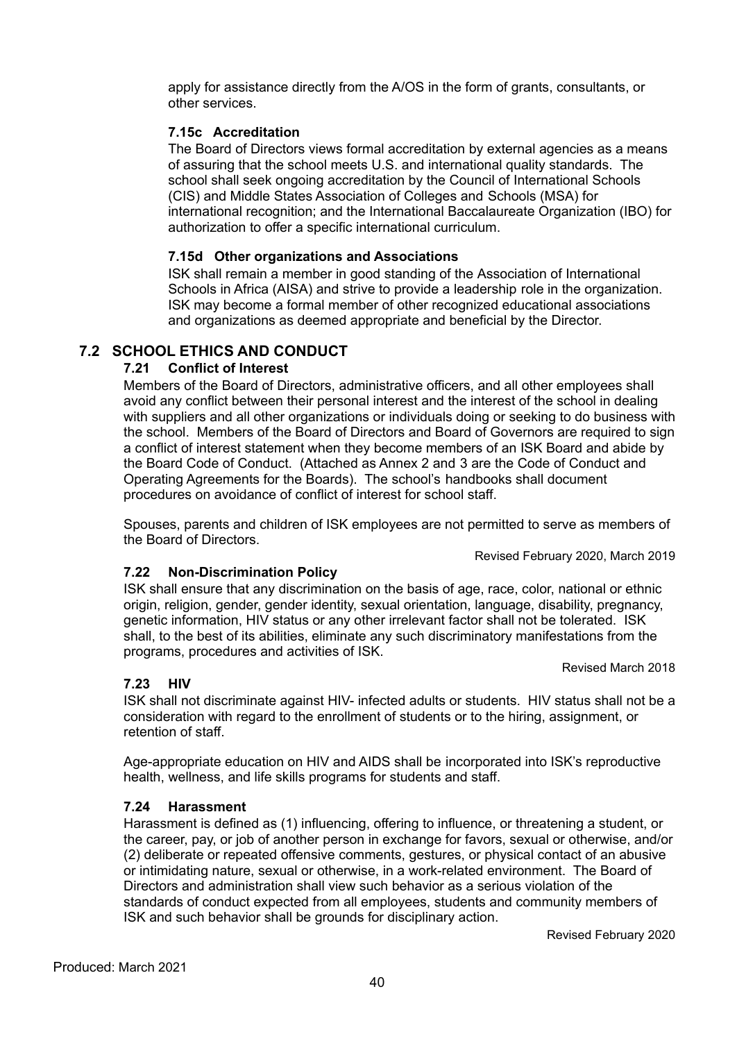apply for assistance directly from the A/OS in the form of grants, consultants, or other services.

#### 7.15c Accreditation

The Board of Directors views formal accreditation by external agencies as a means of assuring that the school meets U.S. and international quality standards. The school shall seek ongoing accreditation by the Council of International Schools (CIS) and Middle States Association of Colleges and Schools (MSA) for international recognition; and the International Baccalaureate Organization (IBO) for authorization to offer a specific international curriculum.

#### 7.15d Other organizations and Associations

ISK shall remain a member in good standing of the Association of International Schools in Africa (AISA) and strive to provide a leadership role in the organization. ISK may become a formal member of other recognized educational associations and organizations as deemed appropriate and beneficial by the Director.

## 7.2 SCHOOL ETHICS AND CONDUCT

### 7.21 Conflict of Interest

Members of the Board of Directors, administrative officers, and all other employees shall avoid any conflict between their personal interest and the interest of the school in dealing with suppliers and all other organizations or individuals doing or seeking to do business with the school. Members of the Board of Directors and Board of Governors are required to sign a conflict of interest statement when they become members of an ISK Board and abide by the Board Code of Conduct. (Attached as Annex 2 and 3 are the Code of Conduct and Operating Agreements for the Boards). The school's handbooks shall document procedures on avoidance of conflict of interest for school staff.

Spouses, parents and children of ISK employees are not permitted to serve as members of the Board of Directors.

Revised February 2020, March 2019

### 7.22 Non-Discrimination Policy

ISK shall ensure that any discrimination on the basis of age, race, color, national or ethnic origin, religion, gender, gender identity, sexual orientation, language, disability, pregnancy, genetic information, HIV status or any other irrelevant factor shall not be tolerated. ISK shall, to the best of its abilities, eliminate any such discriminatory manifestations from the programs, procedures and activities of ISK.

Revised March 2018

### 7.23 HIV

ISK shall not discriminate against HIV- infected adults or students. HIV status shall not be a consideration with regard to the enrollment of students or to the hiring, assignment, or retention of staff.

Age-appropriate education on HIV and AIDS shall be incorporated into ISK's reproductive health, wellness, and life skills programs for students and staff.

### 7.24 Harassment

Harassment is defined as (1) influencing, offering to influence, or threatening a student, or the career, pay, or job of another person in exchange for favors, sexual or otherwise, and/or (2) deliberate or repeated offensive comments, gestures, or physical contact of an abusive or intimidating nature, sexual or otherwise, in a work-related environment. The Board of Directors and administration shall view such behavior as a serious violation of the standards of conduct expected from all employees, students and community members of ISK and such behavior shall be grounds for disciplinary action.

Revised February 2020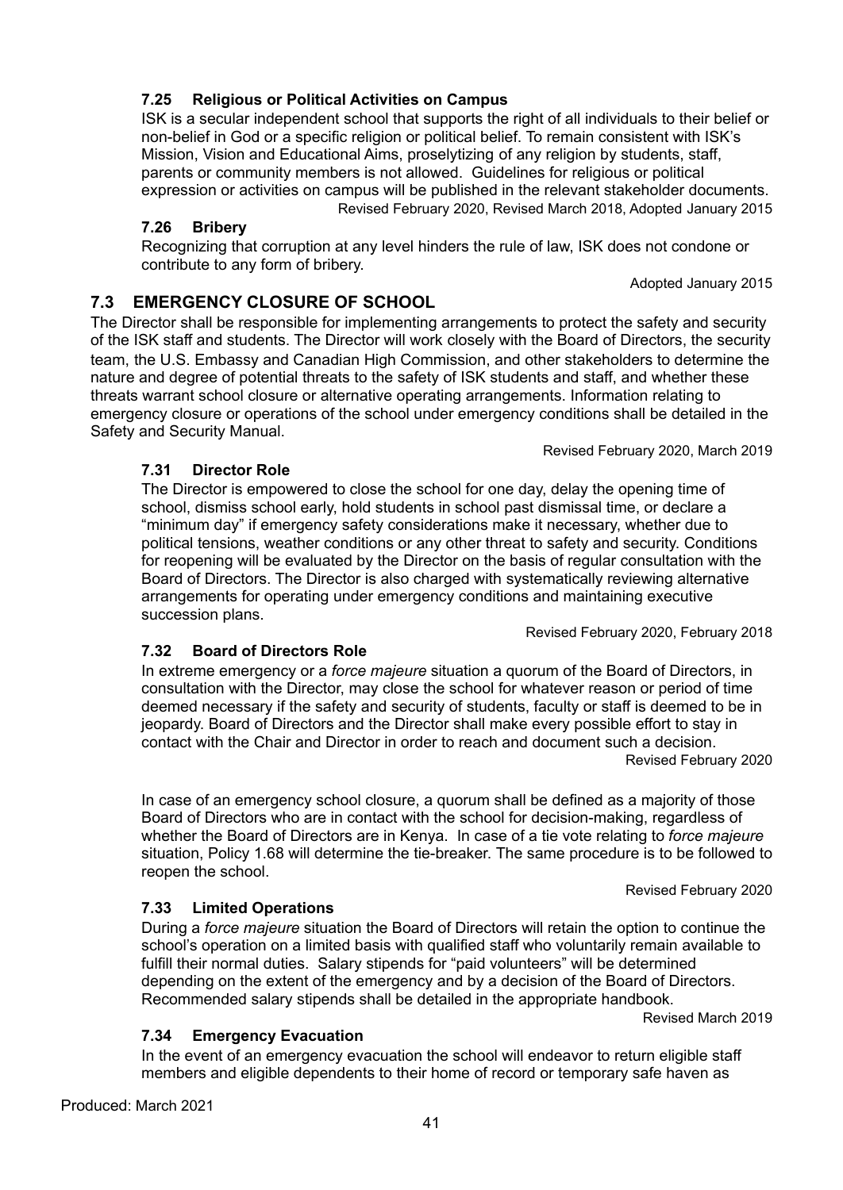### 7.25 Religious or Political Activities on Campus

ISK is a secular independent school that supports the right of all individuals to their belief or non-belief in God or a specific religion or political belief. To remain consistent with ISK's Mission, Vision and Educational Aims, proselytizing of any religion by students, staff, parents or community members is not allowed. Guidelines for religious or political expression or activities on campus will be published in the relevant stakeholder documents.

Revised February 2020, Revised March 2018, Adopted January 2015

### 7.26 Bribery

Recognizing that corruption at any level hinders the rule of law, ISK does not condone or contribute to any form of bribery.

Adopted January 2015

## 7.3 EMERGENCY CLOSURE OF SCHOOL

The Director shall be responsible for implementing arrangements to protect the safety and security of the ISK staff and students. The Director will work closely with the Board of Directors, the security team, the U.S. Embassy and Canadian High Commission, and other stakeholders to determine the nature and degree of potential threats to the safety of ISK students and staff, and whether these threats warrant school closure or alternative operating arrangements. Information relating to emergency closure or operations of the school under emergency conditions shall be detailed in the Safety and Security Manual.

Revised February 2020, March 2019

### 7.31 Director Role

The Director is empowered to close the school for one day, delay the opening time of school, dismiss school early, hold students in school past dismissal time, or declare a "minimum day" if emergency safety considerations make it necessary, whether due to political tensions, weather conditions or any other threat to safety and security. Conditions for reopening will be evaluated by the Director on the basis of regular consultation with the Board of Directors. The Director is also charged with systematically reviewing alternative arrangements for operating under emergency conditions and maintaining executive succession plans.

Revised February 2020, February 2018

### 7.32 Board of Directors Role

In extreme emergency or a *force majeure* situation a quorum of the Board of Directors, in consultation with the Director, may close the school for whatever reason or period of time deemed necessary if the safety and security of students, faculty or staff is deemed to be in jeopardy. Board of Directors and the Director shall make every possible effort to stay in contact with the Chair and Director in order to reach and document such a decision.

Revised February 2020

In case of an emergency school closure, a quorum shall be defined as a majority of those Board of Directors who are in contact with the school for decision-making, regardless of whether the Board of Directors are in Kenya. In case of a tie vote relating to *force majeure* situation, Policy 1.68 will determine the tie-breaker. The same procedure is to be followed to reopen the school.

Revised February 2020

### 7.33 Limited Operations

During a *force majeure* situation the Board of Directors will retain the option to continue the school's operation on a limited basis with qualified staff who voluntarily remain available to fulfill their normal duties. Salary stipends for "paid volunteers" will be determined depending on the extent of the emergency and by a decision of the Board of Directors. Recommended salary stipends shall be detailed in the appropriate handbook.

Revised March 2019

### 7.34 Emergency Evacuation

In the event of an emergency evacuation the school will endeavor to return eligible staff members and eligible dependents to their home of record or temporary safe haven as

Produced: March 2021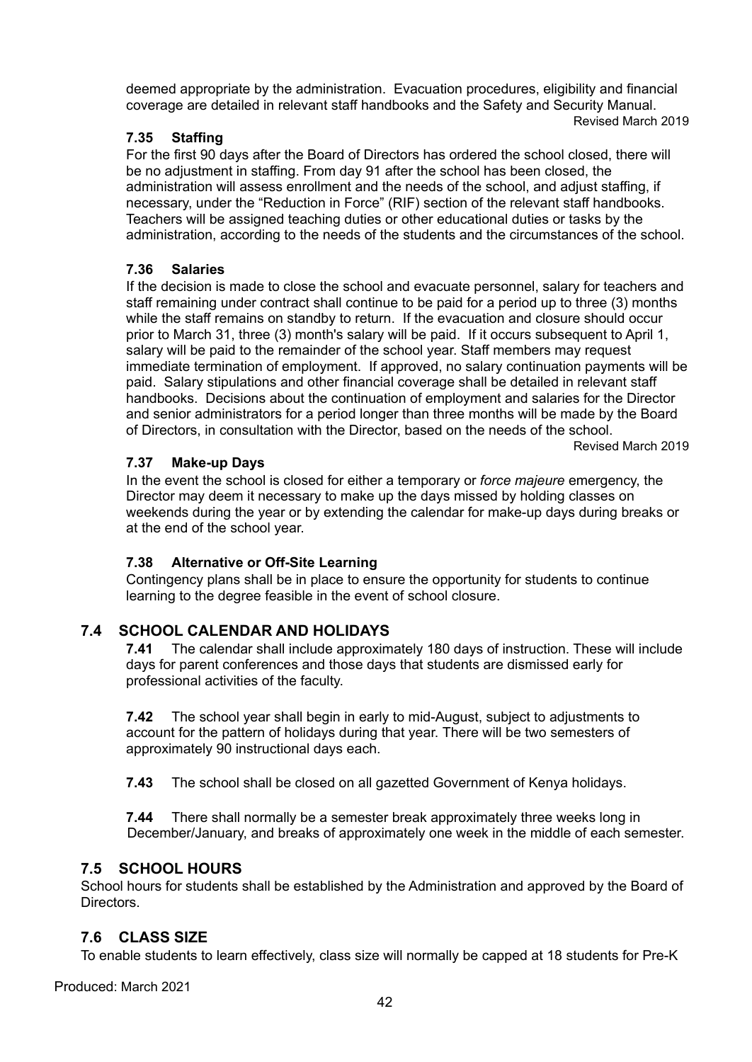deemed appropriate by the administration. Evacuation procedures, eligibility and financial coverage are detailed in relevant staff handbooks and the Safety and Security Manual.

Revised March 2019

### 7.35 Staffing

For the first 90 days after the Board of Directors has ordered the school closed, there will be no adjustment in staffing. From day 91 after the school has been closed, the administration will assess enrollment and the needs of the school, and adjust staffing, if necessary, under the "Reduction in Force" (RIF) section of the relevant staff handbooks. Teachers will be assigned teaching duties or other educational duties or tasks by the administration, according to the needs of the students and the circumstances of the school.

### 7.36 Salaries

If the decision is made to close the school and evacuate personnel, salary for teachers and staff remaining under contract shall continue to be paid for a period up to three (3) months while the staff remains on standby to return. If the evacuation and closure should occur prior to March 31, three (3) month's salary will be paid. If it occurs subsequent to April 1, salary will be paid to the remainder of the school year. Staff members may request immediate termination of employment. If approved, no salary continuation payments will be paid. Salary stipulations and other financial coverage shall be detailed in relevant staff handbooks. Decisions about the continuation of employment and salaries for the Director and senior administrators for a period longer than three months will be made by the Board of Directors, in consultation with the Director, based on the needs of the school.

Revised March 2019

### 7.37 Make-up Days

In the event the school is closed for either a temporary or *force majeure* emergency, the Director may deem it necessary to make up the days missed by holding classes on weekends during the year or by extending the calendar for make-up days during breaks or at the end of the school year.

### 7.38 Alternative or Off-Site Learning

Contingency plans shall be in place to ensure the opportunity for students to continue learning to the degree feasible in the event of school closure.

## 7.4 SCHOOL CALENDAR AND HOLIDAYS

**7.41** The calendar shall include approximately 180 days of instruction. These will include days for parent conferences and those days that students are dismissed early for professional activities of the faculty.

**7.42** The school year shall begin in early to mid-August, subject to adjustments to account for the pattern of holidays during that year. There will be two semesters of approximately 90 instructional days each.

**7.43** The school shall be closed on all gazetted Government of Kenya holidays.

**7.44** There shall normally be a semester break approximately three weeks long in December/January, and breaks of approximately one week in the middle of each semester.

## 7.5 SCHOOL HOURS

School hours for students shall be established by the Administration and approved by the Board of Directors.

## 7.6 CLASS SIZE

To enable students to learn effectively, class size will normally be capped at 18 students for Pre-K

Produced: March 2021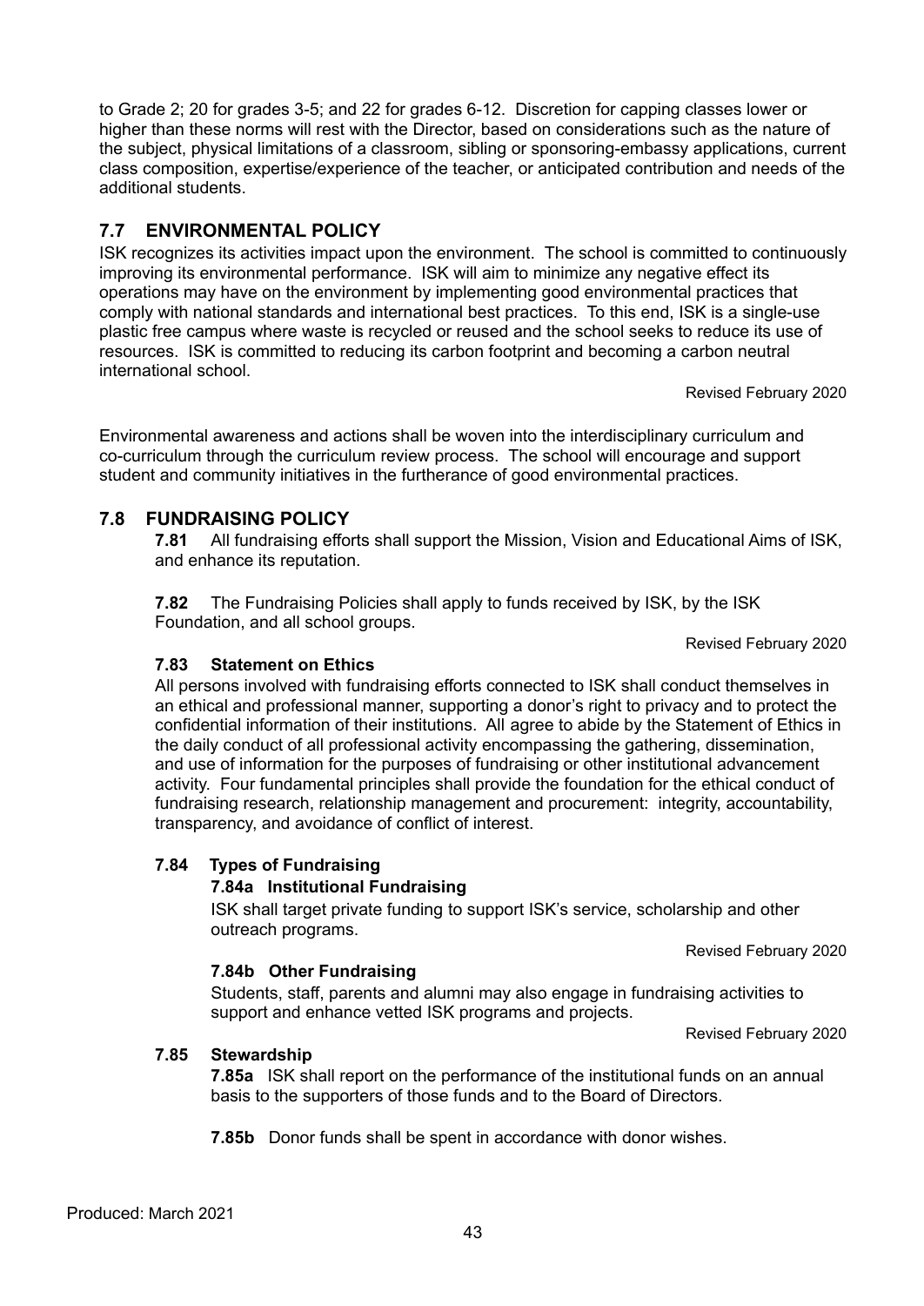to Grade 2; 20 for grades 3-5; and 22 for grades 6-12. Discretion for capping classes lower or higher than these norms will rest with the Director, based on considerations such as the nature of the subject, physical limitations of a classroom, sibling or sponsoring-embassy applications, current class composition, expertise/experience of the teacher, or anticipated contribution and needs of the additional students.

## 7.7 ENVIRONMENTAL POLICY

ISK recognizes its activities impact upon the environment. The school is committed to continuously improving its environmental performance. ISK will aim to minimize any negative effect its operations may have on the environment by implementing good environmental practices that comply with national standards and international best practices. To this end, ISK is a single-use plastic free campus where waste is recycled or reused and the school seeks to reduce its use of resources. ISK is committed to reducing its carbon footprint and becoming a carbon neutral international school.

Revised February 2020

Environmental awareness and actions shall be woven into the interdisciplinary curriculum and co-curriculum through the curriculum review process. The school will encourage and support student and community initiatives in the furtherance of good environmental practices.

## 7.8 FUNDRAISING POLICY

**7.81** All fundraising efforts shall support the Mission, Vision and Educational Aims of ISK, and enhance its reputation.

**7.82** The Fundraising Policies shall apply to funds received by ISK, by the ISK Foundation, and all school groups.

Revised February 2020

### 7.83 Statement on Ethics

All persons involved with fundraising efforts connected to ISK shall conduct themselves in an ethical and professional manner, supporting a donor's right to privacy and to protect the confidential information of their institutions. All agree to abide by the Statement of Ethics in the daily conduct of all professional activity encompassing the gathering, dissemination, and use of information for the purposes of fundraising or other institutional advancement activity. Four fundamental principles shall provide the foundation for the ethical conduct of fundraising research, relationship management and procurement: integrity, accountability, transparency, and avoidance of conflict of interest.

### 7.84 Types of Fundraising

#### 7.84a Institutional Fundraising

ISK shall target private funding to support ISK's service, scholarship and other outreach programs.

Revised February 2020

#### 7.84b Other Fundraising

Students, staff, parents and alumni may also engage in fundraising activities to support and enhance vetted ISK programs and projects.

Revised February 2020

### 7.85 Stewardship

**7.85a** ISK shall report on the performance of the institutional funds on an annual basis to the supporters of those funds and to the Board of Directors.

**7.85b** Donor funds shall be spent in accordance with donor wishes.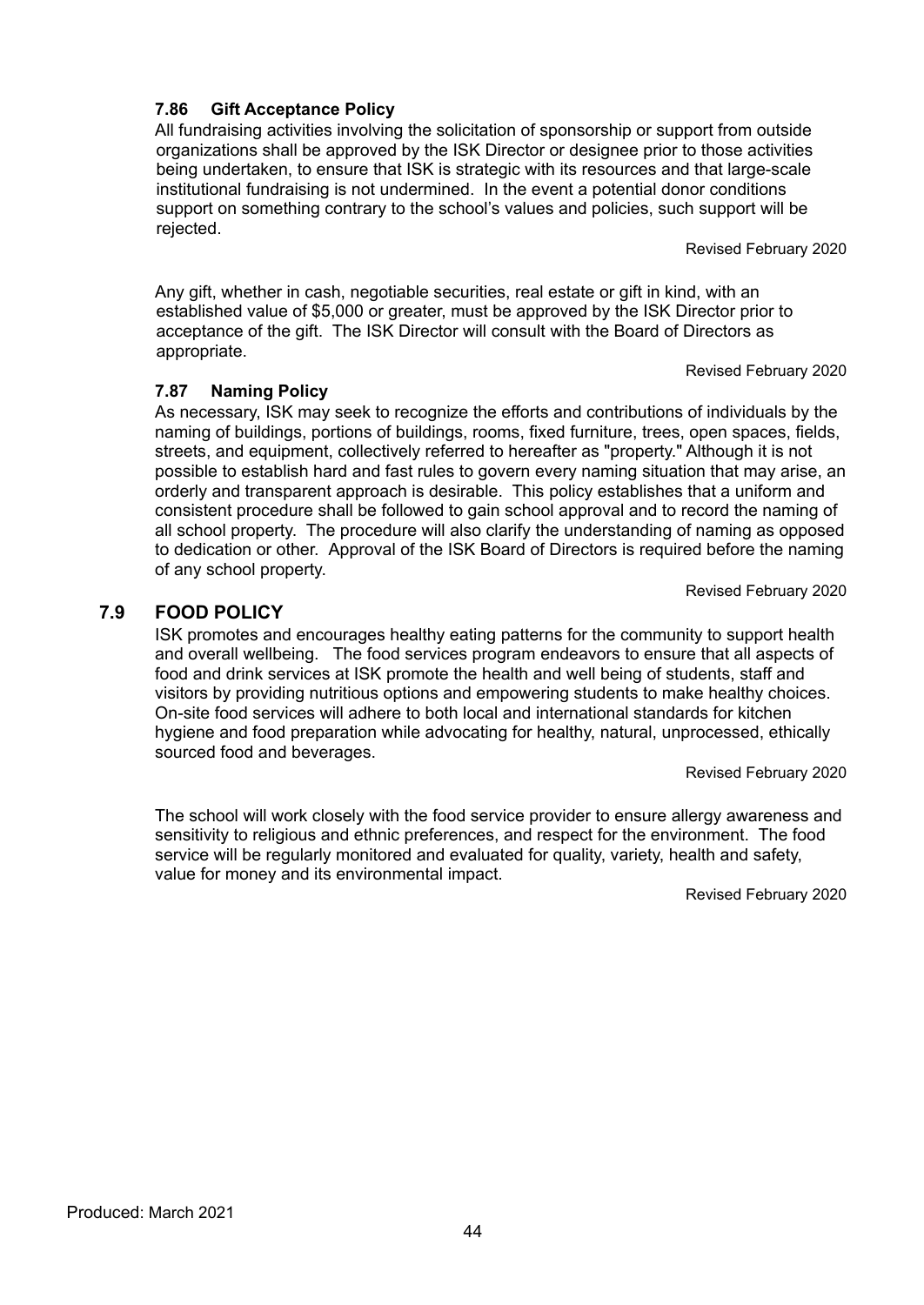### 7.86 Gift Acceptance Policy

All fundraising activities involving the solicitation of sponsorship or support from outside organizations shall be approved by the ISK Director or designee prior to those activities being undertaken, to ensure that ISK is strategic with its resources and that large-scale institutional fundraising is not undermined. In the event a potential donor conditions support on something contrary to the school's values and policies, such support will be rejected.

Revised February 2020

Any gift, whether in cash, negotiable securities, real estate or gift in kind, with an established value of $5,000 or greater, must be approved by the ISK Director prior to acceptance of the gift. The ISK Director will consult with the Board of Directors as appropriate.

Revised February 2020

### 7.87 Naming Policy

As necessary, ISK may seek to recognize the efforts and contributions of individuals by the naming of buildings, portions of buildings, rooms, fixed furniture, trees, open spaces, fields, streets, and equipment, collectively referred to hereafter as "property." Although it is not possible to establish hard and fast rules to govern every naming situation that may arise, an orderly and transparent approach is desirable. This policy establishes that a uniform and consistent procedure shall be followed to gain school approval and to record the naming of all school property. The procedure will also clarify the understanding of naming as opposed to dedication or other. Approval of the ISK Board of Directors is required before the naming of any school property.

Revised February 2020

## 7.9 FOOD POLICY

ISK promotes and encourages healthy eating patterns for the community to support health and overall wellbeing. The food services program endeavors to ensure that all aspects of food and drink services at ISK promote the health and well being of students, staff and visitors by providing nutritious options and empowering students to make healthy choices. On-site food services will adhere to both local and international standards for kitchen hygiene and food preparation while advocating for healthy, natural, unprocessed, ethically sourced food and beverages.

Revised February 2020

The school will work closely with the food service provider to ensure allergy awareness and sensitivity to religious and ethnic preferences, and respect for the environment. The food service will be regularly monitored and evaluated for quality, variety, health and safety, value for money and its environmental impact.

Revised February 2020

Produced: March 2021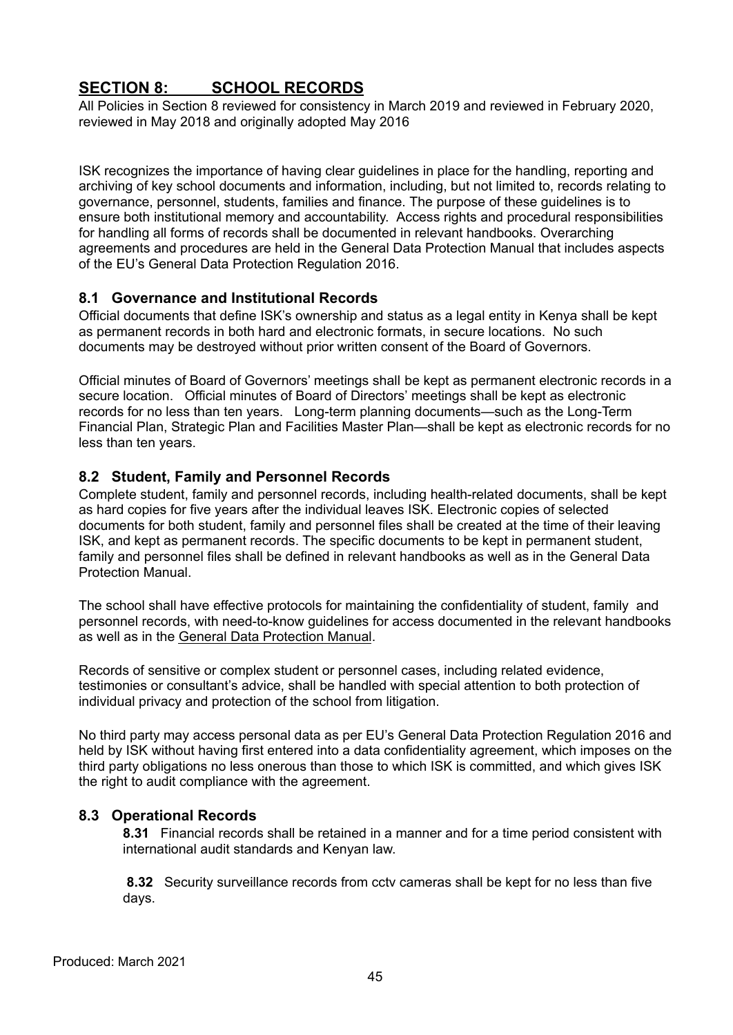## SECTION 8: SCHOOL RECORDS

All Policies in Section 8 reviewed for consistency in March 2019 and reviewed in February 2020, reviewed in May 2018 and originally adopted May 2016

ISK recognizes the importance of having clear guidelines in place for the handling, reporting and archiving of key school documents and information, including, but not limited to, records relating to governance, personnel, students, families and finance. The purpose of these guidelines is to ensure both institutional memory and accountability. Access rights and procedural responsibilities for handling all forms of records shall be documented in relevant handbooks. Overarching agreements and procedures are held in the General Data Protection Manual that includes aspects of the EU's General Data Protection Regulation 2016.

### 8.1 Governance and Institutional Records

Official documents that define ISK's ownership and status as a legal entity in Kenya shall be kept as permanent records in both hard and electronic formats, in secure locations. No such documents may be destroyed without prior written consent of the Board of Governors.

Official minutes of Board of Governors' meetings shall be kept as permanent electronic records in a secure location. Official minutes of Board of Directors' meetings shall be kept as electronic records for no less than ten years. Long-term planning documents—such as the Long-Term Financial Plan, Strategic Plan and Facilities Master Plan—shall be kept as electronic records for no less than ten years.

### 8.2 Student, Family and Personnel Records

Complete student, family and personnel records, including health-related documents, shall be kept as hard copies for five years after the individual leaves ISK. Electronic copies of selected documents for both student, family and personnel files shall be created at the time of their leaving ISK, and kept as permanent records. The specific documents to be kept in permanent student, family and personnel files shall be defined in relevant handbooks as well as in the General Data Protection Manual.

The school shall have effective protocols for maintaining the confidentiality of student, family and personnel records, with need-to-know guidelines for access documented in the relevant handbooks as well as in the General Data Protection Manual.

Records of sensitive or complex student or personnel cases, including related evidence, testimonies or consultant's advice, shall be handled with special attention to both protection of individual privacy and protection of the school from litigation.

No third party may access personal data as per EU's General Data Protection Regulation 2016 and held by ISK without having first entered into a data confidentiality agreement, which imposes on the third party obligations no less onerous than those to which ISK is committed, and which gives ISK the right to audit compliance with the agreement.

### 8.3 Operational Records

**8.31** Financial records shall be retained in a manner and for a time period consistent with international audit standards and Kenyan law.

**8.32** Security surveillance records from cctv cameras shall be kept for no less than five days.

Produced: March 2021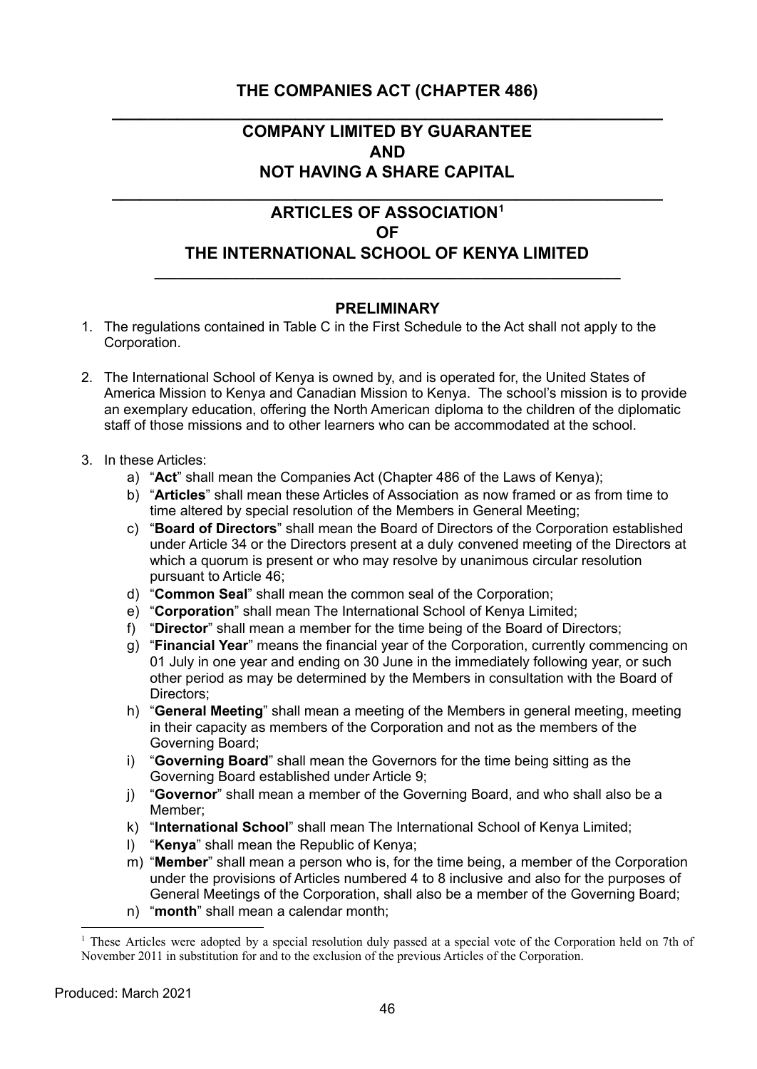# THE COMPANIES ACT (CHAPTER 486)

## COMPANY LIMITED BY GUARANTEE
## AND
## NOT HAVING A SHARE CAPITAL

## ARTICLES OF ASSOCIATION[1]
## OF
## THE INTERNATIONAL SCHOOL OF KENYA LIMITED

### PRELIMINARY

1. The regulations contained in Table C in the First Schedule to the Act shall not apply to the Corporation.

2. The International School of Kenya is owned by, and is operated for, the United States of America Mission to Kenya and Canadian Mission to Kenya. The school's mission is to provide an exemplary education, offering the North American diploma to the children of the diplomatic staff of those missions and to other learners who can be accommodated at the school.

3. In these Articles:
   a) "**Act**" shall mean the Companies Act (Chapter 486 of the Laws of Kenya);
   b) "**Articles**" shall mean these Articles of Association as now framed or as from time to time altered by special resolution of the Members in General Meeting;
   c) "**Board of Directors**" shall mean the Board of Directors of the Corporation established under Article 34 or the Directors present at a duly convened meeting of the Directors at which a quorum is present or who may resolve by unanimous circular resolution pursuant to Article 46;
   d) "**Common Seal**" shall mean the common seal of the Corporation;
   e) "**Corporation**" shall mean The International School of Kenya Limited;
   f) "**Director**" shall mean a member for the time being of the Board of Directors;
   g) "**Financial Year**" means the financial year of the Corporation, currently commencing on 01 July in one year and ending on 30 June in the immediately following year, or such other period as may be determined by the Members in consultation with the Board of Directors;
   h) "**General Meeting**" shall mean a meeting of the Members in general meeting, meeting in their capacity as members of the Corporation and not as the members of the Governing Board;
   i) "**Governing Board**" shall mean the Governors for the time being sitting as the Governing Board established under Article 9;
   j) "**Governor**" shall mean a member of the Governing Board, and who shall also be a Member;
   k) "**International School**" shall mean The International School of Kenya Limited;
   l) "**Kenya**" shall mean the Republic of Kenya;
   m) "**Member**" shall mean a person who is, for the time being, a member of the Corporation under the provisions of Articles numbered 4 to 8 inclusive and also for the purposes of General Meetings of the Corporation, shall also be a member of the Governing Board;
   n) "**month**" shall mean a calendar month;

[1] These Articles were adopted by a special resolution duly passed at a special vote of the Corporation held on 7th of November 2011 in substitution for and to the exclusion of the previous Articles of the Corporation.

Produced: March 2021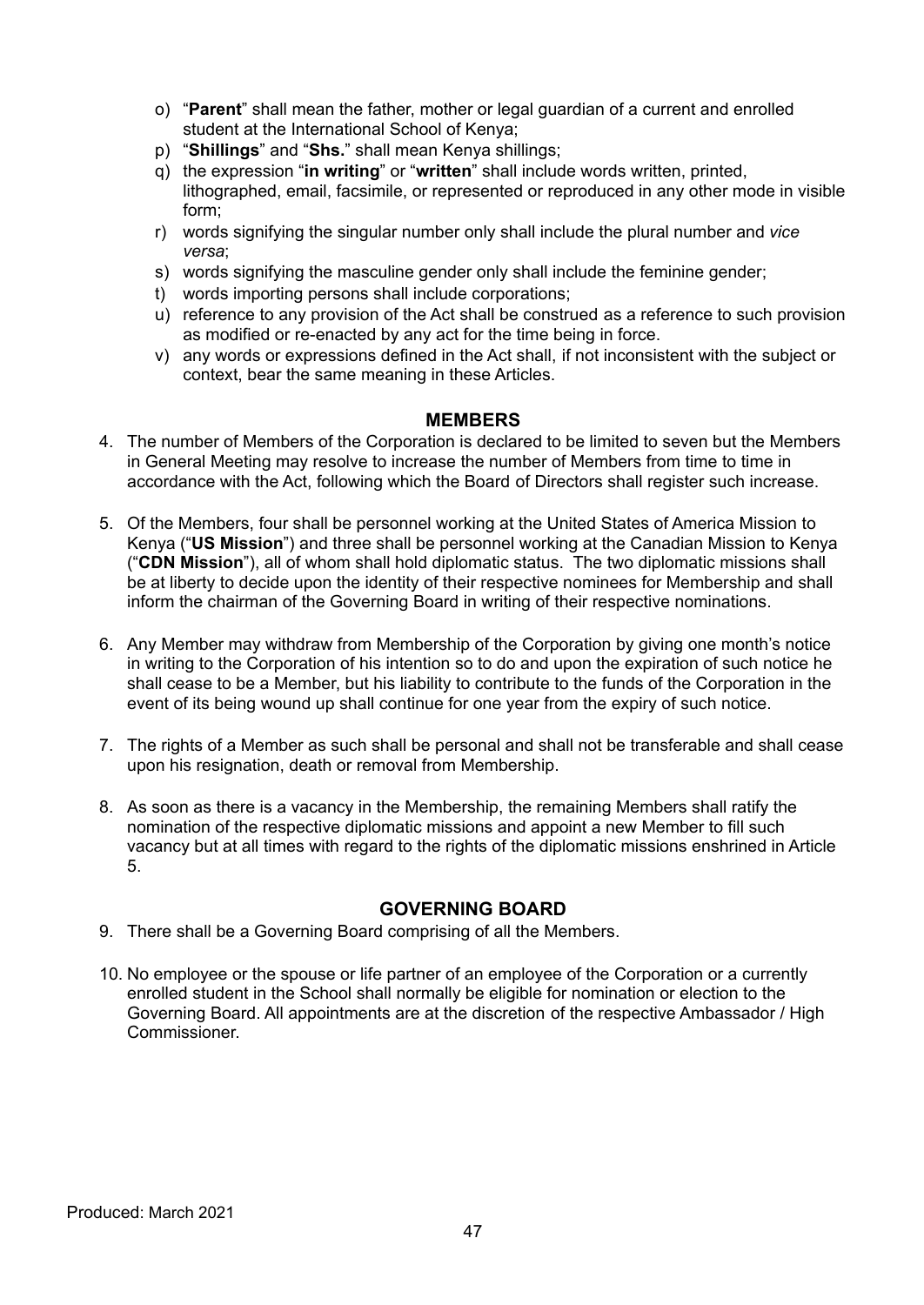o) "**Parent**" shall mean the father, mother or legal guardian of a current and enrolled student at the International School of Kenya;
p) "**Shillings**" and "**Shs.**" shall mean Kenya shillings;
q) the expression "**in writing**" or "**written**" shall include words written, printed, lithographed, email, facsimile, or represented or reproduced in any other mode in visible form;
r) words signifying the singular number only shall include the plural number and *vice versa*;
s) words signifying the masculine gender only shall include the feminine gender;
t) words importing persons shall include corporations;
u) reference to any provision of the Act shall be construed as a reference to such provision as modified or re-enacted by any act for the time being in force.
v) any words or expressions defined in the Act shall, if not inconsistent with the subject or context, bear the same meaning in these Articles.

## MEMBERS

4. The number of Members of the Corporation is declared to be limited to seven but the Members in General Meeting may resolve to increase the number of Members from time to time in accordance with the Act, following which the Board of Directors shall register such increase.

5. Of the Members, four shall be personnel working at the United States of America Mission to Kenya ("**US Mission**") and three shall be personnel working at the Canadian Mission to Kenya ("**CDN Mission**"), all of whom shall hold diplomatic status. The two diplomatic missions shall be at liberty to decide upon the identity of their respective nominees for Membership and shall inform the chairman of the Governing Board in writing of their respective nominations.

6. Any Member may withdraw from Membership of the Corporation by giving one month's notice in writing to the Corporation of his intention so to do and upon the expiration of such notice he shall cease to be a Member, but his liability to contribute to the funds of the Corporation in the event of its being wound up shall continue for one year from the expiry of such notice.

7. The rights of a Member as such shall be personal and shall not be transferable and shall cease upon his resignation, death or removal from Membership.

8. As soon as there is a vacancy in the Membership, the remaining Members shall ratify the nomination of the respective diplomatic missions and appoint a new Member to fill such vacancy but at all times with regard to the rights of the diplomatic missions enshrined in Article 5.

## GOVERNING BOARD

9. There shall be a Governing Board comprising of all the Members.

10. No employee or the spouse or life partner of an employee of the Corporation or a currently enrolled student in the School shall normally be eligible for nomination or election to the Governing Board. All appointments are at the discretion of the respective Ambassador / High Commissioner.

Produced: March 2021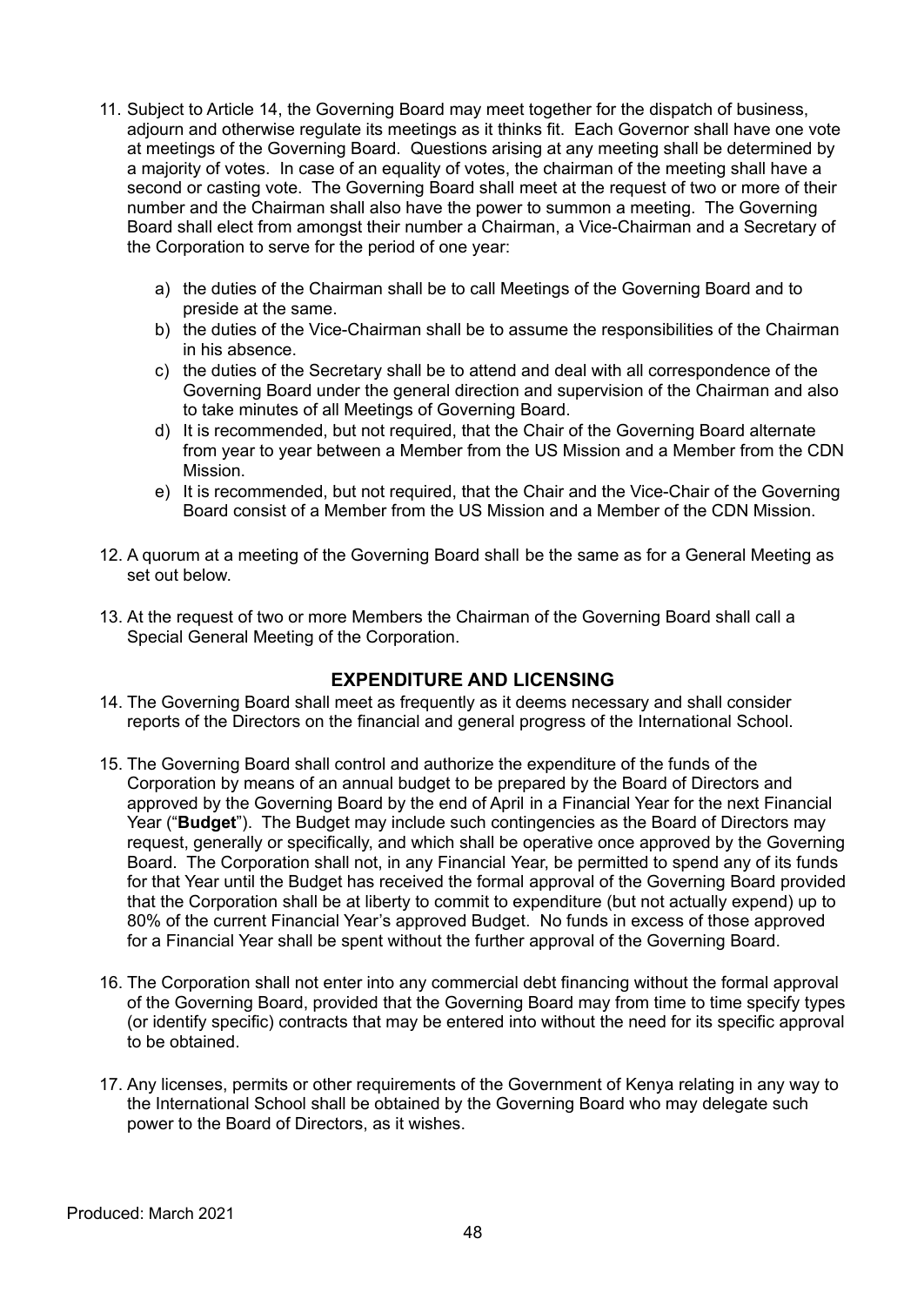11. Subject to Article 14, the Governing Board may meet together for the dispatch of business, adjourn and otherwise regulate its meetings as it thinks fit. Each Governor shall have one vote at meetings of the Governing Board. Questions arising at any meeting shall be determined by a majority of votes. In case of an equality of votes, the chairman of the meeting shall have a second or casting vote. The Governing Board shall meet at the request of two or more of their number and the Chairman shall also have the power to summon a meeting. The Governing Board shall elect from amongst their number a Chairman, a Vice-Chairman and a Secretary of the Corporation to serve for the period of one year:

    a) the duties of the Chairman shall be to call Meetings of the Governing Board and to preside at the same.
    b) the duties of the Vice-Chairman shall be to assume the responsibilities of the Chairman in his absence.
    c) the duties of the Secretary shall be to attend and deal with all correspondence of the Governing Board under the general direction and supervision of the Chairman and also to take minutes of all Meetings of Governing Board.
    d) It is recommended, but not required, that the Chair of the Governing Board alternate from year to year between a Member from the US Mission and a Member from the CDN Mission.
    e) It is recommended, but not required, that the Chair and the Vice-Chair of the Governing Board consist of a Member from the US Mission and a Member of the CDN Mission.

12. A quorum at a meeting of the Governing Board shall be the same as for a General Meeting as set out below.

13. At the request of two or more Members the Chairman of the Governing Board shall call a Special General Meeting of the Corporation.

## EXPENDITURE AND LICENSING

14. The Governing Board shall meet as frequently as it deems necessary and shall consider reports of the Directors on the financial and general progress of the International School.

15. The Governing Board shall control and authorize the expenditure of the funds of the Corporation by means of an annual budget to be prepared by the Board of Directors and approved by the Governing Board by the end of April in a Financial Year for the next Financial Year ("**Budget**"). The Budget may include such contingencies as the Board of Directors may request, generally or specifically, and which shall be operative once approved by the Governing Board. The Corporation shall not, in any Financial Year, be permitted to spend any of its funds for that Year until the Budget has received the formal approval of the Governing Board provided that the Corporation shall be at liberty to commit to expenditure (but not actually expend) up to 80% of the current Financial Year's approved Budget. No funds in excess of those approved for a Financial Year shall be spent without the further approval of the Governing Board.

16. The Corporation shall not enter into any commercial debt financing without the formal approval of the Governing Board, provided that the Governing Board may from time to time specify types (or identify specific) contracts that may be entered into without the need for its specific approval to be obtained.

17. Any licenses, permits or other requirements of the Government of Kenya relating in any way to the International School shall be obtained by the Governing Board who may delegate such power to the Board of Directors, as it wishes.

Produced: March 2021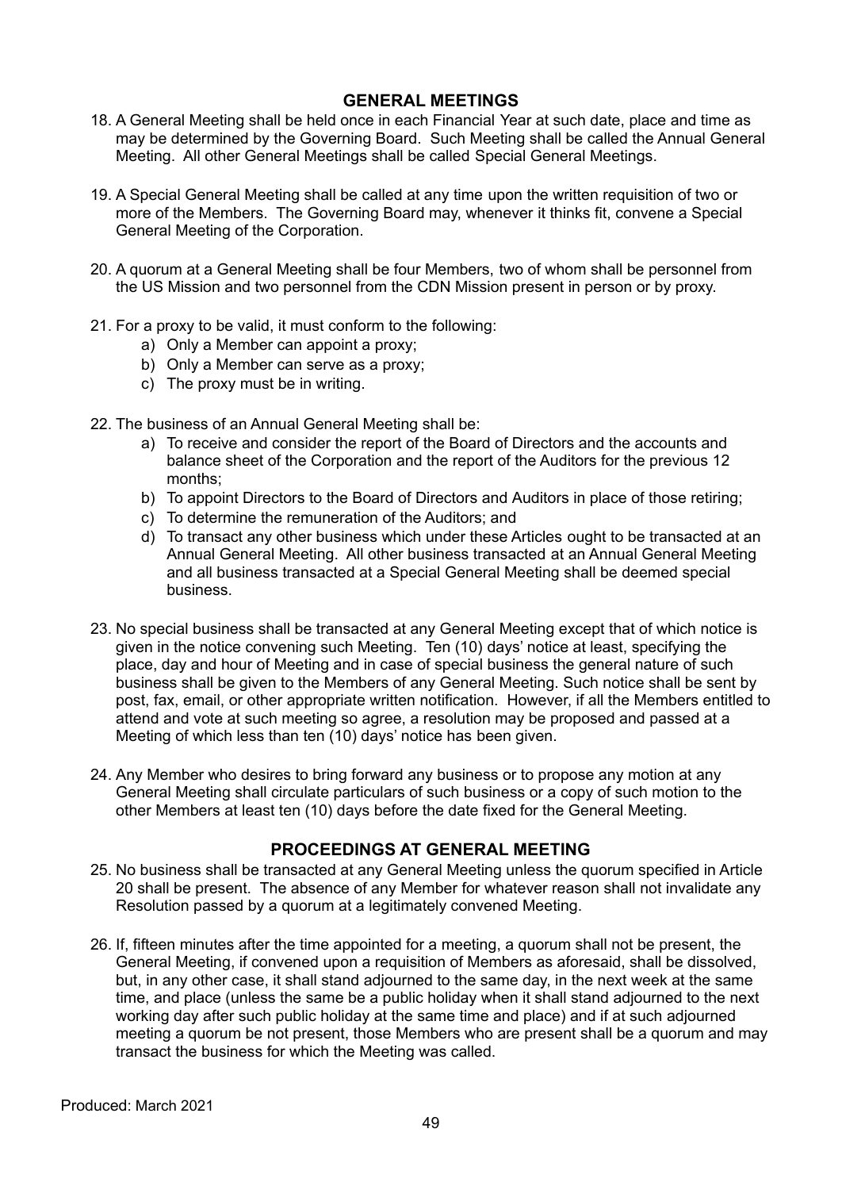## GENERAL MEETINGS

18. A General Meeting shall be held once in each Financial Year at such date, place and time as may be determined by the Governing Board. Such Meeting shall be called the Annual General Meeting. All other General Meetings shall be called Special General Meetings.

19. A Special General Meeting shall be called at any time upon the written requisition of two or more of the Members. The Governing Board may, whenever it thinks fit, convene a Special General Meeting of the Corporation.

20. A quorum at a General Meeting shall be four Members, two of whom shall be personnel from the US Mission and two personnel from the CDN Mission present in person or by proxy.

21. For a proxy to be valid, it must conform to the following:
    a) Only a Member can appoint a proxy;
    b) Only a Member can serve as a proxy;
    c) The proxy must be in writing.

22. The business of an Annual General Meeting shall be:
    a) To receive and consider the report of the Board of Directors and the accounts and balance sheet of the Corporation and the report of the Auditors for the previous 12 months;
    b) To appoint Directors to the Board of Directors and Auditors in place of those retiring;
    c) To determine the remuneration of the Auditors; and
    d) To transact any other business which under these Articles ought to be transacted at an Annual General Meeting. All other business transacted at an Annual General Meeting and all business transacted at a Special General Meeting shall be deemed special business.

23. No special business shall be transacted at any General Meeting except that of which notice is given in the notice convening such Meeting. Ten (10) days' notice at least, specifying the place, day and hour of Meeting and in case of special business the general nature of such business shall be given to the Members of any General Meeting. Such notice shall be sent by post, fax, email, or other appropriate written notification. However, if all the Members entitled to attend and vote at such meeting so agree, a resolution may be proposed and passed at a Meeting of which less than ten (10) days' notice has been given.

24. Any Member who desires to bring forward any business or to propose any motion at any General Meeting shall circulate particulars of such business or a copy of such motion to the other Members at least ten (10) days before the date fixed for the General Meeting.

## PROCEEDINGS AT GENERAL MEETING

25. No business shall be transacted at any General Meeting unless the quorum specified in Article 20 shall be present. The absence of any Member for whatever reason shall not invalidate any Resolution passed by a quorum at a legitimately convened Meeting.

26. If, fifteen minutes after the time appointed for a meeting, a quorum shall not be present, the General Meeting, if convened upon a requisition of Members as aforesaid, shall be dissolved, but, in any other case, it shall stand adjourned to the same day, in the next week at the same time, and place (unless the same be a public holiday when it shall stand adjourned to the next working day after such public holiday at the same time and place) and if at such adjourned meeting a quorum be not present, those Members who are present shall be a quorum and may transact the business for which the Meeting was called.

Produced: March 2021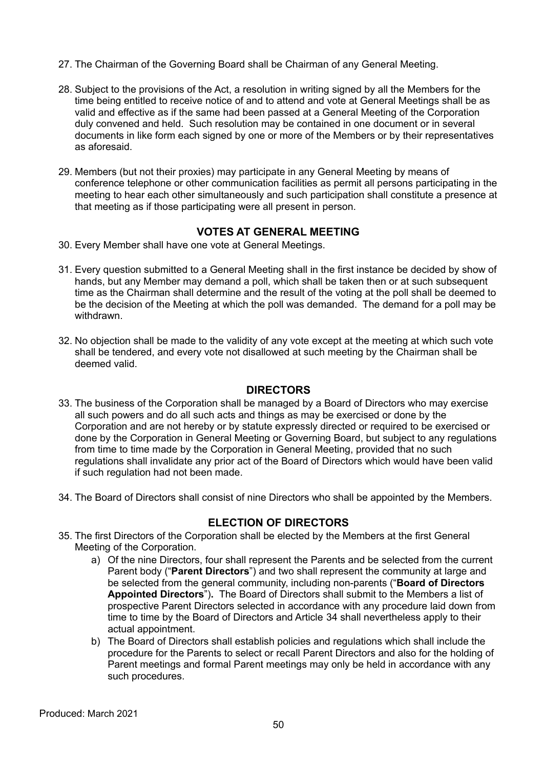27. The Chairman of the Governing Board shall be Chairman of any General Meeting.

28. Subject to the provisions of the Act, a resolution in writing signed by all the Members for the time being entitled to receive notice of and to attend and vote at General Meetings shall be as valid and effective as if the same had been passed at a General Meeting of the Corporation duly convened and held. Such resolution may be contained in one document or in several documents in like form each signed by one or more of the Members or by their representatives as aforesaid.

29. Members (but not their proxies) may participate in any General Meeting by means of conference telephone or other communication facilities as permit all persons participating in the meeting to hear each other simultaneously and such participation shall constitute a presence at that meeting as if those participating were all present in person.

## VOTES AT GENERAL MEETING

30. Every Member shall have one vote at General Meetings.

31. Every question submitted to a General Meeting shall in the first instance be decided by show of hands, but any Member may demand a poll, which shall be taken then or at such subsequent time as the Chairman shall determine and the result of the voting at the poll shall be deemed to be the decision of the Meeting at which the poll was demanded. The demand for a poll may be withdrawn.

32. No objection shall be made to the validity of any vote except at the meeting at which such vote shall be tendered, and every vote not disallowed at such meeting by the Chairman shall be deemed valid.

## DIRECTORS

33. The business of the Corporation shall be managed by a Board of Directors who may exercise all such powers and do all such acts and things as may be exercised or done by the Corporation and are not hereby or by statute expressly directed or required to be exercised or done by the Corporation in General Meeting or Governing Board, but subject to any regulations from time to time made by the Corporation in General Meeting, provided that no such regulations shall invalidate any prior act of the Board of Directors which would have been valid if such regulation had not been made.

34. The Board of Directors shall consist of nine Directors who shall be appointed by the Members.

## ELECTION OF DIRECTORS

35. The first Directors of the Corporation shall be elected by the Members at the first General Meeting of the Corporation.
    a) Of the nine Directors, four shall represent the Parents and be selected from the current Parent body ("**Parent Directors**") and two shall represent the community at large and be selected from the general community, including non-parents ("**Board of Directors Appointed Directors**"). The Board of Directors shall submit to the Members a list of prospective Parent Directors selected in accordance with any procedure laid down from time to time by the Board of Directors and Article 34 shall nevertheless apply to their actual appointment.
    b) The Board of Directors shall establish policies and regulations which shall include the procedure for the Parents to select or recall Parent Directors and also for the holding of Parent meetings and formal Parent meetings may only be held in accordance with any such procedures.

Produced: March 2021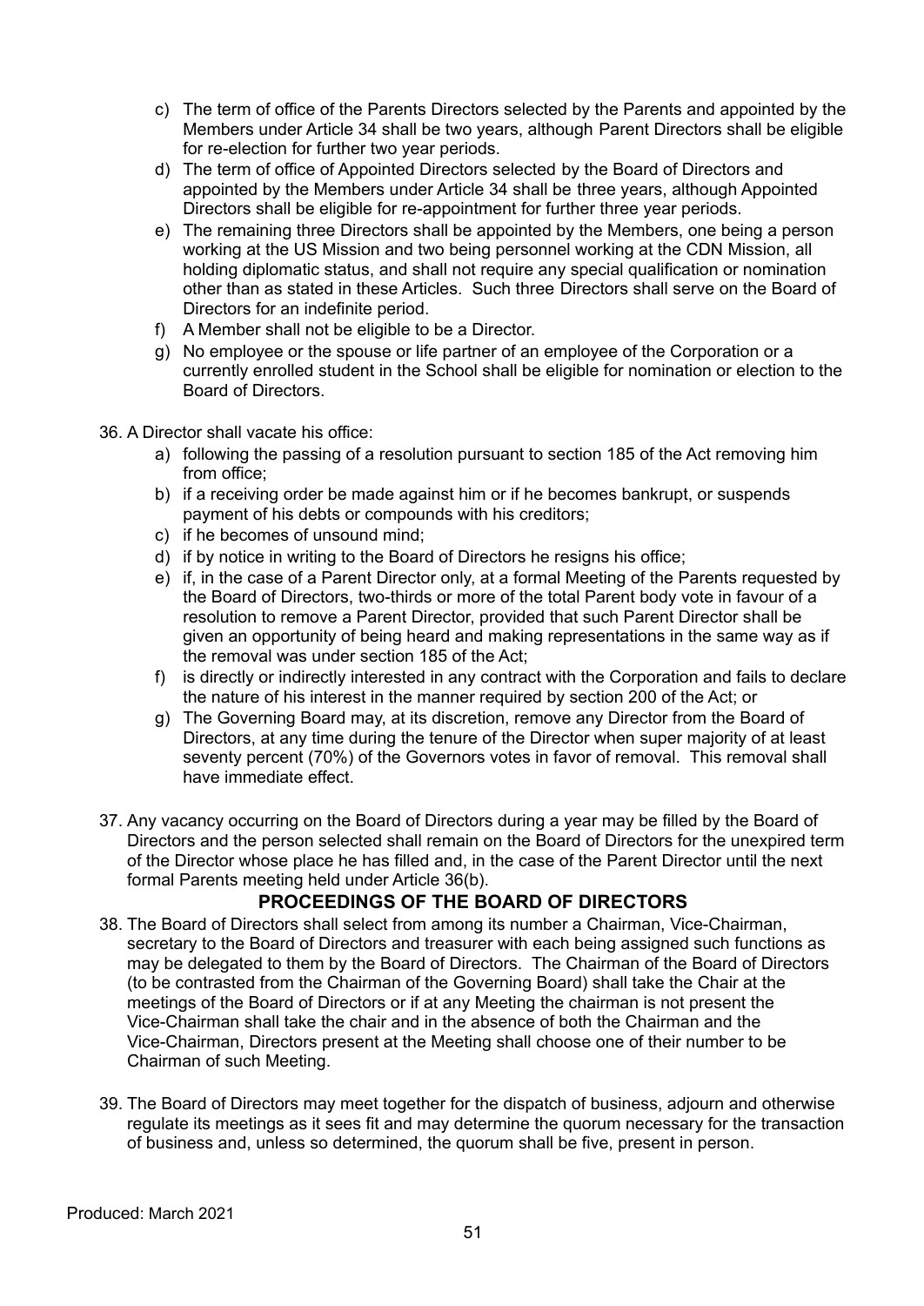c) The term of office of the Parents Directors selected by the Parents and appointed by the Members under Article 34 shall be two years, although Parent Directors shall be eligible for re-election for further two year periods.
d) The term of office of Appointed Directors selected by the Board of Directors and appointed by the Members under Article 34 shall be three years, although Appointed Directors shall be eligible for re-appointment for further three year periods.
e) The remaining three Directors shall be appointed by the Members, one being a person working at the US Mission and two being personnel working at the CDN Mission, all holding diplomatic status, and shall not require any special qualification or nomination other than as stated in these Articles. Such three Directors shall serve on the Board of Directors for an indefinite period.
f) A Member shall not be eligible to be a Director.
g) No employee or the spouse or life partner of an employee of the Corporation or a currently enrolled student in the School shall be eligible for nomination or election to the Board of Directors.

36. A Director shall vacate his office:
    a) following the passing of a resolution pursuant to section 185 of the Act removing him from office;
    b) if a receiving order be made against him or if he becomes bankrupt, or suspends payment of his debts or compounds with his creditors;
    c) if he becomes of unsound mind;
    d) if by notice in writing to the Board of Directors he resigns his office;
    e) if, in the case of a Parent Director only, at a formal Meeting of the Parents requested by the Board of Directors, two-thirds or more of the total Parent body vote in favour of a resolution to remove a Parent Director, provided that such Parent Director shall be given an opportunity of being heard and making representations in the same way as if the removal was under section 185 of the Act;
    f) is directly or indirectly interested in any contract with the Corporation and fails to declare the nature of his interest in the manner required by section 200 of the Act; or
    g) The Governing Board may, at its discretion, remove any Director from the Board of Directors, at any time during the tenure of the Director when super majority of at least seventy percent (70%) of the Governors votes in favor of removal. This removal shall have immediate effect.

37. Any vacancy occurring on the Board of Directors during a year may be filled by the Board of Directors and the person selected shall remain on the Board of Directors for the unexpired term of the Director whose place he has filled and, in the case of the Parent Director until the next formal Parents meeting held under Article 36(b).

## PROCEEDINGS OF THE BOARD OF DIRECTORS

38. The Board of Directors shall select from among its number a Chairman, Vice-Chairman, secretary to the Board of Directors and treasurer with each being assigned such functions as may be delegated to them by the Board of Directors. The Chairman of the Board of Directors (to be contrasted from the Chairman of the Governing Board) shall take the Chair at the meetings of the Board of Directors or if at any Meeting the chairman is not present the Vice-Chairman shall take the chair and in the absence of both the Chairman and the Vice-Chairman, Directors present at the Meeting shall choose one of their number to be Chairman of such Meeting.

39. The Board of Directors may meet together for the dispatch of business, adjourn and otherwise regulate its meetings as it sees fit and may determine the quorum necessary for the transaction of business and, unless so determined, the quorum shall be five, present in person.

Produced: March 2021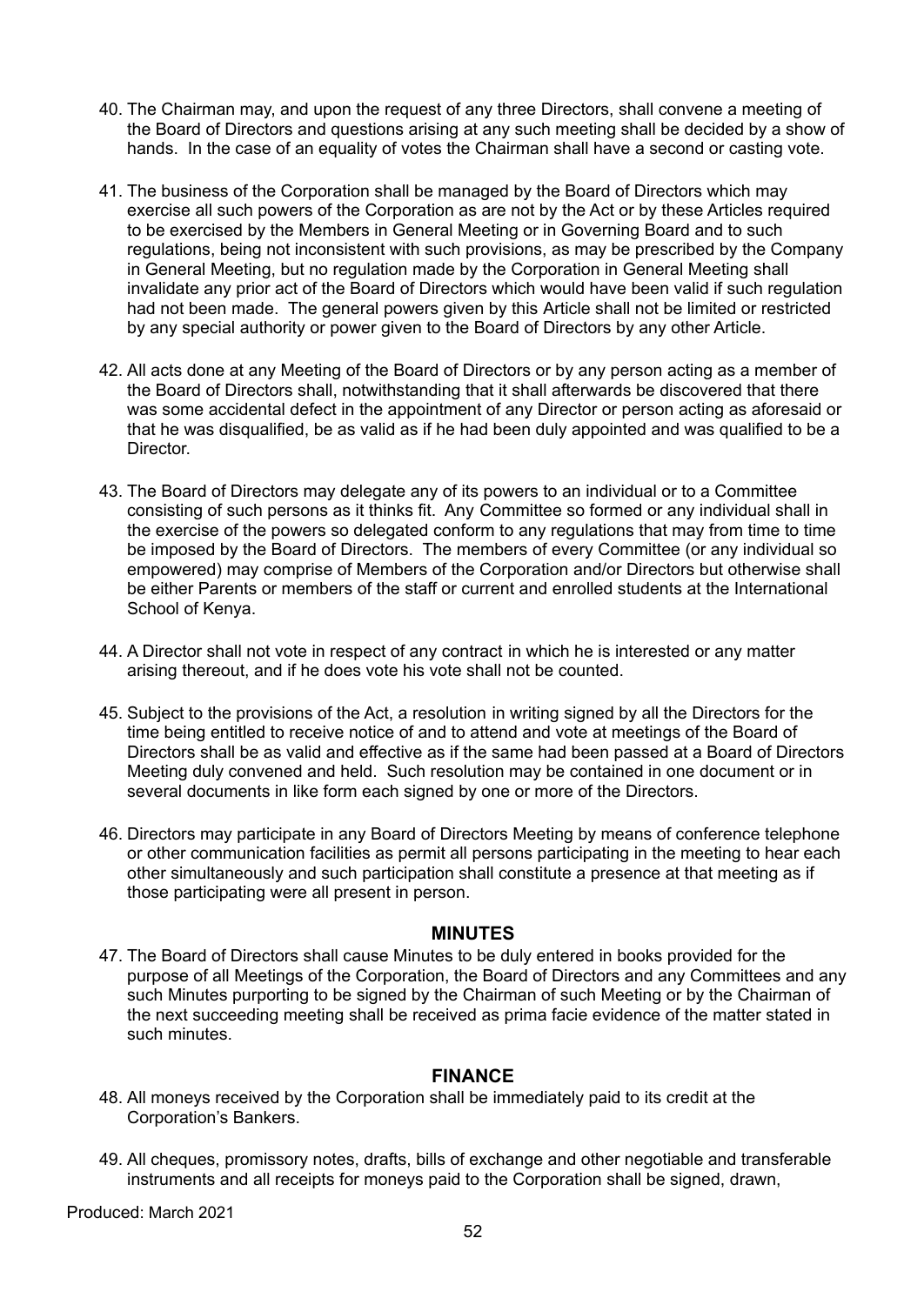40. The Chairman may, and upon the request of any three Directors, shall convene a meeting of the Board of Directors and questions arising at any such meeting shall be decided by a show of hands. In the case of an equality of votes the Chairman shall have a second or casting vote.

41. The business of the Corporation shall be managed by the Board of Directors which may exercise all such powers of the Corporation as are not by the Act or by these Articles required to be exercised by the Members in General Meeting or in Governing Board and to such regulations, being not inconsistent with such provisions, as may be prescribed by the Company in General Meeting, but no regulation made by the Corporation in General Meeting shall invalidate any prior act of the Board of Directors which would have been valid if such regulation had not been made. The general powers given by this Article shall not be limited or restricted by any special authority or power given to the Board of Directors by any other Article.

42. All acts done at any Meeting of the Board of Directors or by any person acting as a member of the Board of Directors shall, notwithstanding that it shall afterwards be discovered that there was some accidental defect in the appointment of any Director or person acting as aforesaid or that he was disqualified, be as valid as if he had been duly appointed and was qualified to be a Director.

43. The Board of Directors may delegate any of its powers to an individual or to a Committee consisting of such persons as it thinks fit. Any Committee so formed or any individual shall in the exercise of the powers so delegated conform to any regulations that may from time to time be imposed by the Board of Directors. The members of every Committee (or any individual so empowered) may comprise of Members of the Corporation and/or Directors but otherwise shall be either Parents or members of the staff or current and enrolled students at the International School of Kenya.

44. A Director shall not vote in respect of any contract in which he is interested or any matter arising thereout, and if he does vote his vote shall not be counted.

45. Subject to the provisions of the Act, a resolution in writing signed by all the Directors for the time being entitled to receive notice of and to attend and vote at meetings of the Board of Directors shall be as valid and effective as if the same had been passed at a Board of Directors Meeting duly convened and held. Such resolution may be contained in one document or in several documents in like form each signed by one or more of the Directors.

46. Directors may participate in any Board of Directors Meeting by means of conference telephone or other communication facilities as permit all persons participating in the meeting to hear each other simultaneously and such participation shall constitute a presence at that meeting as if those participating were all present in person.

## MINUTES

47. The Board of Directors shall cause Minutes to be duly entered in books provided for the purpose of all Meetings of the Corporation, the Board of Directors and any Committees and any such Minutes purporting to be signed by the Chairman of such Meeting or by the Chairman of the next succeeding meeting shall be received as prima facie evidence of the matter stated in such minutes.

## FINANCE

48. All moneys received by the Corporation shall be immediately paid to its credit at the Corporation's Bankers.

49. All cheques, promissory notes, drafts, bills of exchange and other negotiable and transferable instruments and all receipts for moneys paid to the Corporation shall be signed, drawn,

Produced: March 2021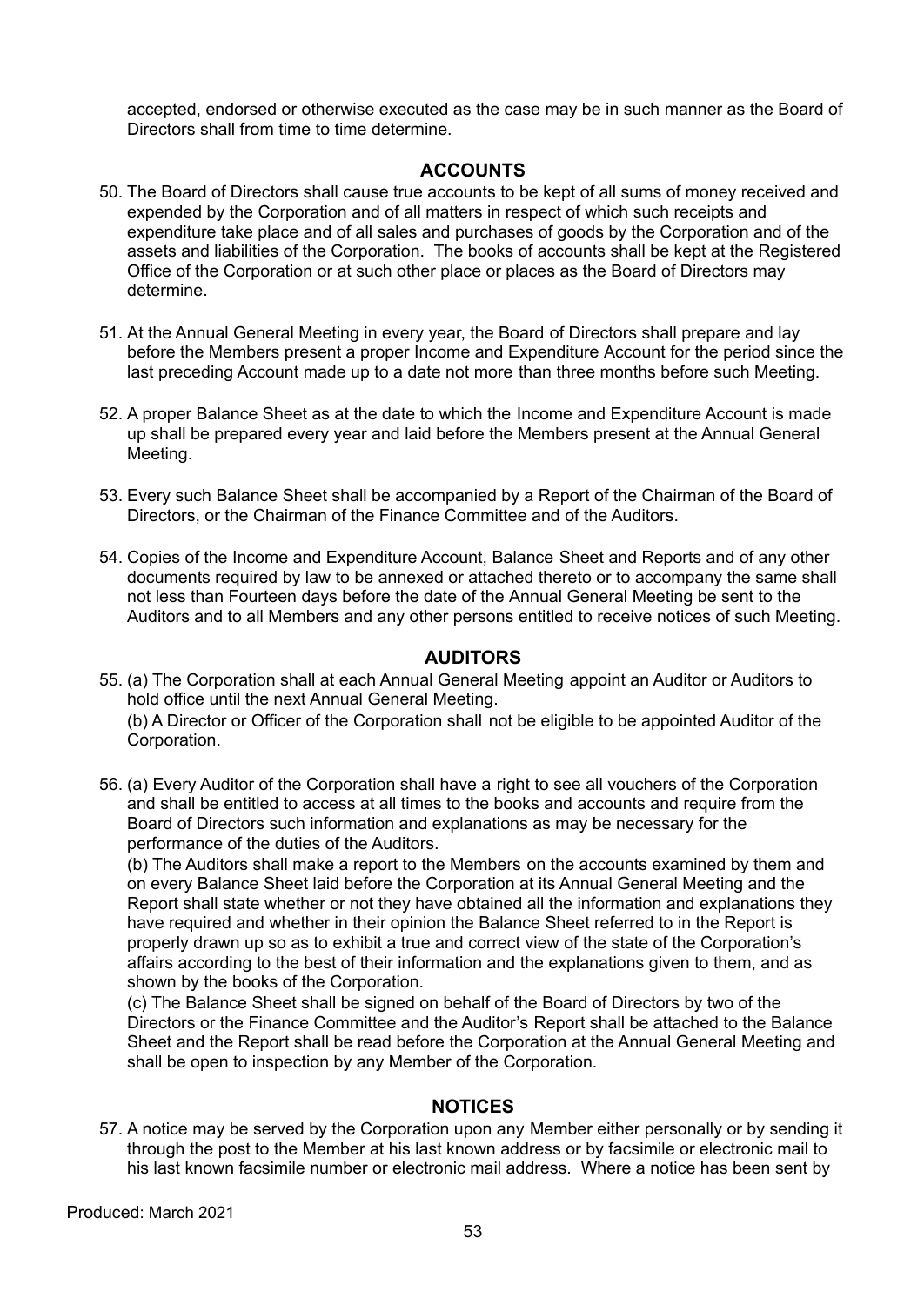accepted, endorsed or otherwise executed as the case may be in such manner as the Board of Directors shall from time to time determine.

## ACCOUNTS

50. The Board of Directors shall cause true accounts to be kept of all sums of money received and expended by the Corporation and of all matters in respect of which such receipts and expenditure take place and of all sales and purchases of goods by the Corporation and of the assets and liabilities of the Corporation. The books of accounts shall be kept at the Registered Office of the Corporation or at such other place or places as the Board of Directors may determine.

51. At the Annual General Meeting in every year, the Board of Directors shall prepare and lay before the Members present a proper Income and Expenditure Account for the period since the last preceding Account made up to a date not more than three months before such Meeting.

52. A proper Balance Sheet as at the date to which the Income and Expenditure Account is made up shall be prepared every year and laid before the Members present at the Annual General Meeting.

53. Every such Balance Sheet shall be accompanied by a Report of the Chairman of the Board of Directors, or the Chairman of the Finance Committee and of the Auditors.

54. Copies of the Income and Expenditure Account, Balance Sheet and Reports and of any other documents required by law to be annexed or attached thereto or to accompany the same shall not less than Fourteen days before the date of the Annual General Meeting be sent to the Auditors and to all Members and any other persons entitled to receive notices of such Meeting.

## AUDITORS

55. (a) The Corporation shall at each Annual General Meeting appoint an Auditor or Auditors to hold office until the next Annual General Meeting.
(b) A Director or Officer of the Corporation shall not be eligible to be appointed Auditor of the Corporation.

56. (a) Every Auditor of the Corporation shall have a right to see all vouchers of the Corporation and shall be entitled to access at all times to the books and accounts and require from the Board of Directors such information and explanations as may be necessary for the performance of the duties of the Auditors.
(b) The Auditors shall make a report to the Members on the accounts examined by them and on every Balance Sheet laid before the Corporation at its Annual General Meeting and the Report shall state whether or not they have obtained all the information and explanations they have required and whether in their opinion the Balance Sheet referred to in the Report is properly drawn up so as to exhibit a true and correct view of the state of the Corporation's affairs according to the best of their information and the explanations given to them, and as shown by the books of the Corporation.
(c) The Balance Sheet shall be signed on behalf of the Board of Directors by two of the Directors or the Finance Committee and the Auditor's Report shall be attached to the Balance Sheet and the Report shall be read before the Corporation at the Annual General Meeting and shall be open to inspection by any Member of the Corporation.

## NOTICES

57. A notice may be served by the Corporation upon any Member either personally or by sending it through the post to the Member at his last known address or by facsimile or electronic mail to his last known facsimile number or electronic mail address. Where a notice has been sent by

Produced: March 2021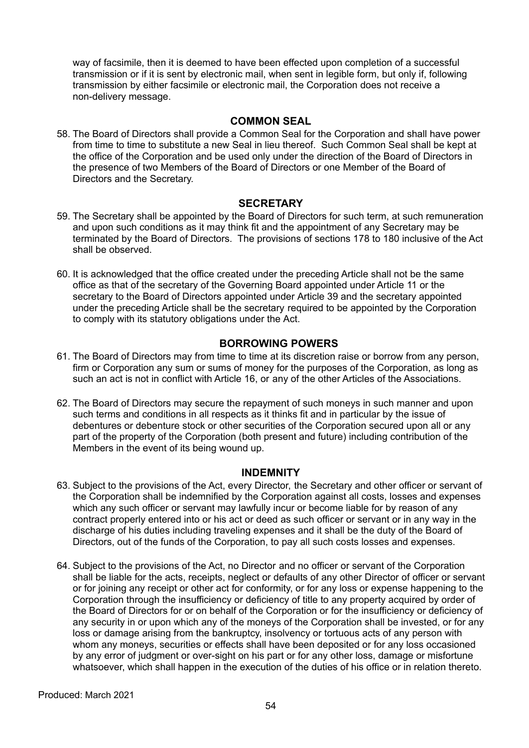way of facsimile, then it is deemed to have been effected upon completion of a successful transmission or if it is sent by electronic mail, when sent in legible form, but only if, following transmission by either facsimile or electronic mail, the Corporation does not receive a non-delivery message.

## COMMON SEAL

58. The Board of Directors shall provide a Common Seal for the Corporation and shall have power from time to time to substitute a new Seal in lieu thereof. Such Common Seal shall be kept at the office of the Corporation and be used only under the direction of the Board of Directors in the presence of two Members of the Board of Directors or one Member of the Board of Directors and the Secretary.

## SECRETARY

59. The Secretary shall be appointed by the Board of Directors for such term, at such remuneration and upon such conditions as it may think fit and the appointment of any Secretary may be terminated by the Board of Directors. The provisions of sections 178 to 180 inclusive of the Act shall be observed.

60. It is acknowledged that the office created under the preceding Article shall not be the same office as that of the secretary of the Governing Board appointed under Article 11 or the secretary to the Board of Directors appointed under Article 39 and the secretary appointed under the preceding Article shall be the secretary required to be appointed by the Corporation to comply with its statutory obligations under the Act.

## BORROWING POWERS

61. The Board of Directors may from time to time at its discretion raise or borrow from any person, firm or Corporation any sum or sums of money for the purposes of the Corporation, as long as such an act is not in conflict with Article 16, or any of the other Articles of the Associations.

62. The Board of Directors may secure the repayment of such moneys in such manner and upon such terms and conditions in all respects as it thinks fit and in particular by the issue of debentures or debenture stock or other securities of the Corporation secured upon all or any part of the property of the Corporation (both present and future) including contribution of the Members in the event of its being wound up.

## INDEMNITY

63. Subject to the provisions of the Act, every Director, the Secretary and other officer or servant of the Corporation shall be indemnified by the Corporation against all costs, losses and expenses which any such officer or servant may lawfully incur or become liable for by reason of any contract properly entered into or his act or deed as such officer or servant or in any way in the discharge of his duties including traveling expenses and it shall be the duty of the Board of Directors, out of the funds of the Corporation, to pay all such costs losses and expenses.

64. Subject to the provisions of the Act, no Director and no officer or servant of the Corporation shall be liable for the acts, receipts, neglect or defaults of any other Director of officer or servant or for joining any receipt or other act for conformity, or for any loss or expense happening to the Corporation through the insufficiency or deficiency of title to any property acquired by order of the Board of Directors for or on behalf of the Corporation or for the insufficiency or deficiency of any security in or upon which any of the moneys of the Corporation shall be invested, or for any loss or damage arising from the bankruptcy, insolvency or tortuous acts of any person with whom any moneys, securities or effects shall have been deposited or for any loss occasioned by any error of judgment or over-sight on his part or for any other loss, damage or misfortune whatsoever, which shall happen in the execution of the duties of his office or in relation thereto.

Produced: March 2021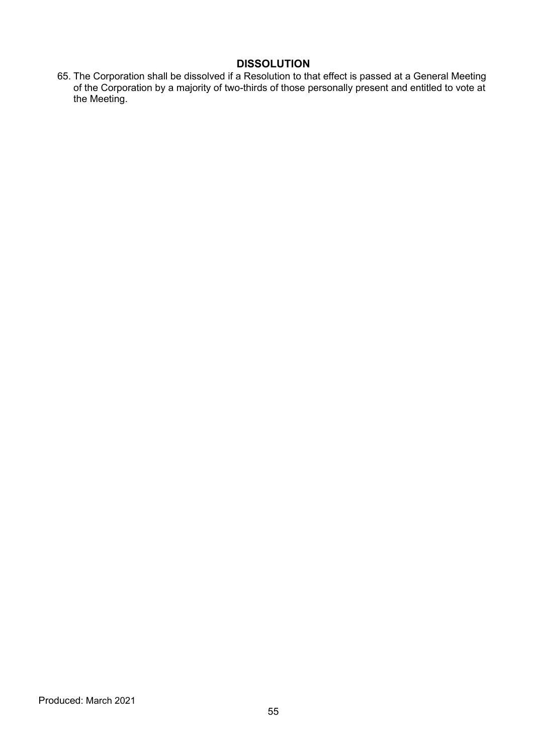## DISSOLUTION

65. The Corporation shall be dissolved if a Resolution to that effect is passed at a General Meeting of the Corporation by a majority of two-thirds of those personally present and entitled to vote at the Meeting.

Produced: March 2021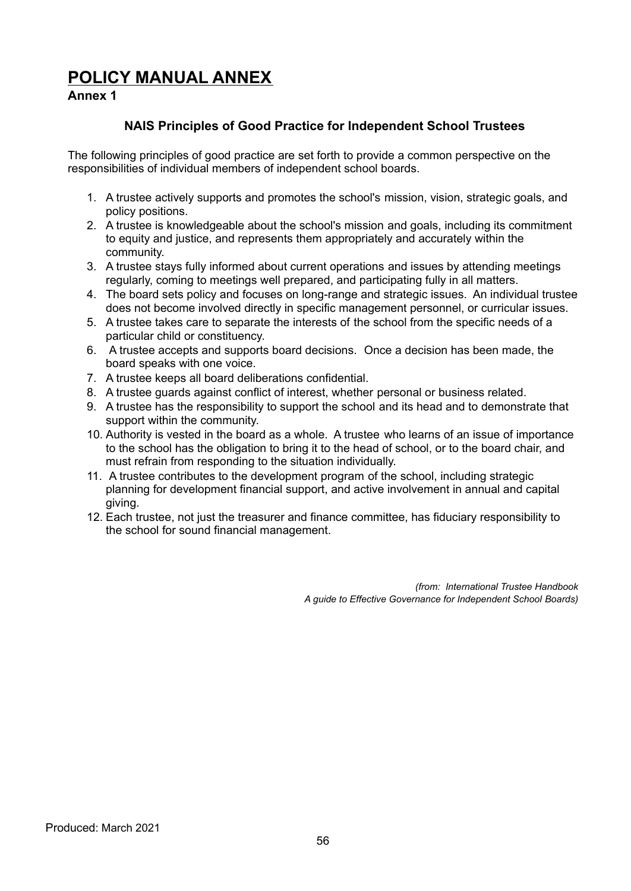# POLICY MANUAL ANNEX

**Annex 1**

### NAIS Principles of Good Practice for Independent School Trustees

The following principles of good practice are set forth to provide a common perspective on the responsibilities of individual members of independent school boards.

1. A trustee actively supports and promotes the school's mission, vision, strategic goals, and policy positions.
2. A trustee is knowledgeable about the school's mission and goals, including its commitment to equity and justice, and represents them appropriately and accurately within the community.
3. A trustee stays fully informed about current operations and issues by attending meetings regularly, coming to meetings well prepared, and participating fully in all matters.
4. The board sets policy and focuses on long-range and strategic issues. An individual trustee does not become involved directly in specific management personnel, or curricular issues.
5. A trustee takes care to separate the interests of the school from the specific needs of a particular child or constituency.
6. A trustee accepts and supports board decisions. Once a decision has been made, the board speaks with one voice.
7. A trustee keeps all board deliberations confidential.
8. A trustee guards against conflict of interest, whether personal or business related.
9. A trustee has the responsibility to support the school and its head and to demonstrate that support within the community.
10. Authority is vested in the board as a whole. A trustee who learns of an issue of importance to the school has the obligation to bring it to the head of school, or to the board chair, and must refrain from responding to the situation individually.
11. A trustee contributes to the development program of the school, including strategic planning for development financial support, and active involvement in annual and capital giving.
12. Each trustee, not just the treasurer and finance committee, has fiduciary responsibility to the school for sound financial management.

*(from: International Trustee Handbook*
*A guide to Effective Governance for Independent School Boards)*

Produced: March 2021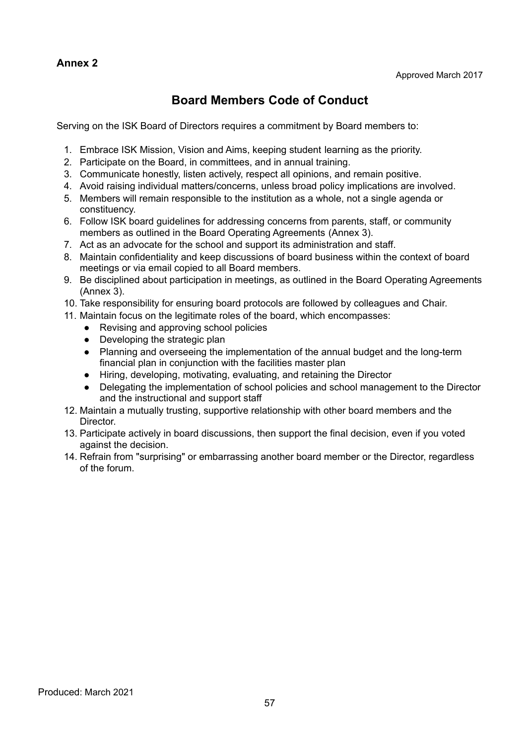**Annex 2**

Approved March 2017

## Board Members Code of Conduct

Serving on the ISK Board of Directors requires a commitment by Board members to:

1. Embrace ISK Mission, Vision and Aims, keeping student learning as the priority.
2. Participate on the Board, in committees, and in annual training.
3. Communicate honestly, listen actively, respect all opinions, and remain positive.
4. Avoid raising individual matters/concerns, unless broad policy implications are involved.
5. Members will remain responsible to the institution as a whole, not a single agenda or constituency.
6. Follow ISK board guidelines for addressing concerns from parents, staff, or community members as outlined in the Board Operating Agreements (Annex 3).
7. Act as an advocate for the school and support its administration and staff.
8. Maintain confidentiality and keep discussions of board business within the context of board meetings or via email copied to all Board members.
9. Be disciplined about participation in meetings, as outlined in the Board Operating Agreements (Annex 3).
10. Take responsibility for ensuring board protocols are followed by colleagues and Chair.
11. Maintain focus on the legitimate roles of the board, which encompasses:
    - Revising and approving school policies
    - Developing the strategic plan
    - Planning and overseeing the implementation of the annual budget and the long-term financial plan in conjunction with the facilities master plan
    - Hiring, developing, motivating, evaluating, and retaining the Director
    - Delegating the implementation of school policies and school management to the Director and the instructional and support staff
12. Maintain a mutually trusting, supportive relationship with other board members and the Director.
13. Participate actively in board discussions, then support the final decision, even if you voted against the decision.
14. Refrain from "surprising" or embarrassing another board member or the Director, regardless of the forum.

Produced: March 2021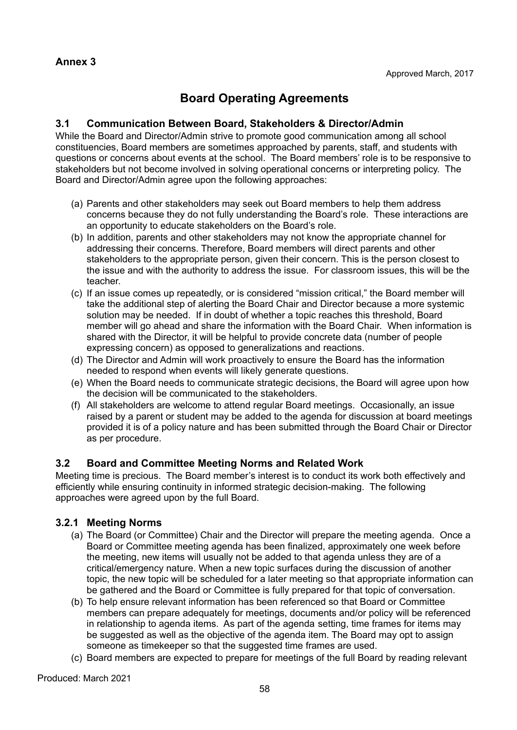**Annex 3**

Approved March, 2017

# Board Operating Agreements

## 3.1 Communication Between Board, Stakeholders & Director/Admin

While the Board and Director/Admin strive to promote good communication among all school constituencies, Board members are sometimes approached by parents, staff, and students with questions or concerns about events at the school. The Board members' role is to be responsive to stakeholders but not become involved in solving operational concerns or interpreting policy. The Board and Director/Admin agree upon the following approaches:

(a) Parents and other stakeholders may seek out Board members to help them address concerns because they do not fully understanding the Board's role. These interactions are an opportunity to educate stakeholders on the Board's role.

(b) In addition, parents and other stakeholders may not know the appropriate channel for addressing their concerns. Therefore, Board members will direct parents and other stakeholders to the appropriate person, given their concern. This is the person closest to the issue and with the authority to address the issue. For classroom issues, this will be the teacher.

(c) If an issue comes up repeatedly, or is considered "mission critical," the Board member will take the additional step of alerting the Board Chair and Director because a more systemic solution may be needed. If in doubt of whether a topic reaches this threshold, Board member will go ahead and share the information with the Board Chair. When information is shared with the Director, it will be helpful to provide concrete data (number of people expressing concern) as opposed to generalizations and reactions.

(d) The Director and Admin will work proactively to ensure the Board has the information needed to respond when events will likely generate questions.

(e) When the Board needs to communicate strategic decisions, the Board will agree upon how the decision will be communicated to the stakeholders.

(f) All stakeholders are welcome to attend regular Board meetings. Occasionally, an issue raised by a parent or student may be added to the agenda for discussion at board meetings provided it is of a policy nature and has been submitted through the Board Chair or Director as per procedure.

## 3.2 Board and Committee Meeting Norms and Related Work

Meeting time is precious. The Board member's interest is to conduct its work both effectively and efficiently while ensuring continuity in informed strategic decision-making. The following approaches were agreed upon by the full Board.

### 3.2.1 Meeting Norms

(a) The Board (or Committee) Chair and the Director will prepare the meeting agenda. Once a Board or Committee meeting agenda has been finalized, approximately one week before the meeting, new items will usually not be added to that agenda unless they are of a critical/emergency nature. When a new topic surfaces during the discussion of another topic, the new topic will be scheduled for a later meeting so that appropriate information can be gathered and the Board or Committee is fully prepared for that topic of conversation.

(b) To help ensure relevant information has been referenced so that Board or Committee members can prepare adequately for meetings, documents and/or policy will be referenced in relationship to agenda items. As part of the agenda setting, time frames for items may be suggested as well as the objective of the agenda item. The Board may opt to assign someone as timekeeper so that the suggested time frames are used.

(c) Board members are expected to prepare for meetings of the full Board by reading relevant

Produced: March 2021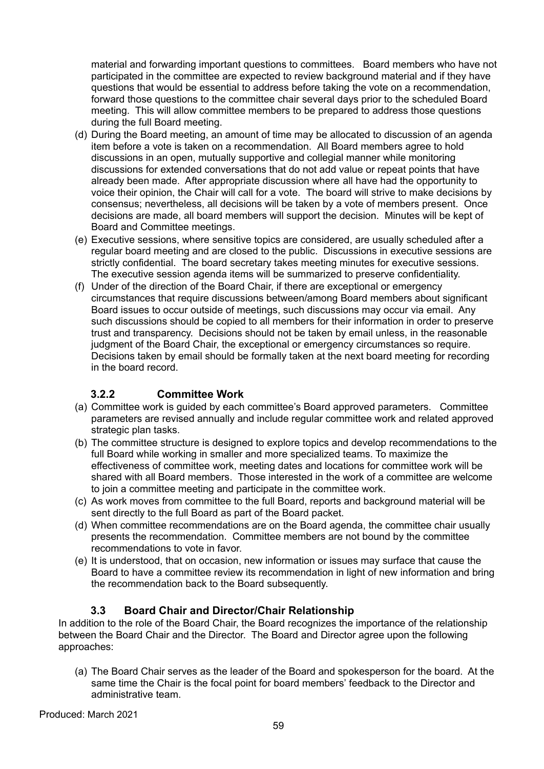material and forwarding important questions to committees. Board members who have not participated in the committee are expected to review background material and if they have questions that would be essential to address before taking the vote on a recommendation, forward those questions to the committee chair several days prior to the scheduled Board meeting. This will allow committee members to be prepared to address those questions during the full Board meeting.

(d) During the Board meeting, an amount of time may be allocated to discussion of an agenda item before a vote is taken on a recommendation. All Board members agree to hold discussions in an open, mutually supportive and collegial manner while monitoring discussions for extended conversations that do not add value or repeat points that have already been made. After appropriate discussion where all have had the opportunity to voice their opinion, the Chair will call for a vote. The board will strive to make decisions by consensus; nevertheless, all decisions will be taken by a vote of members present. Once decisions are made, all board members will support the decision. Minutes will be kept of Board and Committee meetings.

(e) Executive sessions, where sensitive topics are considered, are usually scheduled after a regular board meeting and are closed to the public. Discussions in executive sessions are strictly confidential. The board secretary takes meeting minutes for executive sessions. The executive session agenda items will be summarized to preserve confidentiality.

(f) Under of the direction of the Board Chair, if there are exceptional or emergency circumstances that require discussions between/among Board members about significant Board issues to occur outside of meetings, such discussions may occur via email. Any such discussions should be copied to all members for their information in order to preserve trust and transparency. Decisions should not be taken by email unless, in the reasonable judgment of the Board Chair, the exceptional or emergency circumstances so require. Decisions taken by email should be formally taken at the next board meeting for recording in the board record.

### 3.2.2 Committee Work

(a) Committee work is guided by each committee's Board approved parameters. Committee parameters are revised annually and include regular committee work and related approved strategic plan tasks.

(b) The committee structure is designed to explore topics and develop recommendations to the full Board while working in smaller and more specialized teams. To maximize the effectiveness of committee work, meeting dates and locations for committee work will be shared with all Board members. Those interested in the work of a committee are welcome to join a committee meeting and participate in the committee work.

(c) As work moves from committee to the full Board, reports and background material will be sent directly to the full Board as part of the Board packet.

(d) When committee recommendations are on the Board agenda, the committee chair usually presents the recommendation. Committee members are not bound by the committee recommendations to vote in favor.

(e) It is understood, that on occasion, new information or issues may surface that cause the Board to have a committee review its recommendation in light of new information and bring the recommendation back to the Board subsequently.

## 3.3 Board Chair and Director/Chair Relationship

In addition to the role of the Board Chair, the Board recognizes the importance of the relationship between the Board Chair and the Director. The Board and Director agree upon the following approaches:

(a) The Board Chair serves as the leader of the Board and spokesperson for the board. At the same time the Chair is the focal point for board members' feedback to the Director and administrative team.

Produced: March 2021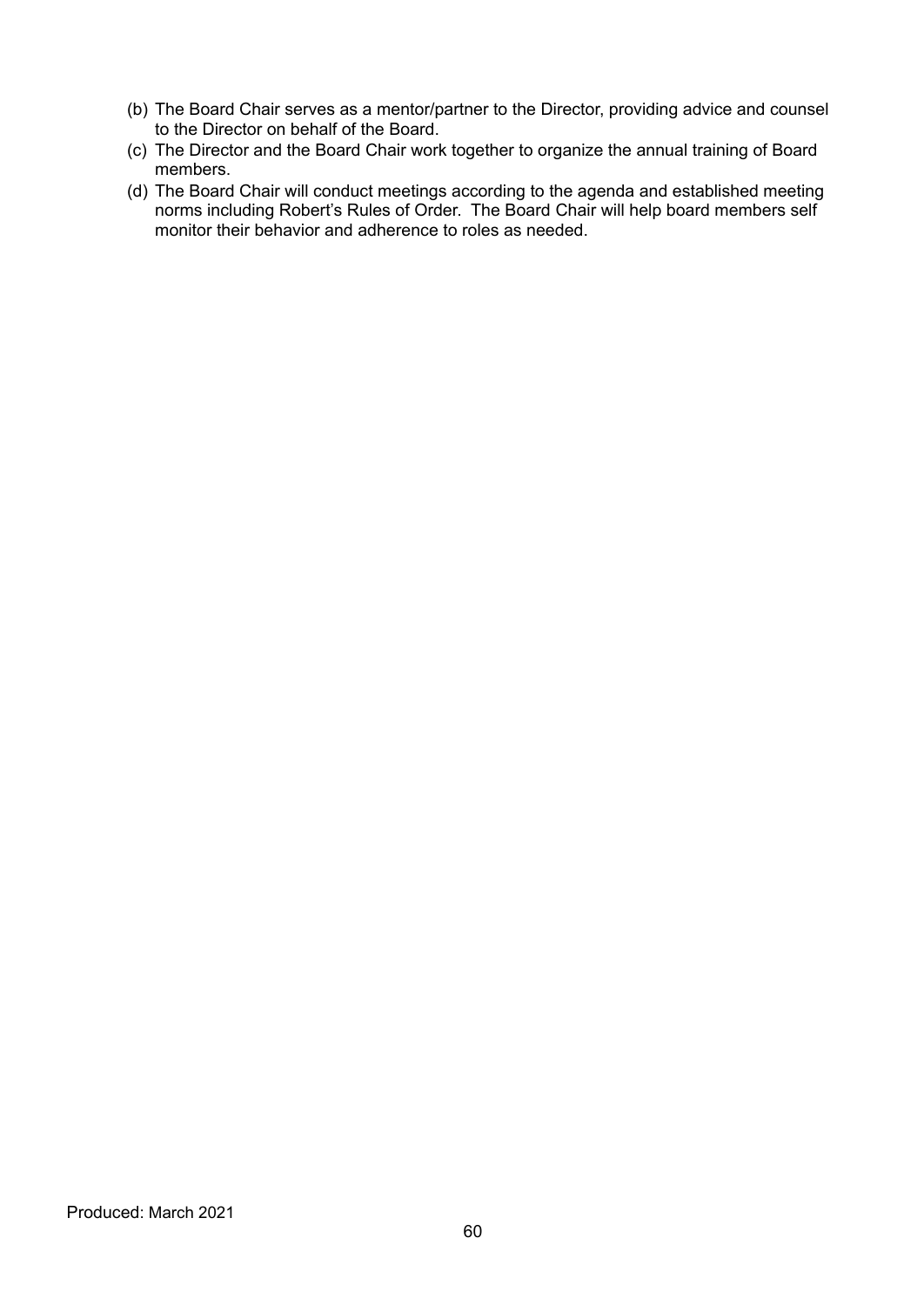(b) The Board Chair serves as a mentor/partner to the Director, providing advice and counsel to the Director on behalf of the Board.

(c) The Director and the Board Chair work together to organize the annual training of Board members.

(d) The Board Chair will conduct meetings according to the agenda and established meeting norms including Robert's Rules of Order.  The Board Chair will help board members self monitor their behavior and adherence to roles as needed.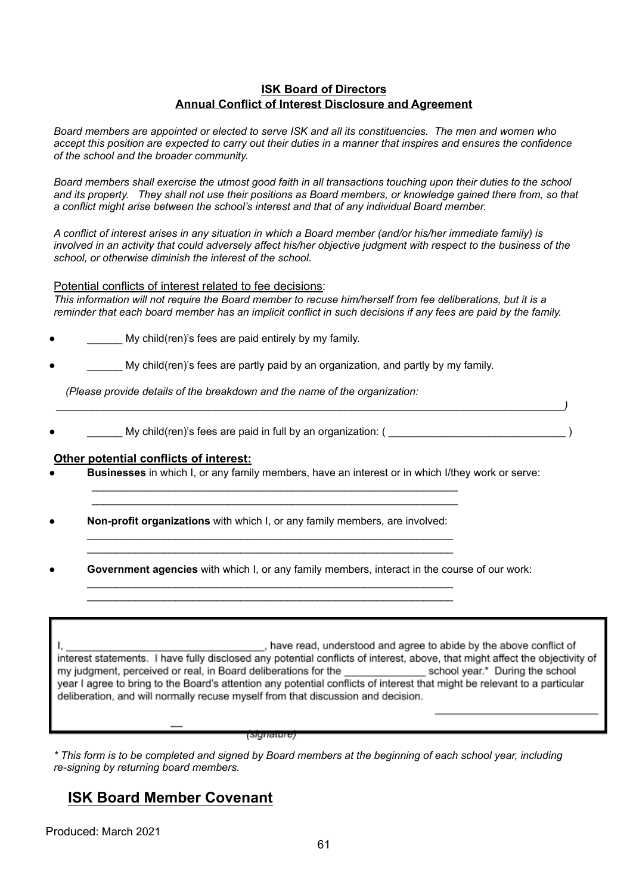**ISK Board of Directors**
**Annual Conflict of Interest Disclosure and Agreement**

*Board members are appointed or elected to serve ISK and all its constituencies. The men and women who accept this position are expected to carry out their duties in a manner that inspires and ensures the confidence of the school and the broader community.*

*Board members shall exercise the utmost good faith in all transactions touching upon their duties to the school and its property. They shall not use their positions as Board members, or knowledge gained there from, so that a conflict might arise between the school's interest and that of any individual Board member.*

*A conflict of interest arises in any situation in which a Board member (and/or his/her immediate family) is involved in an activity that could adversely affect his/her objective judgment with respect to the business of the school, or otherwise diminish the interest of the school.*

Potential conflicts of interest related to fee decisions:
*This information will not require the Board member to recuse him/herself from fee deliberations, but it is a reminder that each board member has an implicit conflict in such decisions if any fees are paid by the family.*

- ______ My child(ren)'s fees are paid entirely by my family.
- ______ My child(ren)'s fees are partly paid by an organization, and partly by my family.

  *(Please provide details of the breakdown and the name of the organization:*
  *________________________________________________________________________________)*

- ______ My child(ren)'s fees are paid in full by an organization: ( ____________________________ )

**Other potential conflicts of interest:**

- **Businesses** in which I, or any family members, have an interest or in which I/they work or serve:
  ____________________________________________________________
  ____________________________________________________________
- **Non-profit organizations** with which I, or any family members, are involved:
  ____________________________________________________________
  ____________________________________________________________
- **Government agencies** with which I, or any family members, interact in the course of our work:
  ____________________________________________________________
  ____________________________________________________________

I, ________________________________, have read, understood and agree to abide by the above conflict of interest statements. I have fully disclosed any potential conflicts of interest, above, that might affect the objectivity of my judgment, perceived or real, in Board deliberations for the ______________ school year.* During the school year I agree to bring to the Board's attention any potential conflicts of interest that might be relevant to a particular deliberation, and will normally recuse myself from that discussion and decision.

____________________________
(signature)

*\* This form is to be completed and signed by Board members at the beginning of each school year, including re-signing by returning board members.*

## ISK Board Member Covenant

Produced: March 2021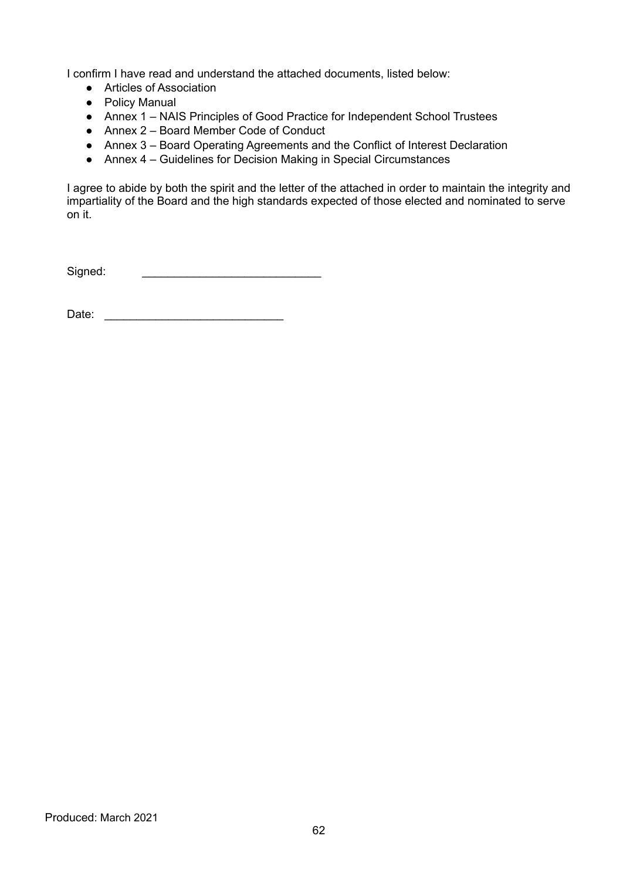I confirm I have read and understand the attached documents, listed below:

- Articles of Association
- Policy Manual
- Annex 1 – NAIS Principles of Good Practice for Independent School Trustees
- Annex 2 – Board Member Code of Conduct
- Annex 3 – Board Operating Agreements and the Conflict of Interest Declaration
- Annex 4 – Guidelines for Decision Making in Special Circumstances

I agree to abide by both the spirit and the letter of the attached in order to maintain the integrity and impartiality of the Board and the high standards expected of those elected and nominated to serve on it.

Signed: ____________________________

Date: ____________________________

Produced: March 2021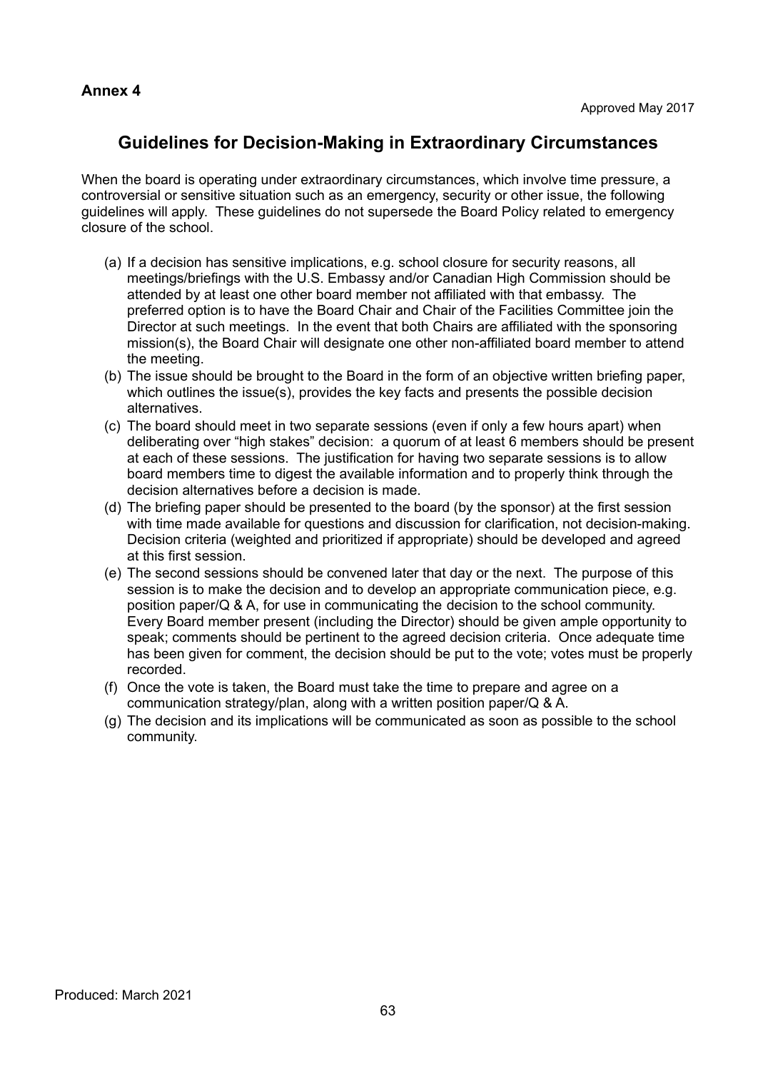**Annex 4**

Approved May 2017

## Guidelines for Decision-Making in Extraordinary Circumstances

When the board is operating under extraordinary circumstances, which involve time pressure, a controversial or sensitive situation such as an emergency, security or other issue, the following guidelines will apply. These guidelines do not supersede the Board Policy related to emergency closure of the school.

(a) If a decision has sensitive implications, e.g. school closure for security reasons, all meetings/briefings with the U.S. Embassy and/or Canadian High Commission should be attended by at least one other board member not affiliated with that embassy. The preferred option is to have the Board Chair and Chair of the Facilities Committee join the Director at such meetings. In the event that both Chairs are affiliated with the sponsoring mission(s), the Board Chair will designate one other non-affiliated board member to attend the meeting.

(b) The issue should be brought to the Board in the form of an objective written briefing paper, which outlines the issue(s), provides the key facts and presents the possible decision alternatives.

(c) The board should meet in two separate sessions (even if only a few hours apart) when deliberating over "high stakes" decision: a quorum of at least 6 members should be present at each of these sessions. The justification for having two separate sessions is to allow board members time to digest the available information and to properly think through the decision alternatives before a decision is made.

(d) The briefing paper should be presented to the board (by the sponsor) at the first session with time made available for questions and discussion for clarification, not decision-making. Decision criteria (weighted and prioritized if appropriate) should be developed and agreed at this first session.

(e) The second sessions should be convened later that day or the next. The purpose of this session is to make the decision and to develop an appropriate communication piece, e.g. position paper/Q & A, for use in communicating the decision to the school community. Every Board member present (including the Director) should be given ample opportunity to speak; comments should be pertinent to the agreed decision criteria. Once adequate time has been given for comment, the decision should be put to the vote; votes must be properly recorded.

(f) Once the vote is taken, the Board must take the time to prepare and agree on a communication strategy/plan, along with a written position paper/Q & A.

(g) The decision and its implications will be communicated as soon as possible to the school community.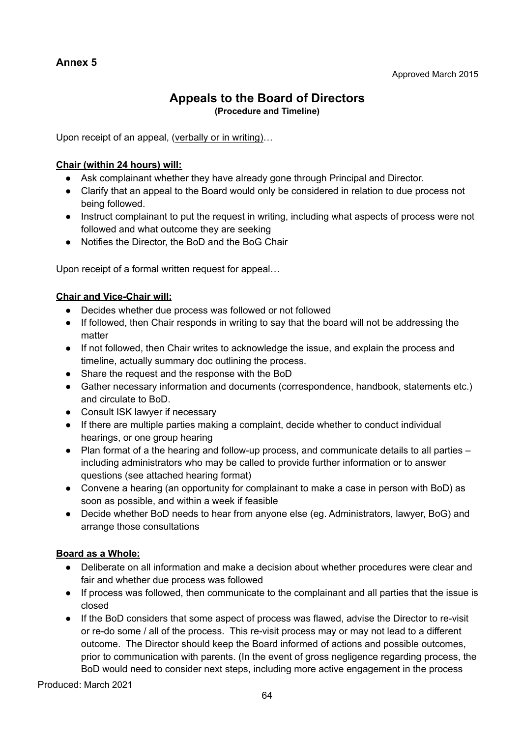**Annex 5**

Approved March 2015

## Appeals to the Board of Directors

**(Procedure and Timeline)**

Upon receipt of an appeal, (verbally or in writing)…

**Chair (within 24 hours) will:**

- Ask complainant whether they have already gone through Principal and Director.
- Clarify that an appeal to the Board would only be considered in relation to due process not being followed.
- Instruct complainant to put the request in writing, including what aspects of process were not followed and what outcome they are seeking
- Notifies the Director, the BoD and the BoG Chair

Upon receipt of a formal written request for appeal…

**Chair and Vice-Chair will:**

- Decides whether due process was followed or not followed
- If followed, then Chair responds in writing to say that the board will not be addressing the matter
- If not followed, then Chair writes to acknowledge the issue, and explain the process and timeline, actually summary doc outlining the process.
- Share the request and the response with the BoD
- Gather necessary information and documents (correspondence, handbook, statements etc.) and circulate to BoD.
- Consult ISK lawyer if necessary
- If there are multiple parties making a complaint, decide whether to conduct individual hearings, or one group hearing
- Plan format of a the hearing and follow-up process, and communicate details to all parties – including administrators who may be called to provide further information or to answer questions (see attached hearing format)
- Convene a hearing (an opportunity for complainant to make a case in person with BoD) as soon as possible, and within a week if feasible
- Decide whether BoD needs to hear from anyone else (eg. Administrators, lawyer, BoG) and arrange those consultations

**Board as a Whole:**

- Deliberate on all information and make a decision about whether procedures were clear and fair and whether due process was followed
- If process was followed, then communicate to the complainant and all parties that the issue is closed
- If the BoD considers that some aspect of process was flawed, advise the Director to re-visit or re-do some / all of the process. This re-visit process may or may not lead to a different outcome. The Director should keep the Board informed of actions and possible outcomes, prior to communication with parents. (In the event of gross negligence regarding process, the BoD would need to consider next steps, including more active engagement in the process

Produced: March 2021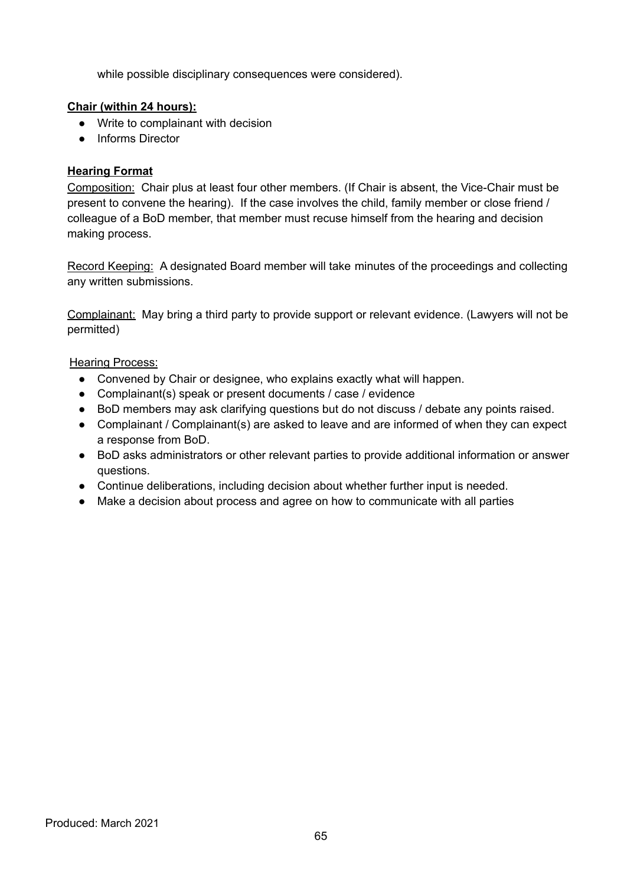while possible disciplinary consequences were considered).

**Chair (within 24 hours):**

- Write to complainant with decision
- Informs Director

**Hearing Format**

Composition: Chair plus at least four other members. (If Chair is absent, the Vice-Chair must be present to convene the hearing). If the case involves the child, family member or close friend / colleague of a BoD member, that member must recuse himself from the hearing and decision making process.

Record Keeping: A designated Board member will take minutes of the proceedings and collecting any written submissions.

Complainant: May bring a third party to provide support or relevant evidence. (Lawyers will not be permitted)

Hearing Process:

- Convened by Chair or designee, who explains exactly what will happen.
- Complainant(s) speak or present documents / case / evidence
- BoD members may ask clarifying questions but do not discuss / debate any points raised.
- Complainant / Complainant(s) are asked to leave and are informed of when they can expect a response from BoD.
- BoD asks administrators or other relevant parties to provide additional information or answer questions.
- Continue deliberations, including decision about whether further input is needed.
- Make a decision about process and agree on how to communicate with all parties

Produced: March 2021